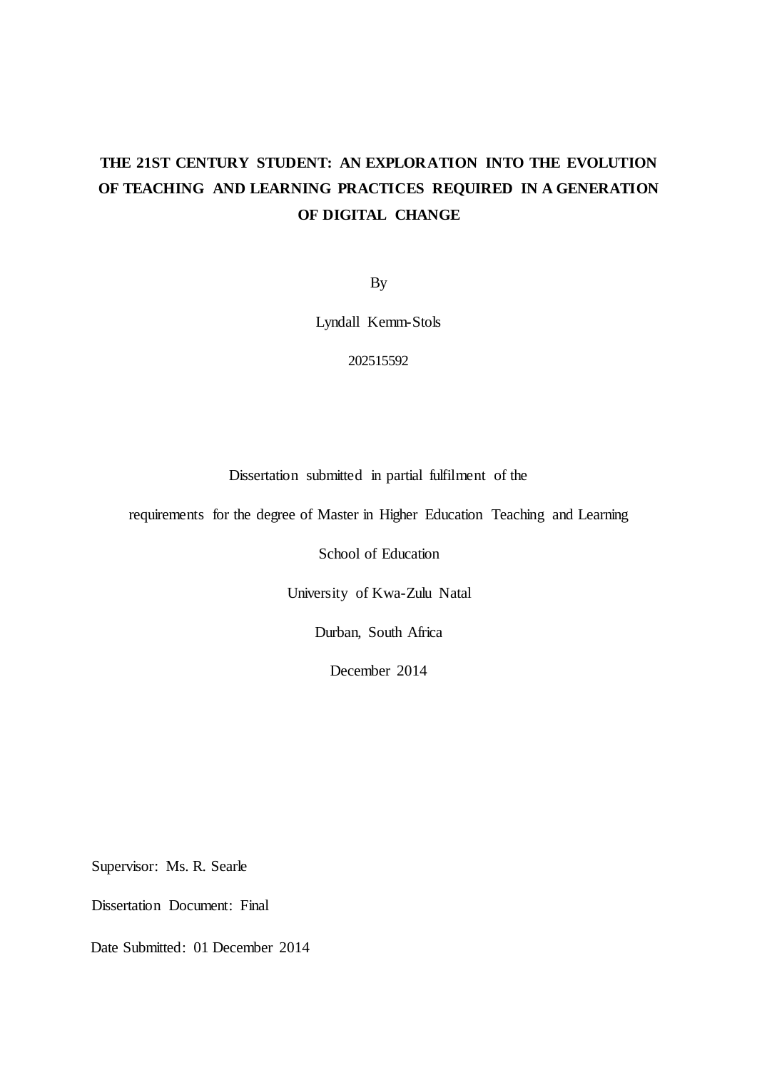# THE 21ST CENTURY STUDENT: AN EXPLORATION INTO THE EVOLUTION OF TEACHING AND LEARNING PRACTICES REQUIRED IN A GENERATION OF DIGITAL CHANGE

By

Lyndall Kemm-Stols

202515592

Dissertation submitted in partial fulfilment of the

requirements for the degree of Master in Higher Education Teaching and Learning

School of Education

University of Kwa-Zulu Natal

Durban, South Africa

December 2014

Supervisor: Ms. R. Searle

Dissertation Document: Final

Date Submitted: 01 December 2014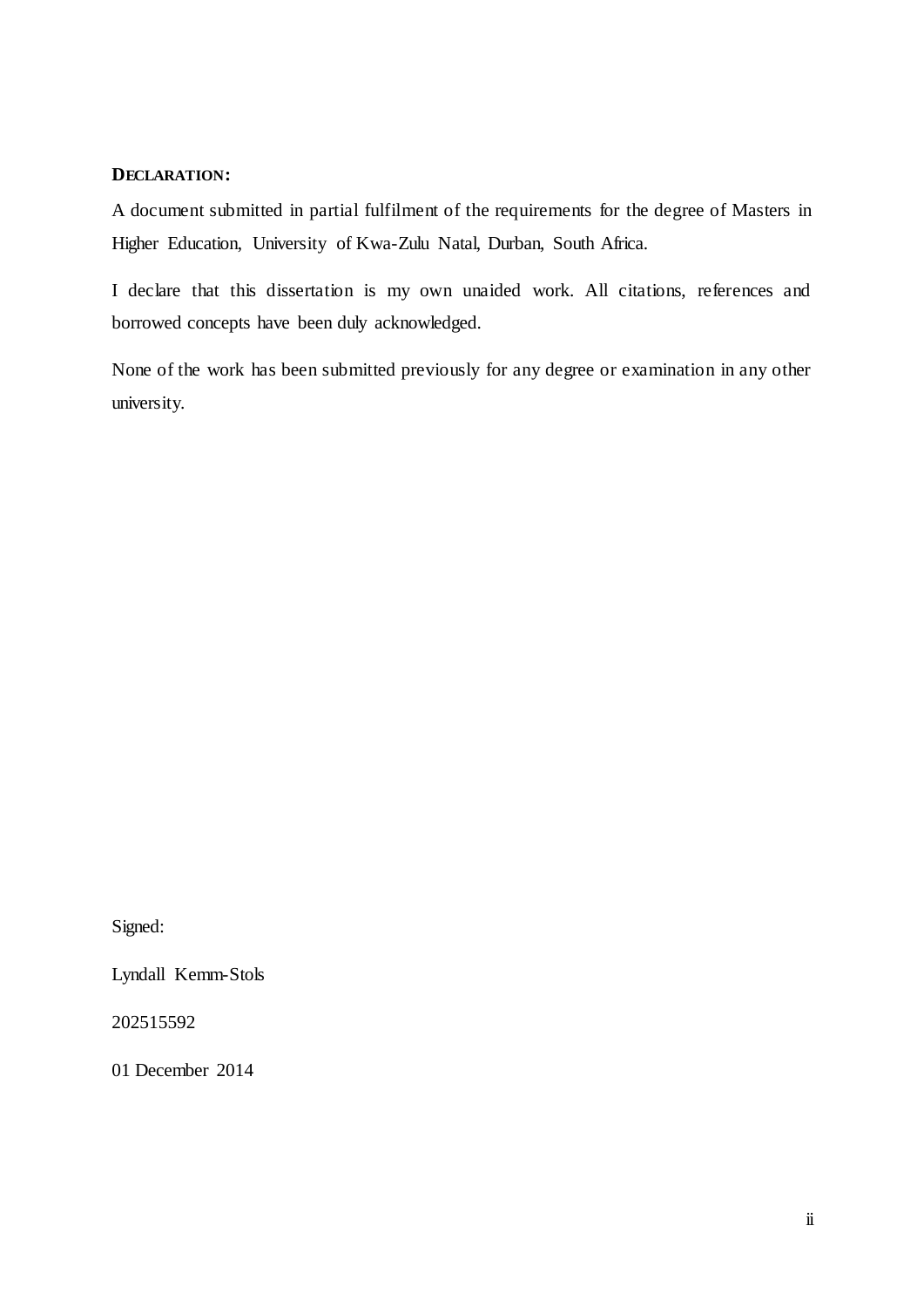**DECLARATION:**

A document submitted in partial fulfilment of the requirements for the degree of Masters in Higher Education, University of Kwa-Zulu Natal, Durban, South Africa.

I declare that this dissertation is my own unaided work. All citations, references and borrowed concepts have been duly acknowledged.

None of the work has been submitted previously for any degree or examination in any other university.

Signed:

Lyndall Kemm-Stols

202515592

01 December 2014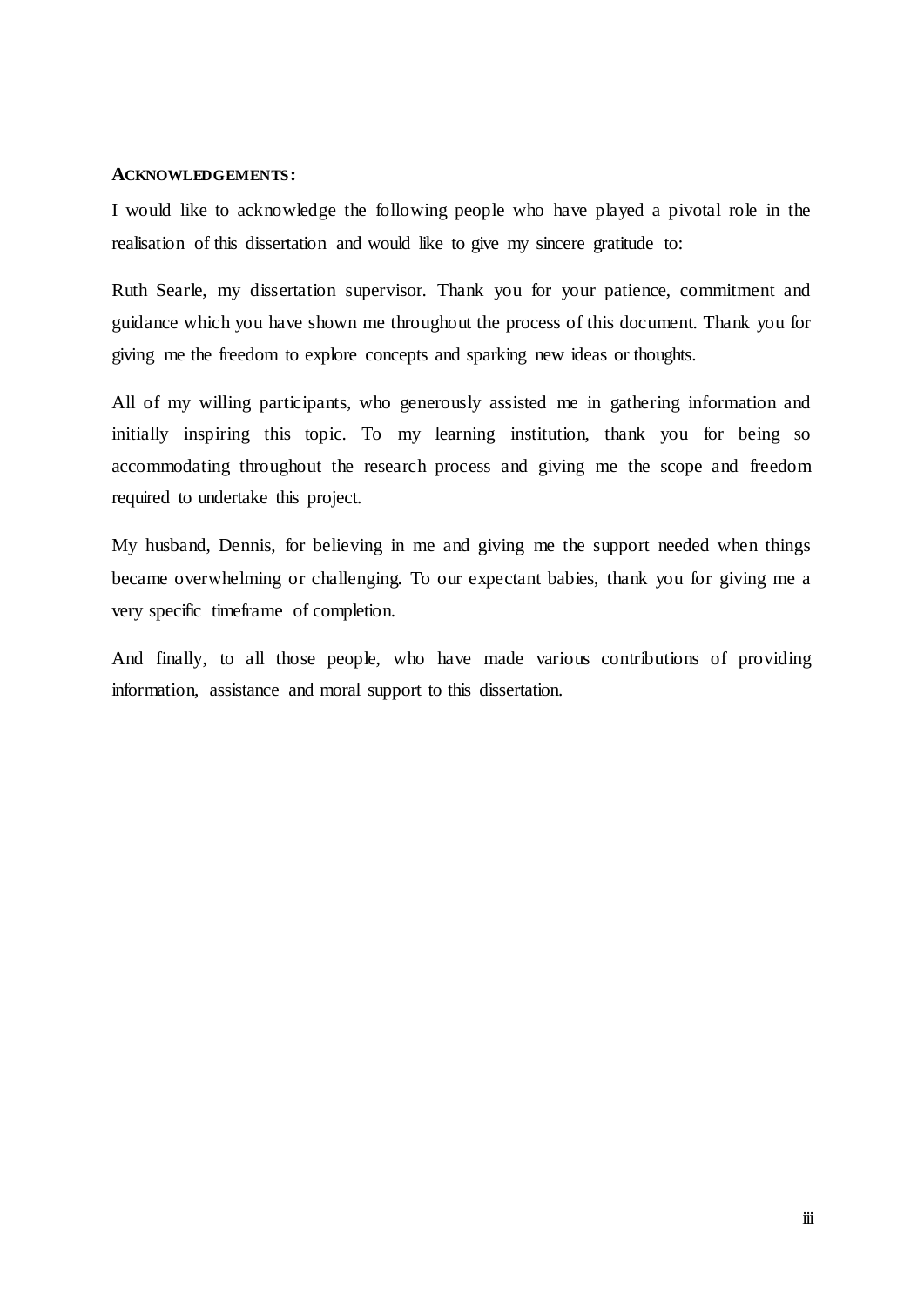**ACKNOWLEDGEMENTS:**

I would like to acknowledge the following people who have played a pivotal role in the realisation of this dissertation and would like to give my sincere gratitude to:

Ruth Searle, my dissertation supervisor. Thank you for your patience, commitment and guidance which you have shown me throughout the process of this document. Thank you for giving me the freedom to explore concepts and sparking new ideas or thoughts.

All of my willing participants, who generously assisted me in gathering information and initially inspiring this topic. To my learning institution, thank you for being so accommodating throughout the research process and giving me the scope and freedom required to undertake this project.

My husband, Dennis, for believing in me and giving me the support needed when things became overwhelming or challenging. To our expectant babies, thank you for giving me a very specific timeframe of completion.

And finally, to all those people, who have made various contributions of providing information, assistance and moral support to this dissertation.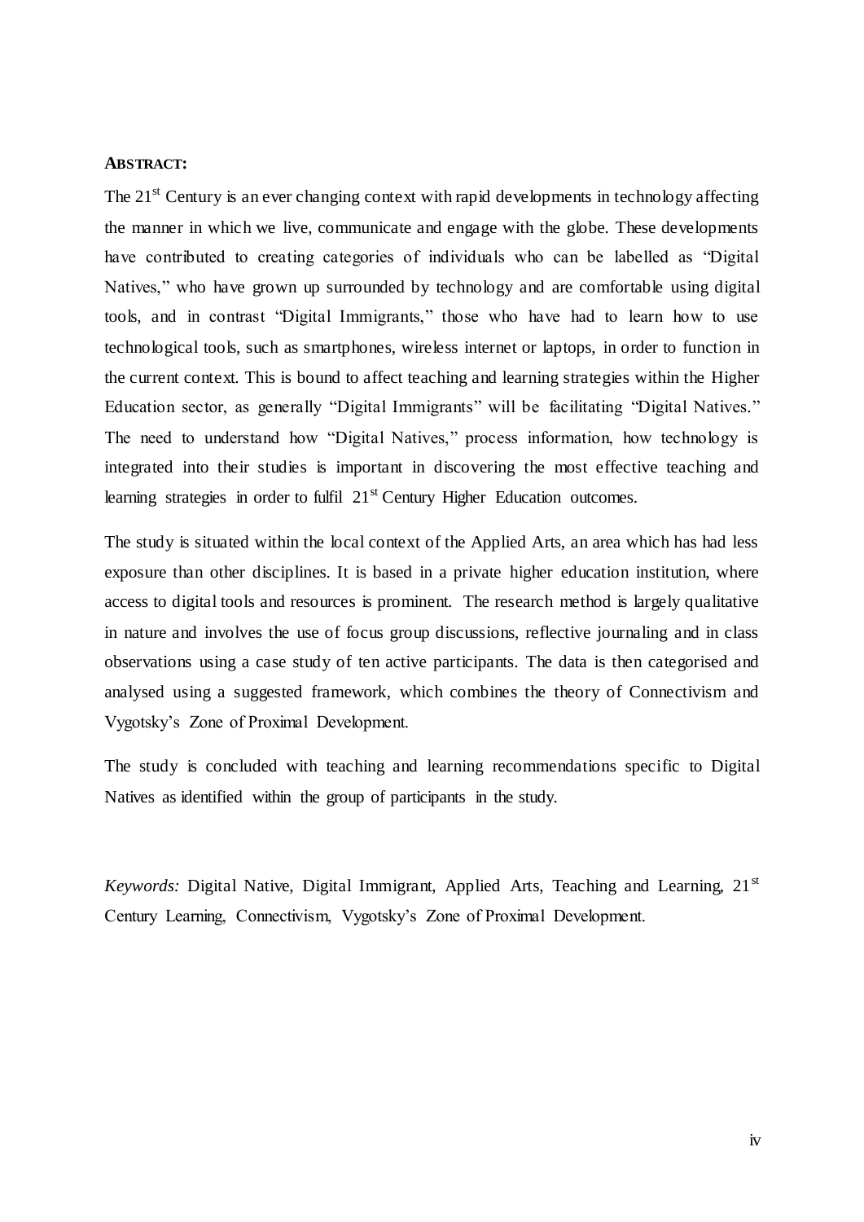**ABSTRACT:**

The 21st Century is an ever changing context with rapid developments in technology affecting the manner in which we live, communicate and engage with the globe. These developments have contributed to creating categories of individuals who can be labelled as "Digital Natives," who have grown up surrounded by technology and are comfortable using digital tools, and in contrast "Digital Immigrants," those who have had to learn how to use technological tools, such as smartphones, wireless internet or laptops, in order to function in the current context. This is bound to affect teaching and learning strategies within the Higher Education sector, as generally "Digital Immigrants" will be facilitating "Digital Natives." The need to understand how "Digital Natives," process information, how technology is integrated into their studies is important in discovering the most effective teaching and learning strategies in order to fulfil 21st Century Higher Education outcomes.

The study is situated within the local context of the Applied Arts, an area which has had less exposure than other disciplines. It is based in a private higher education institution, where access to digital tools and resources is prominent. The research method is largely qualitative in nature and involves the use of focus group discussions, reflective journaling and in class observations using a case study of ten active participants. The data is then categorised and analysed using a suggested framework, which combines the theory of Connectivism and Vygotsky's Zone of Proximal Development.

The study is concluded with teaching and learning recommendations specific to Digital Natives as identified within the group of participants in the study.

*Keywords:* Digital Native, Digital Immigrant, Applied Arts, Teaching and Learning, 21st Century Learning, Connectivism, Vygotsky's Zone of Proximal Development.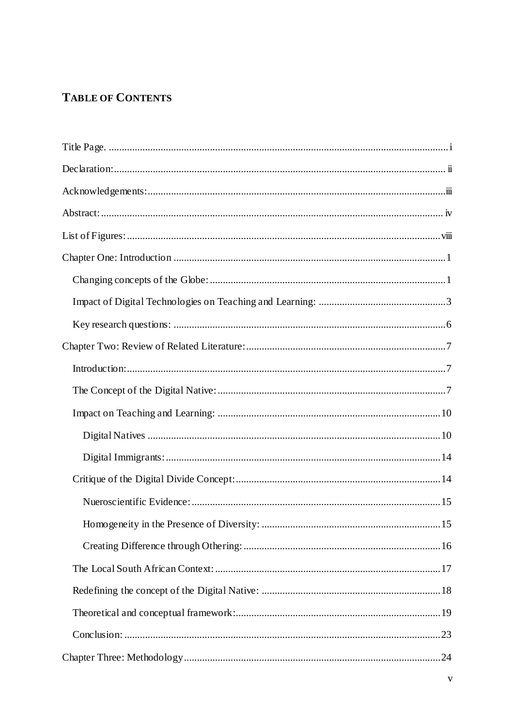# TABLE OF CONTENTS

Title Page. .................................................................................................................................... i

Declaration: ................................................................................................................................ ii

Acknowledgements: ..................................................................................................................iii

Abstract: .................................................................................................................................... iv

List of Figures: ........................................................................................................................viii

Chapter One: Introduction ......................................................................................................... 1

- Changing concepts of the Globe: ........................................................................................... 1
- Impact of Digital Technologies on Teaching and Learning: ................................................. 3
- Key research questions: ......................................................................................................... 6

Chapter Two: Review of Related Literature: ............................................................................. 7

- Introduction: .......................................................................................................................... 7
- The Concept of the Digital Native: ........................................................................................ 7
- Impact on Teaching and Learning: ...................................................................................... 10
  - Digital Natives ................................................................................................................. 10
  - Digital Immigrants: .......................................................................................................... 14
- Critique of the Digital Divide Concept: ............................................................................... 14
  - Nueroscientific Evidence: ................................................................................................ 15
  - Homogeneity in the Presence of Diversity: ..................................................................... 15
  - Creating Difference through Othering: ............................................................................ 16
- The Local South African Context: ....................................................................................... 17
- Redefining the concept of the Digital Native: ..................................................................... 18
- Theoretical and conceptual framework: ............................................................................... 19
- Conclusion: .......................................................................................................................... 23

Chapter Three: Methodology .................................................................................................. 24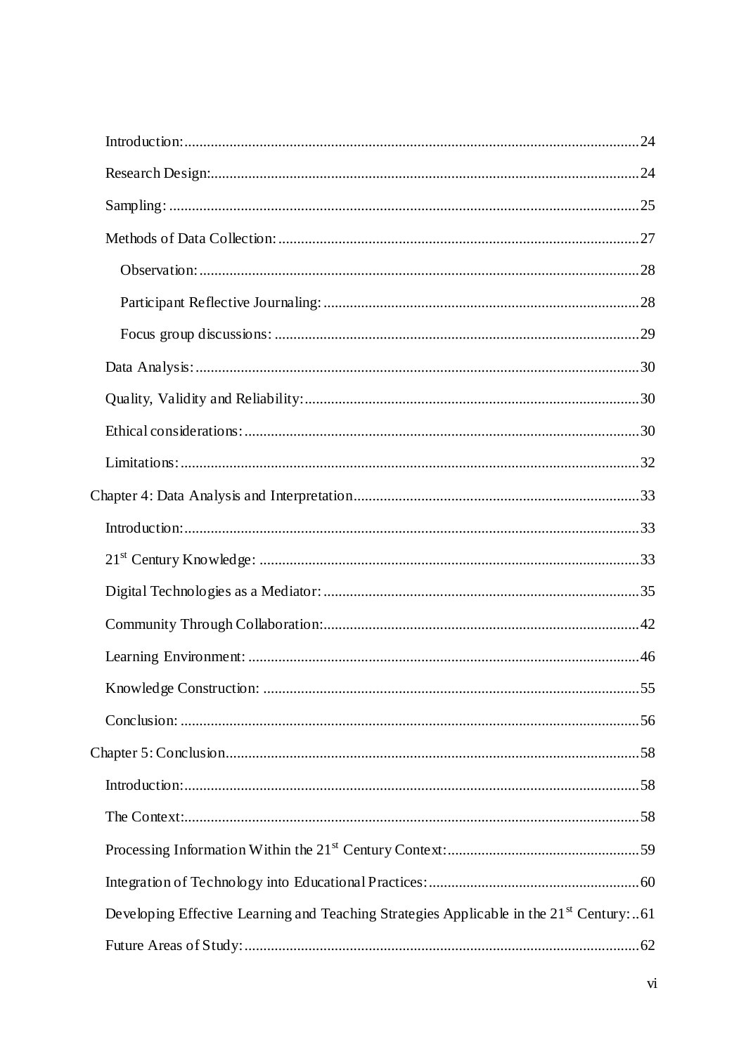- Introduction: 24
- Research Design: 24
- Sampling: 25
- Methods of Data Collection: 27
  - Observation: 28
  - Participant Reflective Journaling: 28
  - Focus group discussions: 29
- Data Analysis: 30
- Quality, Validity and Reliability: 30
- Ethical considerations: 30
- Limitations: 32

Chapter 4: Data Analysis and Interpretation 33

- Introduction: 33
- 21st Century Knowledge: 33
- Digital Technologies as a Mediator: 35
- Community Through Collaboration: 42
- Learning Environment: 46
- Knowledge Construction: 55
- Conclusion: 56

Chapter 5: Conclusion 58

- Introduction: 58
- The Context: 58
- Processing Information Within the 21st Century Context: 59
- Integration of Technology into Educational Practices: 60
- Developing Effective Learning and Teaching Strategies Applicable in the 21st Century: 61
- Future Areas of Study: 62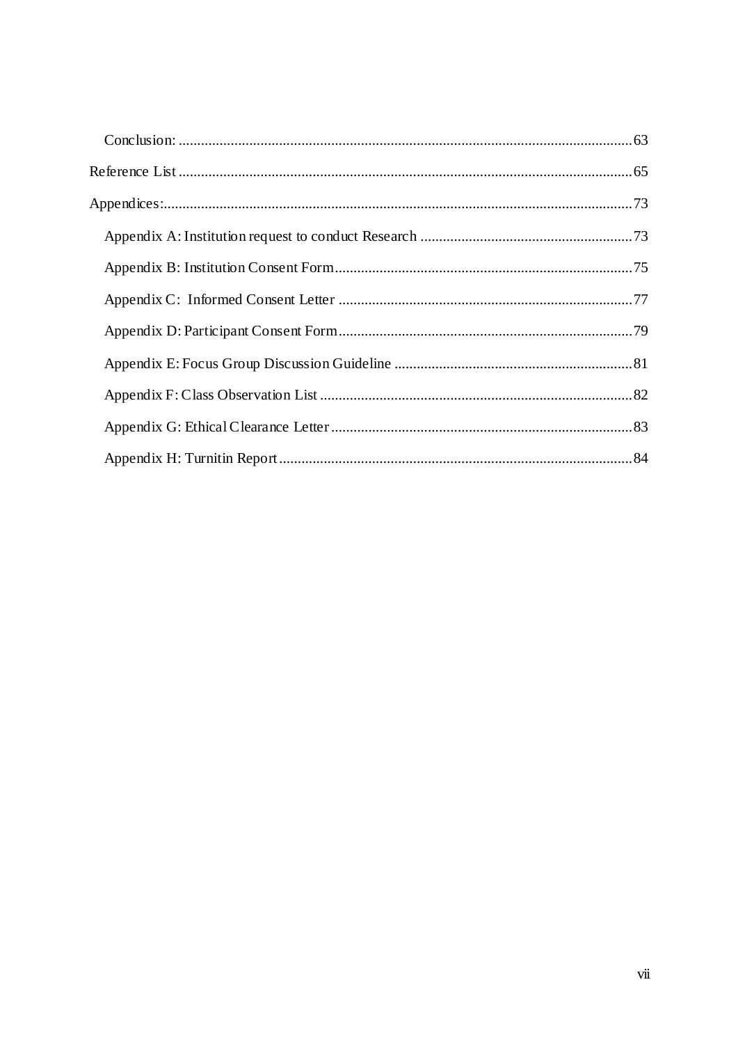Conclusion: ........................................................................................................................63

Reference List ........................................................................................................................65

Appendices:..............................................................................................................................73

Appendix A: Institution request to conduct Research .........................................................73

Appendix B: Institution Consent Form................................................................................75

Appendix C:  Informed Consent Letter ...............................................................................77

Appendix D: Participant Consent Form...............................................................................79

Appendix E: Focus Group Discussion Guideline ................................................................81

Appendix F: Class Observation List ....................................................................................82

Appendix G: Ethical Clearance Letter .................................................................................83

Appendix H: Turnitin Report...............................................................................................84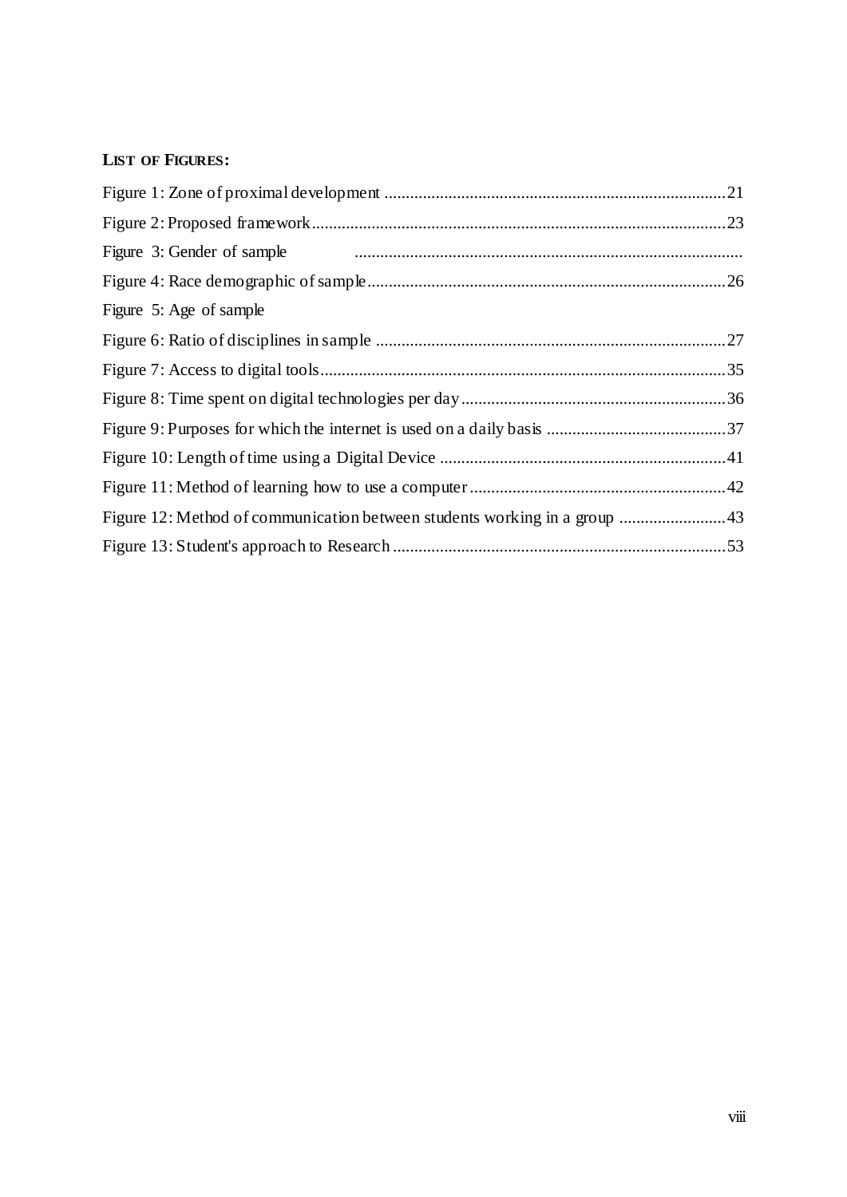**LIST OF FIGURES:**

Figure 1: Zone of proximal development ................................................................................21

Figure 2: Proposed framework..................................................................................................23

Figure 3: Gender of sample ..........................................................................................

Figure 4: Race demographic of sample.....................................................................................26

Figure 5: Age of sample

Figure 6: Ratio of disciplines in sample ...................................................................................27

Figure 7: Access to digital tools................................................................................................35

Figure 8: Time spent on digital technologies per day...............................................................36

Figure 9: Purposes for which the internet is used on a daily basis ...........................................37

Figure 10: Length of time using a Digital Device ....................................................................41

Figure 11: Method of learning how to use a computer.............................................................42

Figure 12: Method of communication between students working in a group .........................43

Figure 13: Student's approach to Research ..............................................................................53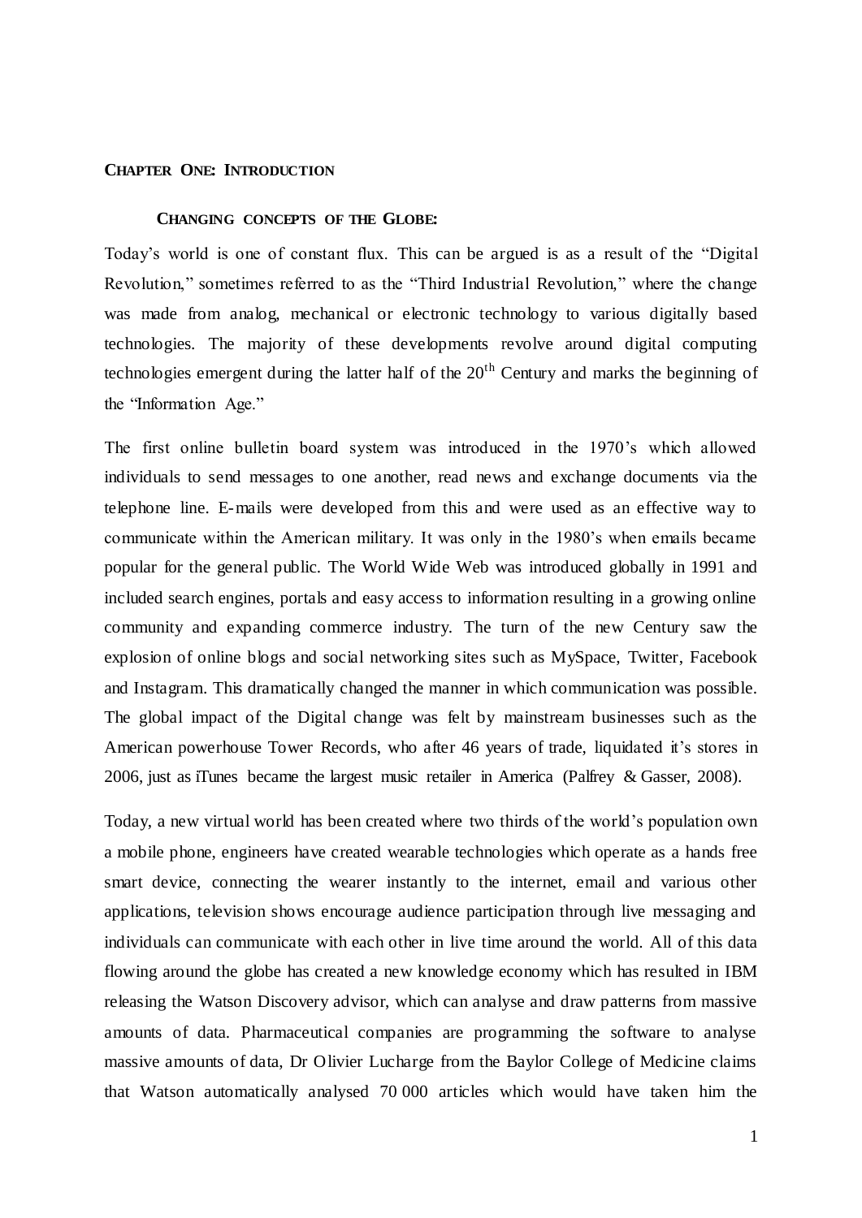# CHAPTER ONE: INTRODUCTION

## CHANGING CONCEPTS OF THE GLOBE:

Today's world is one of constant flux. This can be argued is as a result of the "Digital Revolution," sometimes referred to as the "Third Industrial Revolution," where the change was made from analog, mechanical or electronic technology to various digitally based technologies. The majority of these developments revolve around digital computing technologies emergent during the latter half of the $20^{th}$ Century and marks the beginning of the "Information Age."

The first online bulletin board system was introduced in the 1970's which allowed individuals to send messages to one another, read news and exchange documents via the telephone line. E-mails were developed from this and were used as an effective way to communicate within the American military. It was only in the 1980's when emails became popular for the general public. The World Wide Web was introduced globally in 1991 and included search engines, portals and easy access to information resulting in a growing online community and expanding commerce industry. The turn of the new Century saw the explosion of online blogs and social networking sites such as MySpace, Twitter, Facebook and Instagram. This dramatically changed the manner in which communication was possible. The global impact of the Digital change was felt by mainstream businesses such as the American powerhouse Tower Records, who after 46 years of trade, liquidated it's stores in 2006, just as iTunes became the largest music retailer in America (Palfrey & Gasser, 2008).

Today, a new virtual world has been created where two thirds of the world's population own a mobile phone, engineers have created wearable technologies which operate as a hands free smart device, connecting the wearer instantly to the internet, email and various other applications, television shows encourage audience participation through live messaging and individuals can communicate with each other in live time around the world. All of this data flowing around the globe has created a new knowledge economy which has resulted in IBM releasing the Watson Discovery advisor, which can analyse and draw patterns from massive amounts of data. Pharmaceutical companies are programming the software to analyse massive amounts of data, Dr Olivier Lucharge from the Baylor College of Medicine claims that Watson automatically analysed 70 000 articles which would have taken him the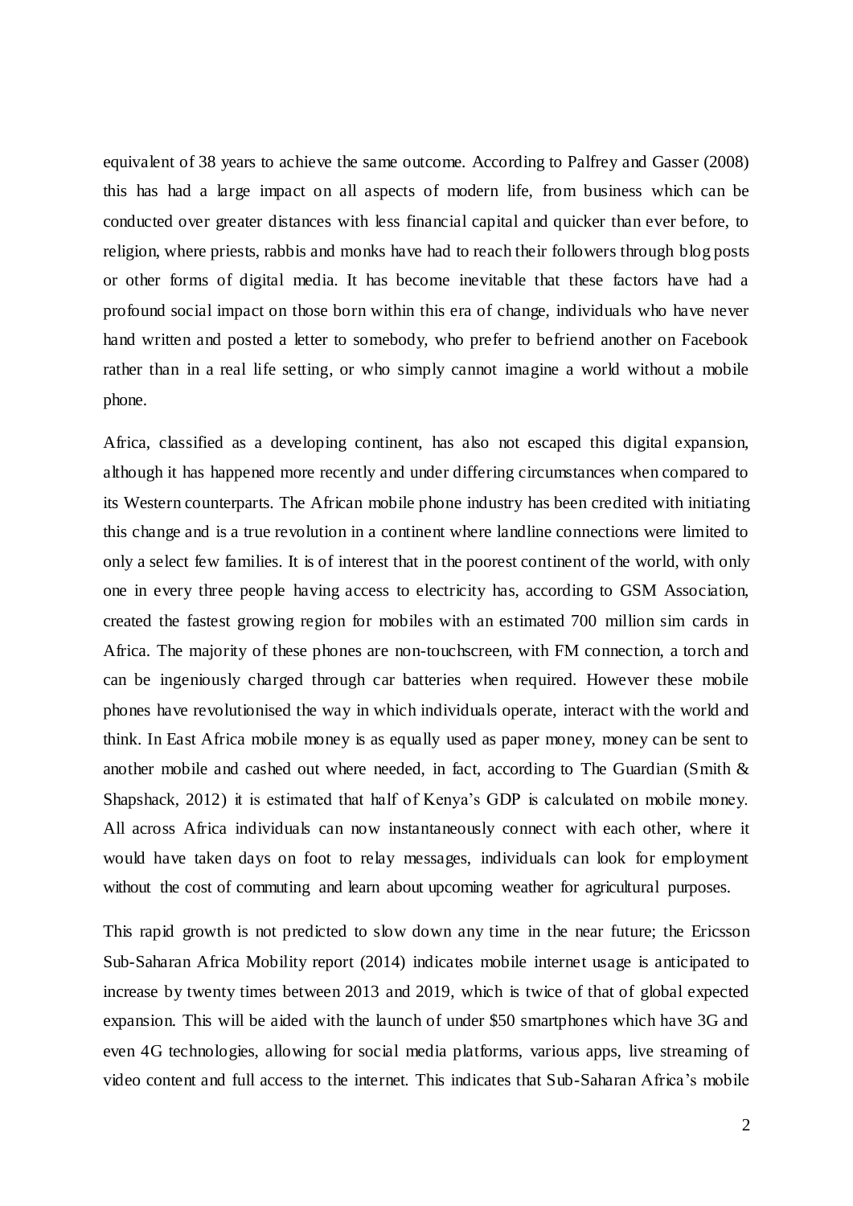equivalent of 38 years to achieve the same outcome. According to Palfrey and Gasser (2008) this has had a large impact on all aspects of modern life, from business which can be conducted over greater distances with less financial capital and quicker than ever before, to religion, where priests, rabbis and monks have had to reach their followers through blog posts or other forms of digital media. It has become inevitable that these factors have had a profound social impact on those born within this era of change, individuals who have never hand written and posted a letter to somebody, who prefer to befriend another on Facebook rather than in a real life setting, or who simply cannot imagine a world without a mobile phone.

Africa, classified as a developing continent, has also not escaped this digital expansion, although it has happened more recently and under differing circumstances when compared to its Western counterparts. The African mobile phone industry has been credited with initiating this change and is a true revolution in a continent where landline connections were limited to only a select few families. It is of interest that in the poorest continent of the world, with only one in every three people having access to electricity has, according to GSM Association, created the fastest growing region for mobiles with an estimated 700 million sim cards in Africa. The majority of these phones are non-touchscreen, with FM connection, a torch and can be ingeniously charged through car batteries when required. However these mobile phones have revolutionised the way in which individuals operate, interact with the world and think. In East Africa mobile money is as equally used as paper money, money can be sent to another mobile and cashed out where needed, in fact, according to The Guardian (Smith & Shapshack, 2012) it is estimated that half of Kenya's GDP is calculated on mobile money. All across Africa individuals can now instantaneously connect with each other, where it would have taken days on foot to relay messages, individuals can look for employment without the cost of commuting and learn about upcoming weather for agricultural purposes.

This rapid growth is not predicted to slow down any time in the near future; the Ericsson Sub-Saharan Africa Mobility report (2014) indicates mobile internet usage is anticipated to increase by twenty times between 2013 and 2019, which is twice of that of global expected expansion. This will be aided with the launch of under $50 smartphones which have 3G and even 4G technologies, allowing for social media platforms, various apps, live streaming of video content and full access to the internet. This indicates that Sub-Saharan Africa's mobile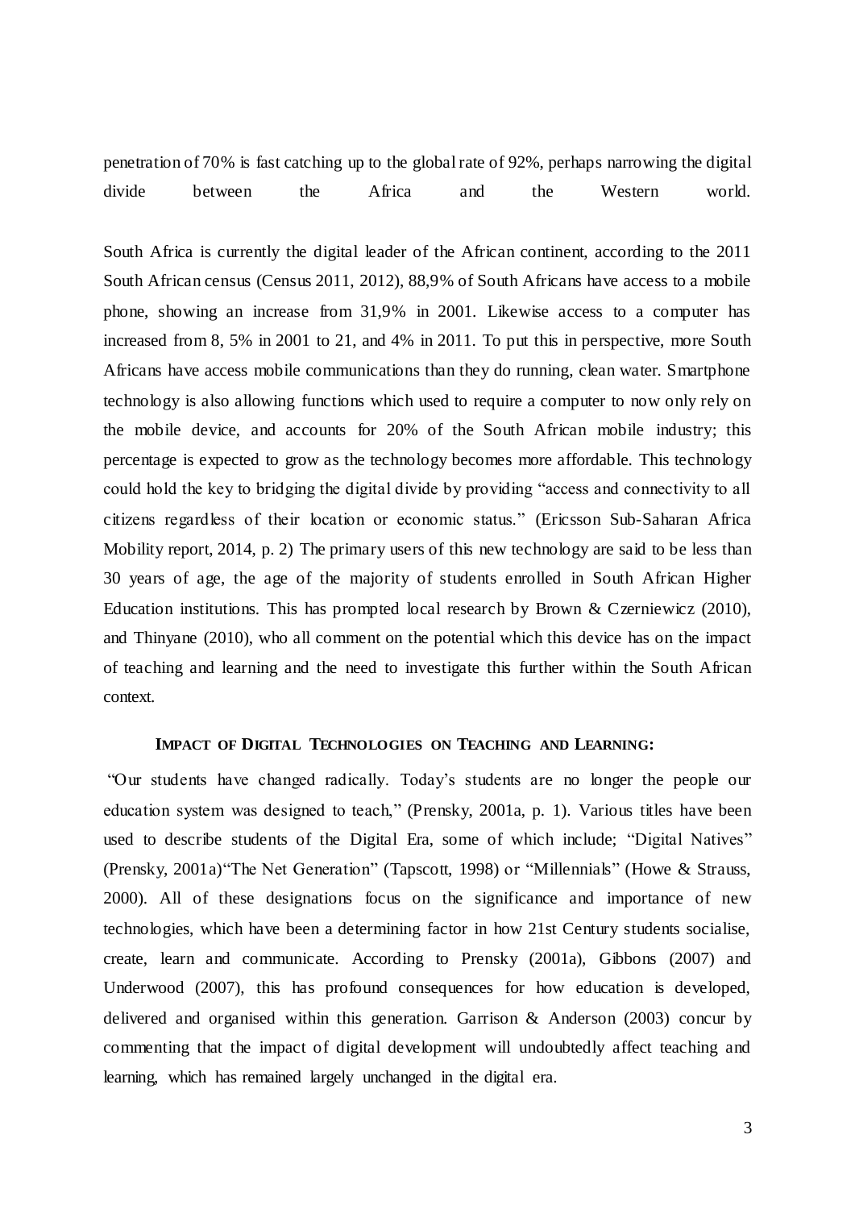penetration of 70% is fast catching up to the global rate of 92%, perhaps narrowing the digital divide between the Africa and the Western world.

South Africa is currently the digital leader of the African continent, according to the 2011 South African census (Census 2011, 2012), 88,9% of South Africans have access to a mobile phone, showing an increase from 31,9% in 2001. Likewise access to a computer has increased from 8, 5% in 2001 to 21, and 4% in 2011. To put this in perspective, more South Africans have access mobile communications than they do running, clean water. Smartphone technology is also allowing functions which used to require a computer to now only rely on the mobile device, and accounts for 20% of the South African mobile industry; this percentage is expected to grow as the technology becomes more affordable. This technology could hold the key to bridging the digital divide by providing "access and connectivity to all citizens regardless of their location or economic status." (Ericsson Sub-Saharan Africa Mobility report, 2014, p. 2) The primary users of this new technology are said to be less than 30 years of age, the age of the majority of students enrolled in South African Higher Education institutions. This has prompted local research by Brown & Czerniewicz (2010), and Thinyane (2010), who all comment on the potential which this device has on the impact of teaching and learning and the need to investigate this further within the South African context.

## IMPACT OF DIGITAL TECHNOLOGIES ON TEACHING AND LEARNING:

"Our students have changed radically. Today's students are no longer the people our education system was designed to teach," (Prensky, 2001a, p. 1). Various titles have been used to describe students of the Digital Era, some of which include; "Digital Natives" (Prensky, 2001a)"The Net Generation" (Tapscott, 1998) or "Millennials" (Howe & Strauss, 2000). All of these designations focus on the significance and importance of new technologies, which have been a determining factor in how 21st Century students socialise, create, learn and communicate. According to Prensky (2001a), Gibbons (2007) and Underwood (2007), this has profound consequences for how education is developed, delivered and organised within this generation. Garrison & Anderson (2003) concur by commenting that the impact of digital development will undoubtedly affect teaching and learning, which has remained largely unchanged in the digital era.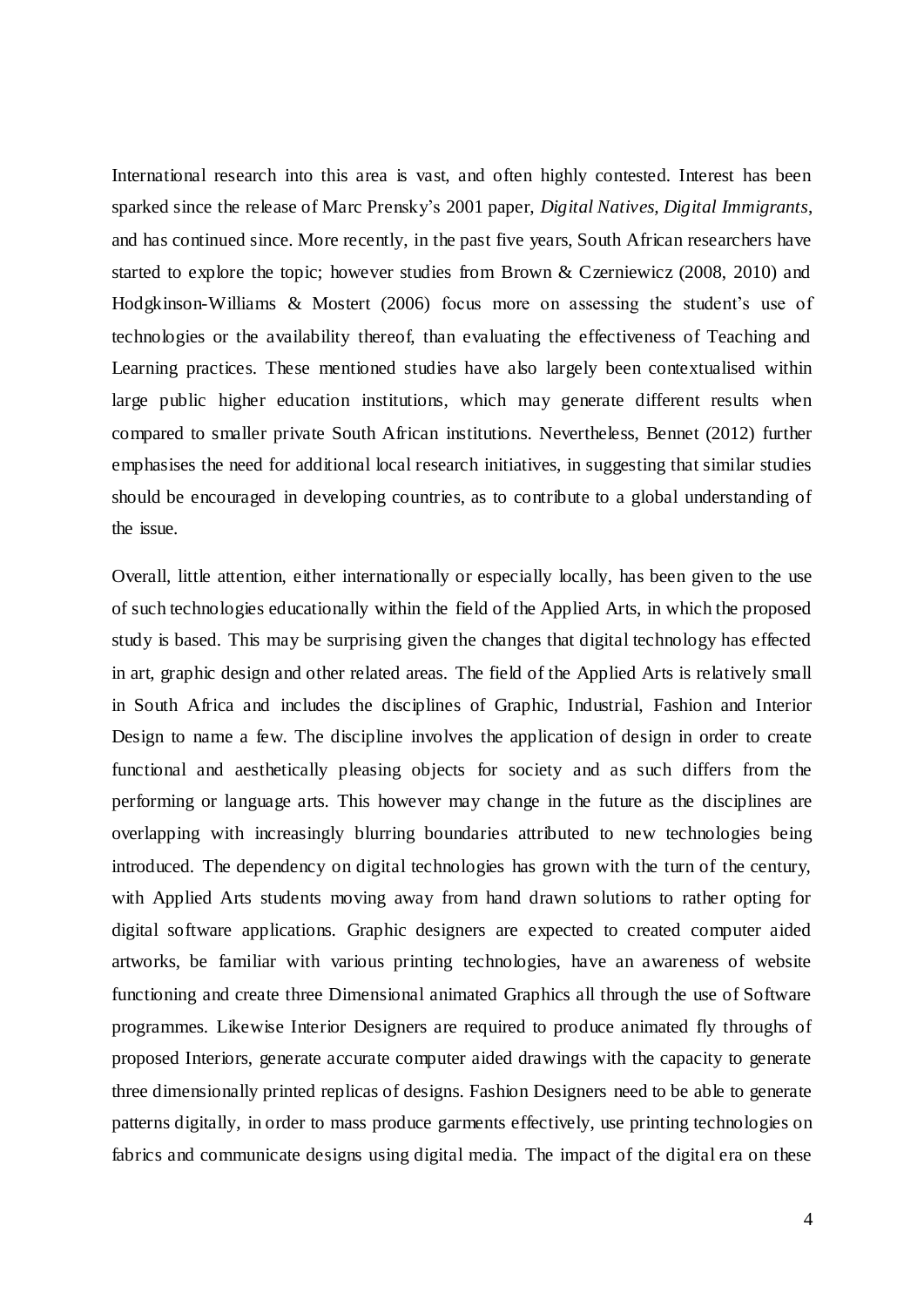International research into this area is vast, and often highly contested. Interest has been sparked since the release of Marc Prensky's 2001 paper, *Digital Natives, Digital Immigrants*, and has continued since. More recently, in the past five years, South African researchers have started to explore the topic; however studies from Brown & Czerniewicz (2008, 2010) and Hodgkinson-Williams & Mostert (2006) focus more on assessing the student's use of technologies or the availability thereof, than evaluating the effectiveness of Teaching and Learning practices. These mentioned studies have also largely been contextualised within large public higher education institutions, which may generate different results when compared to smaller private South African institutions. Nevertheless, Bennet (2012) further emphasises the need for additional local research initiatives, in suggesting that similar studies should be encouraged in developing countries, as to contribute to a global understanding of the issue.

Overall, little attention, either internationally or especially locally, has been given to the use of such technologies educationally within the field of the Applied Arts, in which the proposed study is based. This may be surprising given the changes that digital technology has effected in art, graphic design and other related areas. The field of the Applied Arts is relatively small in South Africa and includes the disciplines of Graphic, Industrial, Fashion and Interior Design to name a few. The discipline involves the application of design in order to create functional and aesthetically pleasing objects for society and as such differs from the performing or language arts. This however may change in the future as the disciplines are overlapping with increasingly blurring boundaries attributed to new technologies being introduced. The dependency on digital technologies has grown with the turn of the century, with Applied Arts students moving away from hand drawn solutions to rather opting for digital software applications. Graphic designers are expected to created computer aided artworks, be familiar with various printing technologies, have an awareness of website functioning and create three Dimensional animated Graphics all through the use of Software programmes. Likewise Interior Designers are required to produce animated fly throughs of proposed Interiors, generate accurate computer aided drawings with the capacity to generate three dimensionally printed replicas of designs. Fashion Designers need to be able to generate patterns digitally, in order to mass produce garments effectively, use printing technologies on fabrics and communicate designs using digital media. The impact of the digital era on these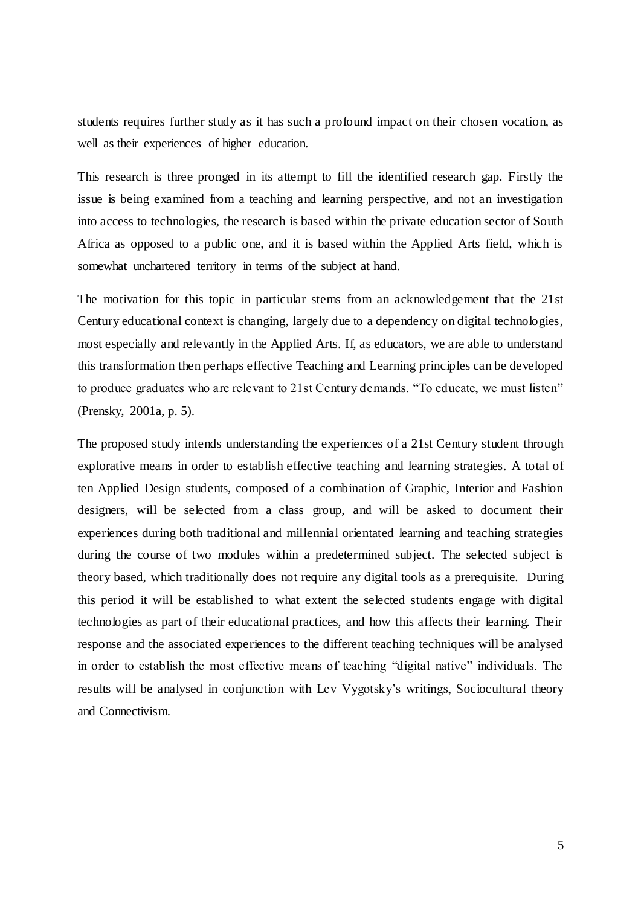students requires further study as it has such a profound impact on their chosen vocation, as well as their experiences of higher education.

This research is three pronged in its attempt to fill the identified research gap. Firstly the issue is being examined from a teaching and learning perspective, and not an investigation into access to technologies, the research is based within the private education sector of South Africa as opposed to a public one, and it is based within the Applied Arts field, which is somewhat unchartered territory in terms of the subject at hand.

The motivation for this topic in particular stems from an acknowledgement that the 21st Century educational context is changing, largely due to a dependency on digital technologies, most especially and relevantly in the Applied Arts. If, as educators, we are able to understand this transformation then perhaps effective Teaching and Learning principles can be developed to produce graduates who are relevant to 21st Century demands. "To educate, we must listen" (Prensky, 2001a, p. 5).

The proposed study intends understanding the experiences of a 21st Century student through explorative means in order to establish effective teaching and learning strategies. A total of ten Applied Design students, composed of a combination of Graphic, Interior and Fashion designers, will be selected from a class group, and will be asked to document their experiences during both traditional and millennial orientated learning and teaching strategies during the course of two modules within a predetermined subject. The selected subject is theory based, which traditionally does not require any digital tools as a prerequisite. During this period it will be established to what extent the selected students engage with digital technologies as part of their educational practices, and how this affects their learning. Their response and the associated experiences to the different teaching techniques will be analysed in order to establish the most effective means of teaching "digital native" individuals. The results will be analysed in conjunction with Lev Vygotsky's writings, Sociocultural theory and Connectivism.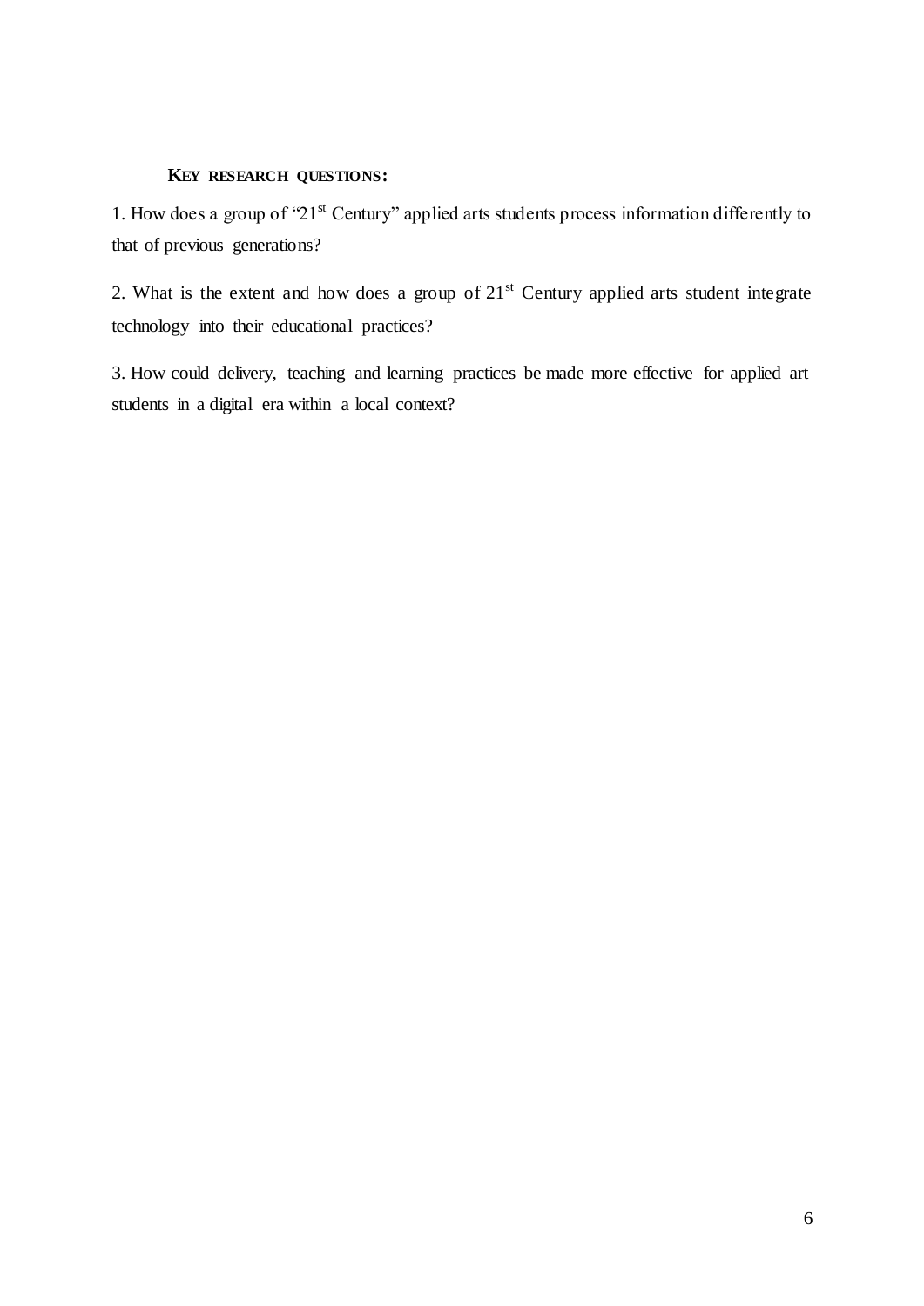**KEY RESEARCH QUESTIONS:**

1. How does a group of "21st Century" applied arts students process information differently to that of previous generations?

2. What is the extent and how does a group of 21st Century applied arts student integrate technology into their educational practices?

3. How could delivery, teaching and learning practices be made more effective for applied art students in a digital era within a local context?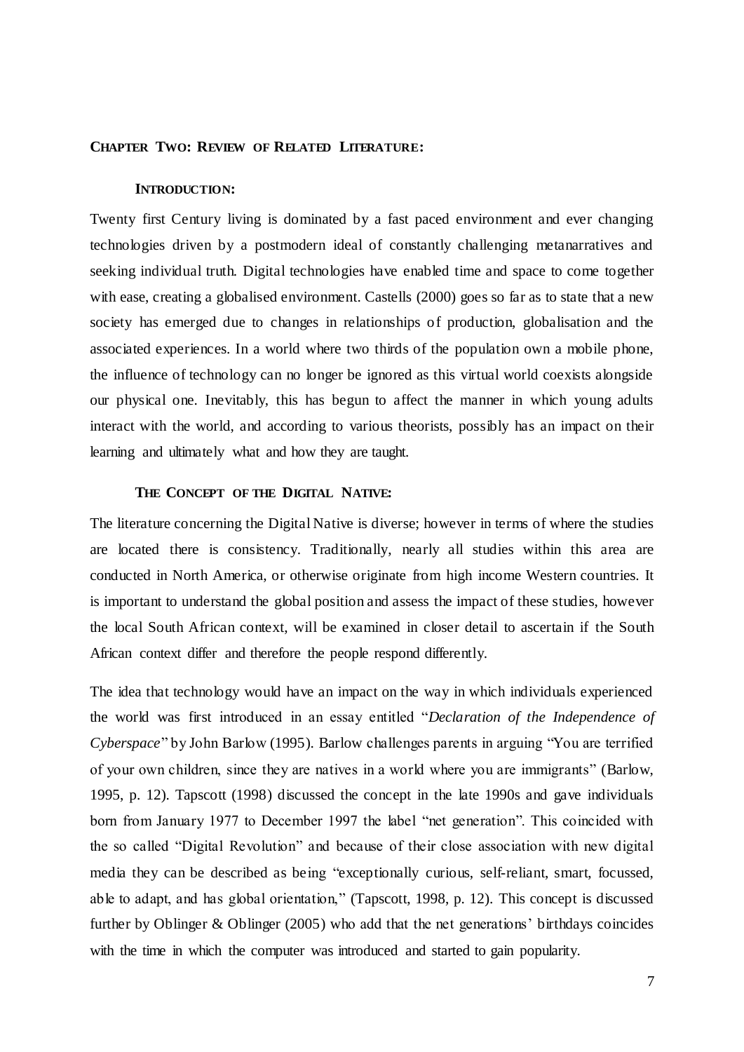## CHAPTER TWO: REVIEW OF RELATED LITERATURE:

### INTRODUCTION:

Twenty first Century living is dominated by a fast paced environment and ever changing technologies driven by a postmodern ideal of constantly challenging metanarratives and seeking individual truth. Digital technologies have enabled time and space to come together with ease, creating a globalised environment. Castells (2000) goes so far as to state that a new society has emerged due to changes in relationships of production, globalisation and the associated experiences. In a world where two thirds of the population own a mobile phone, the influence of technology can no longer be ignored as this virtual world coexists alongside our physical one. Inevitably, this has begun to affect the manner in which young adults interact with the world, and according to various theorists, possibly has an impact on their learning and ultimately what and how they are taught.

### THE CONCEPT OF THE DIGITAL NATIVE:

The literature concerning the Digital Native is diverse; however in terms of where the studies are located there is consistency. Traditionally, nearly all studies within this area are conducted in North America, or otherwise originate from high income Western countries. It is important to understand the global position and assess the impact of these studies, however the local South African context, will be examined in closer detail to ascertain if the South African context differ and therefore the people respond differently.

The idea that technology would have an impact on the way in which individuals experienced the world was first introduced in an essay entitled "*Declaration of the Independence of Cyberspace*" by John Barlow (1995). Barlow challenges parents in arguing "You are terrified of your own children, since they are natives in a world where you are immigrants" (Barlow, 1995, p. 12). Tapscott (1998) discussed the concept in the late 1990s and gave individuals born from January 1977 to December 1997 the label "net generation". This coincided with the so called "Digital Revolution" and because of their close association with new digital media they can be described as being "exceptionally curious, self-reliant, smart, focussed, able to adapt, and has global orientation," (Tapscott, 1998, p. 12). This concept is discussed further by Oblinger & Oblinger (2005) who add that the net generations' birthdays coincides with the time in which the computer was introduced and started to gain popularity.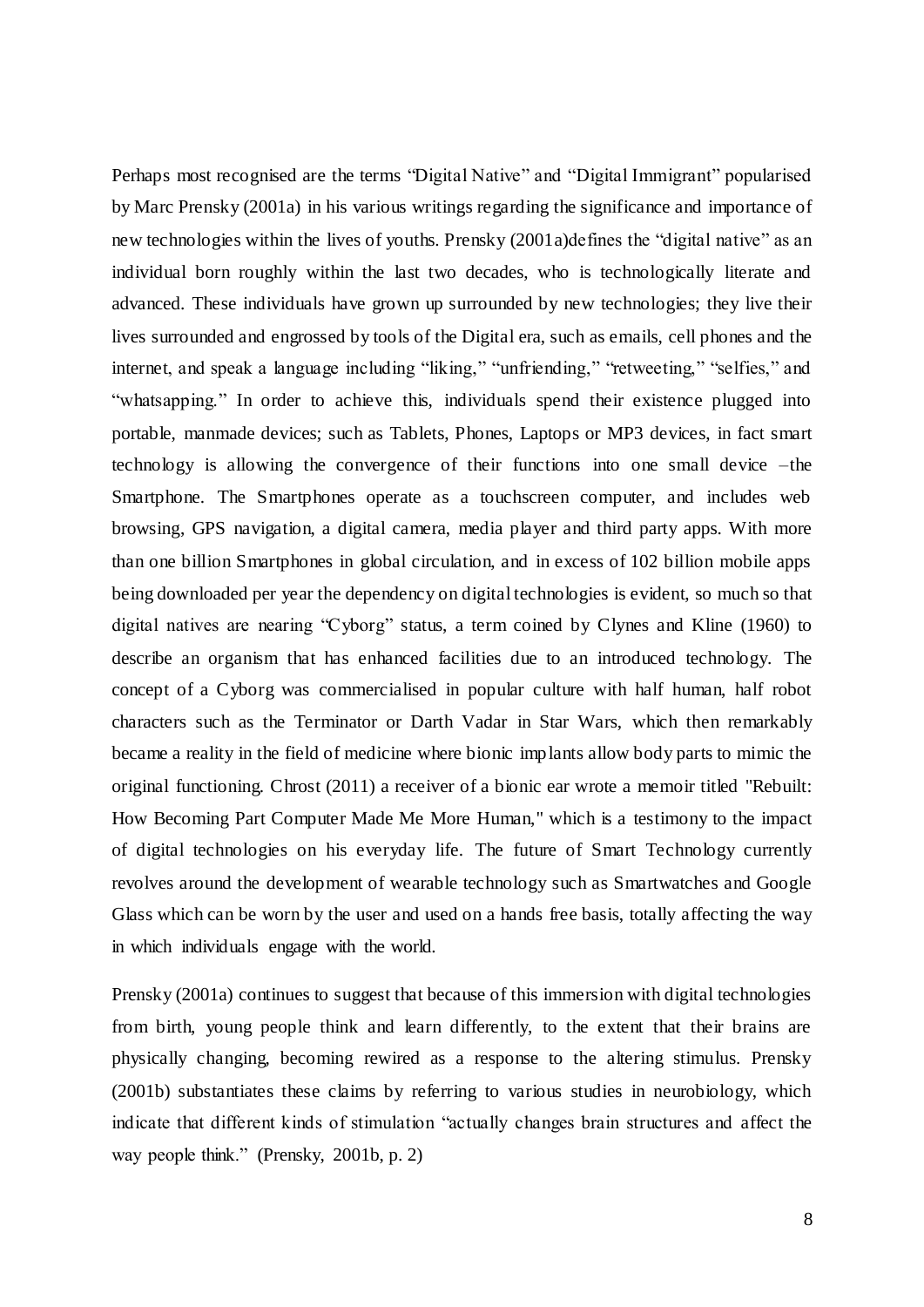Perhaps most recognised are the terms "Digital Native" and "Digital Immigrant" popularised by Marc Prensky (2001a) in his various writings regarding the significance and importance of new technologies within the lives of youths. Prensky (2001a)defines the "digital native" as an individual born roughly within the last two decades, who is technologically literate and advanced. These individuals have grown up surrounded by new technologies; they live their lives surrounded and engrossed by tools of the Digital era, such as emails, cell phones and the internet, and speak a language including "liking," "unfriending," "retweeting," "selfies," and "whatsapping." In order to achieve this, individuals spend their existence plugged into portable, manmade devices; such as Tablets, Phones, Laptops or MP3 devices, in fact smart technology is allowing the convergence of their functions into one small device –the Smartphone. The Smartphones operate as a touchscreen computer, and includes web browsing, GPS navigation, a digital camera, media player and third party apps. With more than one billion Smartphones in global circulation, and in excess of 102 billion mobile apps being downloaded per year the dependency on digital technologies is evident, so much so that digital natives are nearing "Cyborg" status, a term coined by Clynes and Kline (1960) to describe an organism that has enhanced facilities due to an introduced technology. The concept of a Cyborg was commercialised in popular culture with half human, half robot characters such as the Terminator or Darth Vadar in Star Wars, which then remarkably became a reality in the field of medicine where bionic implants allow body parts to mimic the original functioning. Chrost (2011) a receiver of a bionic ear wrote a memoir titled "Rebuilt: How Becoming Part Computer Made Me More Human," which is a testimony to the impact of digital technologies on his everyday life. The future of Smart Technology currently revolves around the development of wearable technology such as Smartwatches and Google Glass which can be worn by the user and used on a hands free basis, totally affecting the way in which individuals engage with the world.

Prensky (2001a) continues to suggest that because of this immersion with digital technologies from birth, young people think and learn differently, to the extent that their brains are physically changing, becoming rewired as a response to the altering stimulus. Prensky (2001b) substantiates these claims by referring to various studies in neurobiology, which indicate that different kinds of stimulation "actually changes brain structures and affect the way people think." (Prensky, 2001b, p. 2)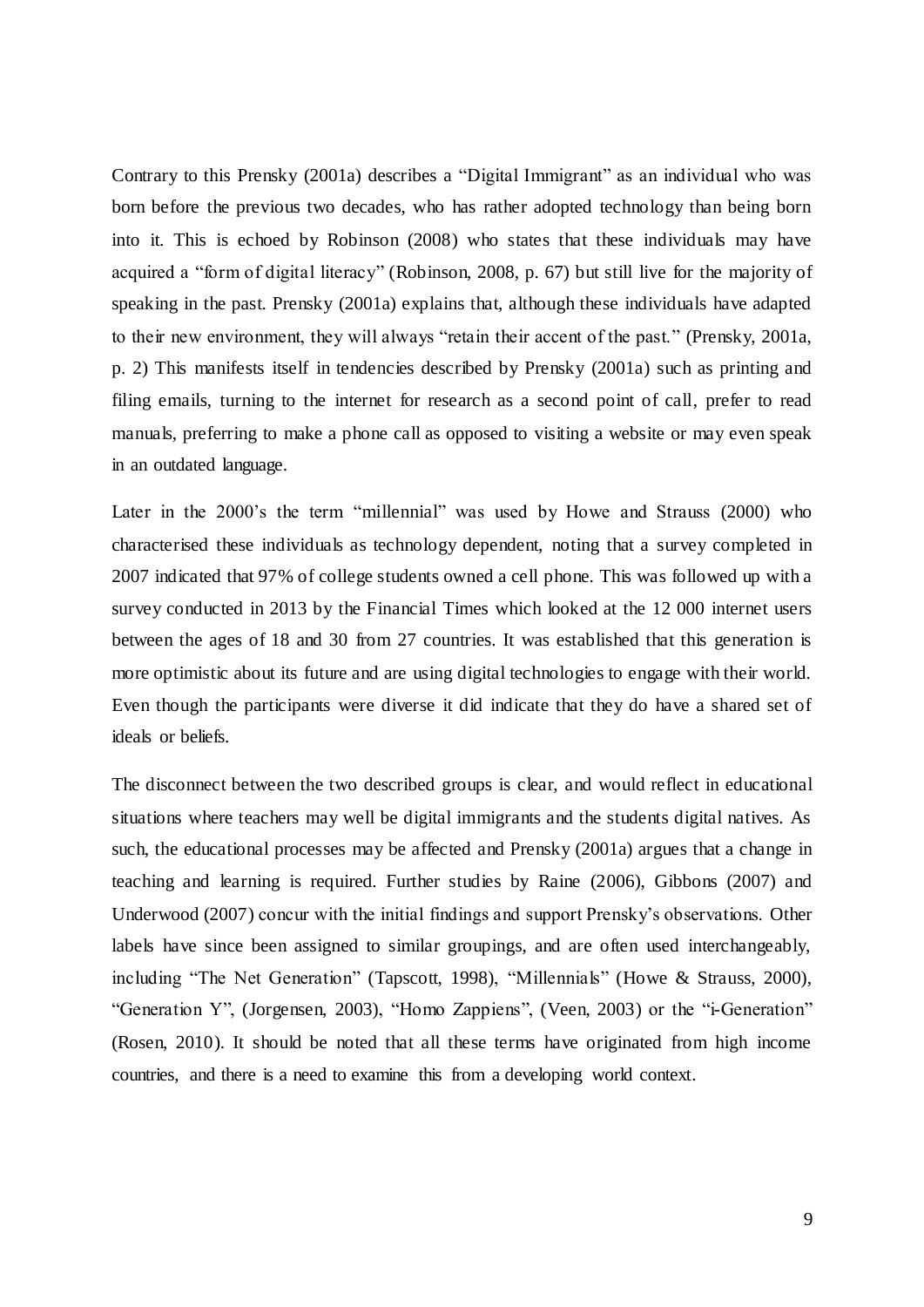Contrary to this Prensky (2001a) describes a "Digital Immigrant" as an individual who was born before the previous two decades, who has rather adopted technology than being born into it. This is echoed by Robinson (2008) who states that these individuals may have acquired a "form of digital literacy" (Robinson, 2008, p. 67) but still live for the majority of speaking in the past. Prensky (2001a) explains that, although these individuals have adapted to their new environment, they will always "retain their accent of the past." (Prensky, 2001a, p. 2) This manifests itself in tendencies described by Prensky (2001a) such as printing and filing emails, turning to the internet for research as a second point of call, prefer to read manuals, preferring to make a phone call as opposed to visiting a website or may even speak in an outdated language.

Later in the 2000's the term "millennial" was used by Howe and Strauss (2000) who characterised these individuals as technology dependent, noting that a survey completed in 2007 indicated that 97% of college students owned a cell phone. This was followed up with a survey conducted in 2013 by the Financial Times which looked at the 12 000 internet users between the ages of 18 and 30 from 27 countries. It was established that this generation is more optimistic about its future and are using digital technologies to engage with their world. Even though the participants were diverse it did indicate that they do have a shared set of ideals or beliefs.

The disconnect between the two described groups is clear, and would reflect in educational situations where teachers may well be digital immigrants and the students digital natives. As such, the educational processes may be affected and Prensky (2001a) argues that a change in teaching and learning is required. Further studies by Raine (2006), Gibbons (2007) and Underwood (2007) concur with the initial findings and support Prensky's observations. Other labels have since been assigned to similar groupings, and are often used interchangeably, including "The Net Generation" (Tapscott, 1998), "Millennials" (Howe & Strauss, 2000), "Generation Y", (Jorgensen, 2003), "Homo Zappiens", (Veen, 2003) or the "i-Generation" (Rosen, 2010). It should be noted that all these terms have originated from high income countries, and there is a need to examine this from a developing world context.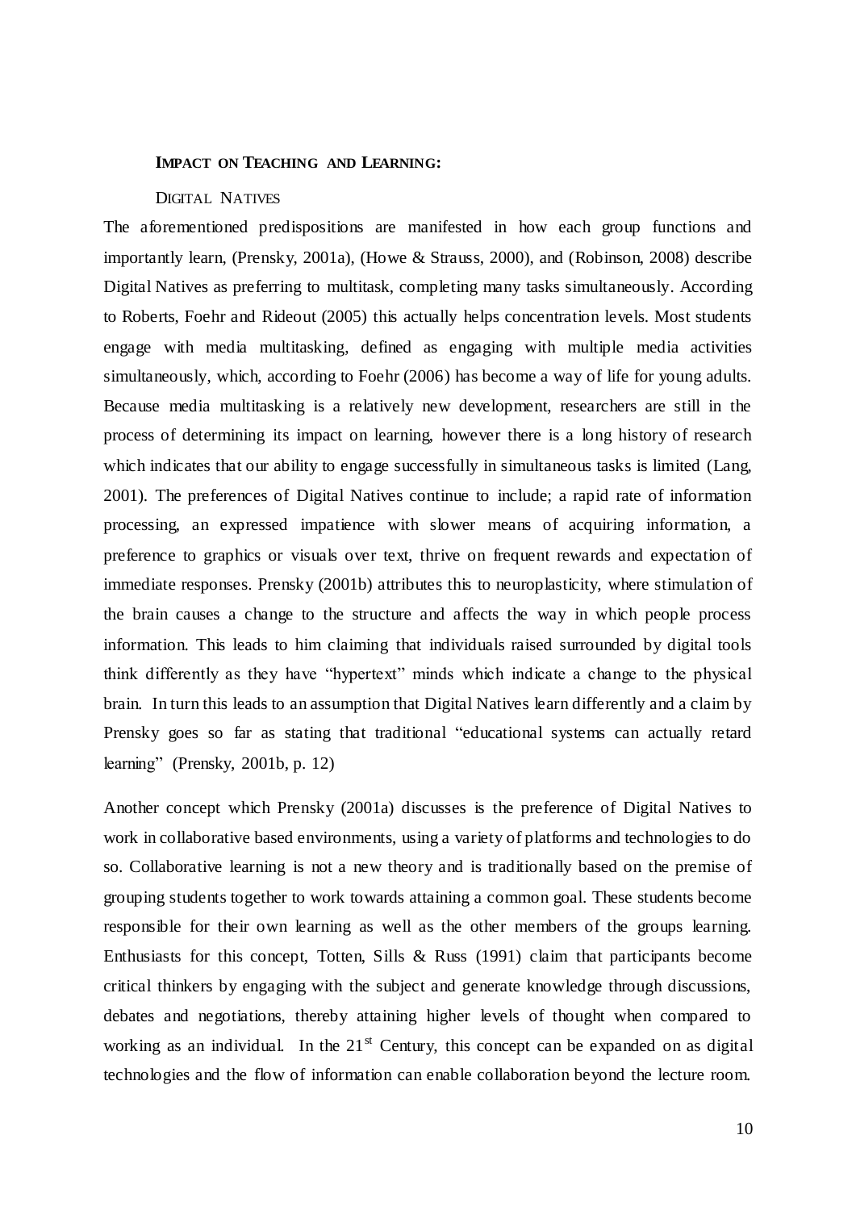## **IMPACT ON TEACHING AND LEARNING:**

### DIGITAL NATIVES

The aforementioned predispositions are manifested in how each group functions and importantly learn, (Prensky, 2001a), (Howe & Strauss, 2000), and (Robinson, 2008) describe Digital Natives as preferring to multitask, completing many tasks simultaneously. According to Roberts, Foehr and Rideout (2005) this actually helps concentration levels. Most students engage with media multitasking, defined as engaging with multiple media activities simultaneously, which, according to Foehr (2006) has become a way of life for young adults. Because media multitasking is a relatively new development, researchers are still in the process of determining its impact on learning, however there is a long history of research which indicates that our ability to engage successfully in simultaneous tasks is limited (Lang, 2001). The preferences of Digital Natives continue to include; a rapid rate of information processing, an expressed impatience with slower means of acquiring information, a preference to graphics or visuals over text, thrive on frequent rewards and expectation of immediate responses. Prensky (2001b) attributes this to neuroplasticity, where stimulation of the brain causes a change to the structure and affects the way in which people process information. This leads to him claiming that individuals raised surrounded by digital tools think differently as they have "hypertext" minds which indicate a change to the physical brain. In turn this leads to an assumption that Digital Natives learn differently and a claim by Prensky goes so far as stating that traditional "educational systems can actually retard learning" (Prensky, 2001b, p. 12)

Another concept which Prensky (2001a) discusses is the preference of Digital Natives to work in collaborative based environments, using a variety of platforms and technologies to do so. Collaborative learning is not a new theory and is traditionally based on the premise of grouping students together to work towards attaining a common goal. These students become responsible for their own learning as well as the other members of the groups learning. Enthusiasts for this concept, Totten, Sills & Russ (1991) claim that participants become critical thinkers by engaging with the subject and generate knowledge through discussions, debates and negotiations, thereby attaining higher levels of thought when compared to working as an individual. In the 21st Century, this concept can be expanded on as digital technologies and the flow of information can enable collaboration beyond the lecture room.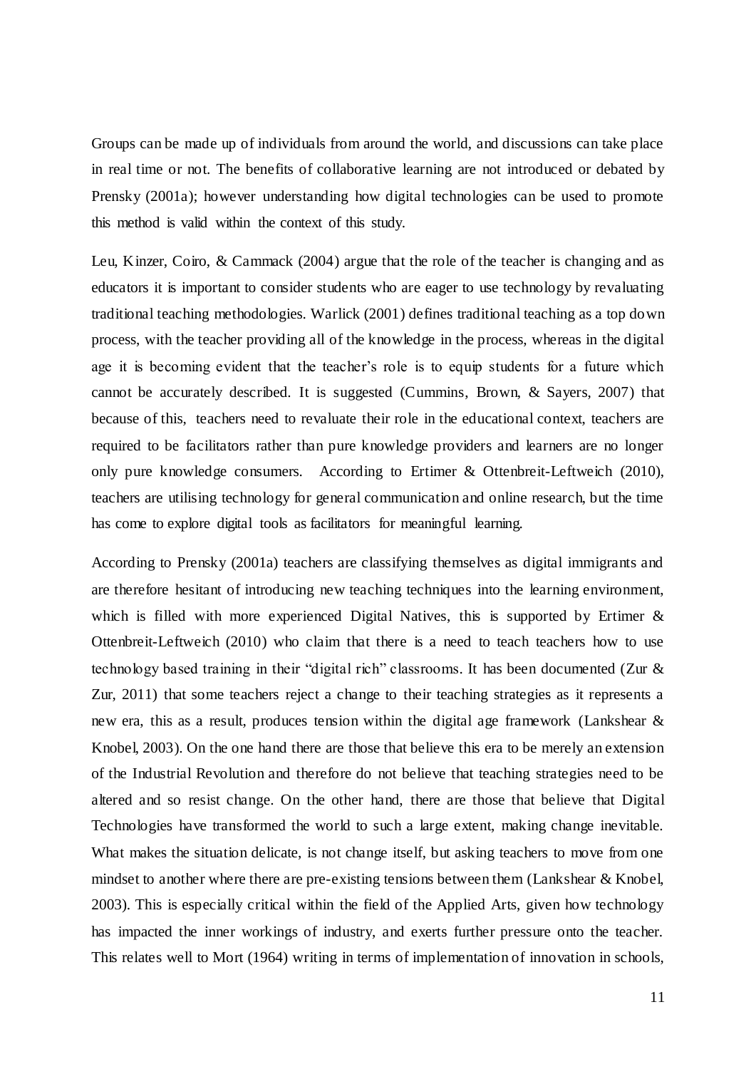Groups can be made up of individuals from around the world, and discussions can take place in real time or not. The benefits of collaborative learning are not introduced or debated by Prensky (2001a); however understanding how digital technologies can be used to promote this method is valid within the context of this study.

Leu, Kinzer, Coiro, & Cammack (2004) argue that the role of the teacher is changing and as educators it is important to consider students who are eager to use technology by revaluating traditional teaching methodologies. Warlick (2001) defines traditional teaching as a top down process, with the teacher providing all of the knowledge in the process, whereas in the digital age it is becoming evident that the teacher's role is to equip students for a future which cannot be accurately described. It is suggested (Cummins, Brown, & Sayers, 2007) that because of this, teachers need to revaluate their role in the educational context, teachers are required to be facilitators rather than pure knowledge providers and learners are no longer only pure knowledge consumers. According to Ertimer & Ottenbreit-Leftweich (2010), teachers are utilising technology for general communication and online research, but the time has come to explore digital tools as facilitators for meaningful learning.

According to Prensky (2001a) teachers are classifying themselves as digital immigrants and are therefore hesitant of introducing new teaching techniques into the learning environment, which is filled with more experienced Digital Natives, this is supported by Ertimer & Ottenbreit-Leftweich (2010) who claim that there is a need to teach teachers how to use technology based training in their "digital rich" classrooms. It has been documented (Zur & Zur, 2011) that some teachers reject a change to their teaching strategies as it represents a new era, this as a result, produces tension within the digital age framework (Lankshear & Knobel, 2003). On the one hand there are those that believe this era to be merely an extension of the Industrial Revolution and therefore do not believe that teaching strategies need to be altered and so resist change. On the other hand, there are those that believe that Digital Technologies have transformed the world to such a large extent, making change inevitable. What makes the situation delicate, is not change itself, but asking teachers to move from one mindset to another where there are pre-existing tensions between them (Lankshear & Knobel, 2003). This is especially critical within the field of the Applied Arts, given how technology has impacted the inner workings of industry, and exerts further pressure onto the teacher. This relates well to Mort (1964) writing in terms of implementation of innovation in schools,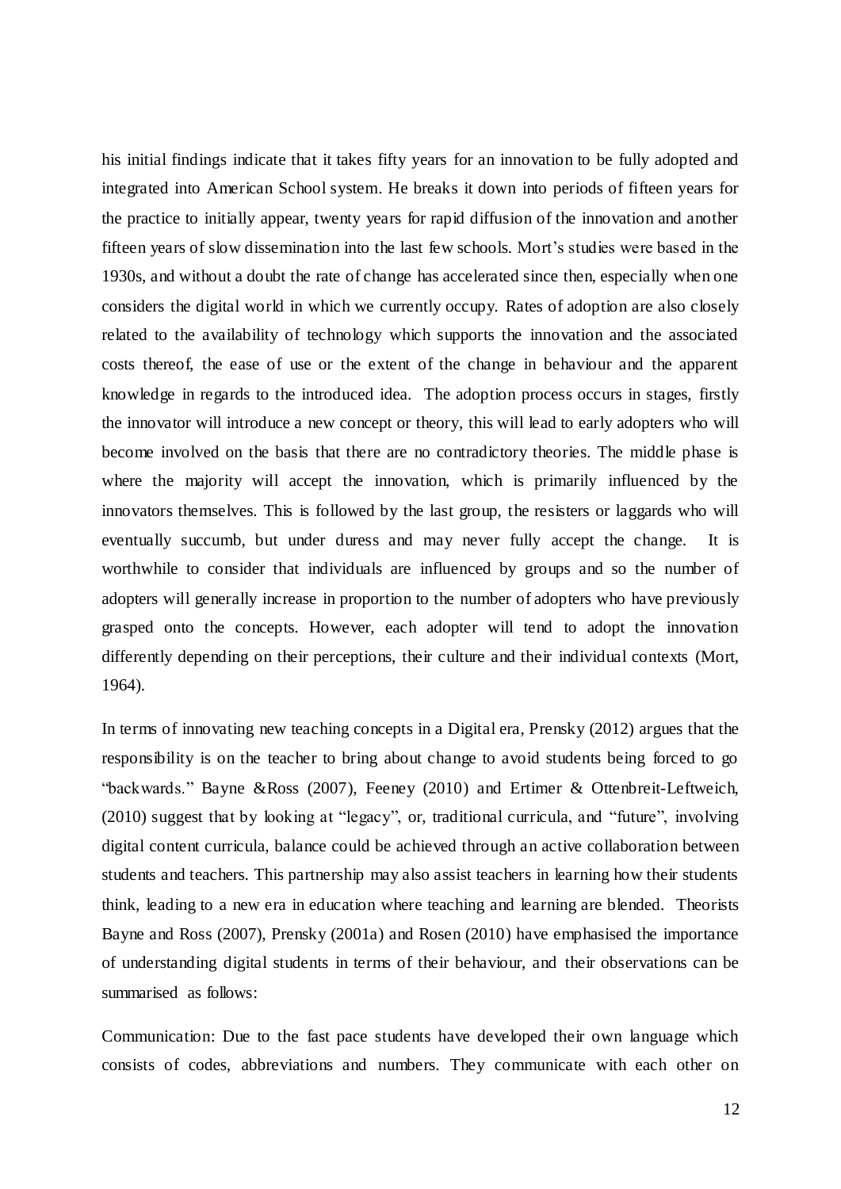his initial findings indicate that it takes fifty years for an innovation to be fully adopted and integrated into American School system. He breaks it down into periods of fifteen years for the practice to initially appear, twenty years for rapid diffusion of the innovation and another fifteen years of slow dissemination into the last few schools. Mort's studies were based in the 1930s, and without a doubt the rate of change has accelerated since then, especially when one considers the digital world in which we currently occupy. Rates of adoption are also closely related to the availability of technology which supports the innovation and the associated costs thereof, the ease of use or the extent of the change in behaviour and the apparent knowledge in regards to the introduced idea. The adoption process occurs in stages, firstly the innovator will introduce a new concept or theory, this will lead to early adopters who will become involved on the basis that there are no contradictory theories. The middle phase is where the majority will accept the innovation, which is primarily influenced by the innovators themselves. This is followed by the last group, the resisters or laggards who will eventually succumb, but under duress and may never fully accept the change. It is worthwhile to consider that individuals are influenced by groups and so the number of adopters will generally increase in proportion to the number of adopters who have previously grasped onto the concepts. However, each adopter will tend to adopt the innovation differently depending on their perceptions, their culture and their individual contexts (Mort, 1964).

In terms of innovating new teaching concepts in a Digital era, Prensky (2012) argues that the responsibility is on the teacher to bring about change to avoid students being forced to go "backwards." Bayne &Ross (2007), Feeney (2010) and Ertimer & Ottenbreit-Leftweich, (2010) suggest that by looking at "legacy", or, traditional curricula, and "future", involving digital content curricula, balance could be achieved through an active collaboration between students and teachers. This partnership may also assist teachers in learning how their students think, leading to a new era in education where teaching and learning are blended. Theorists Bayne and Ross (2007), Prensky (2001a) and Rosen (2010) have emphasised the importance of understanding digital students in terms of their behaviour, and their observations can be summarised as follows:

Communication: Due to the fast pace students have developed their own language which consists of codes, abbreviations and numbers. They communicate with each other on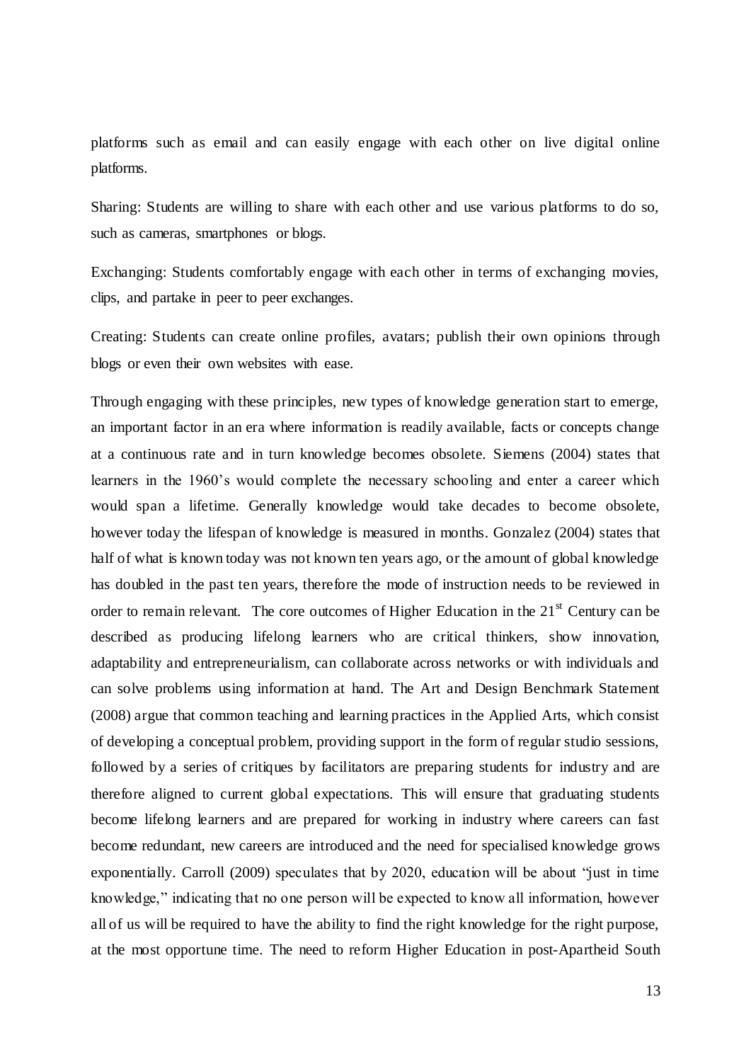platforms such as email and can easily engage with each other on live digital online platforms.

Sharing: Students are willing to share with each other and use various platforms to do so, such as cameras, smartphones or blogs.

Exchanging: Students comfortably engage with each other in terms of exchanging movies, clips, and partake in peer to peer exchanges.

Creating: Students can create online profiles, avatars; publish their own opinions through blogs or even their own websites with ease.

Through engaging with these principles, new types of knowledge generation start to emerge, an important factor in an era where information is readily available, facts or concepts change at a continuous rate and in turn knowledge becomes obsolete. Siemens (2004) states that learners in the 1960's would complete the necessary schooling and enter a career which would span a lifetime. Generally knowledge would take decades to become obsolete, however today the lifespan of knowledge is measured in months. Gonzalez (2004) states that half of what is known today was not known ten years ago, or the amount of global knowledge has doubled in the past ten years, therefore the mode of instruction needs to be reviewed in order to remain relevant. The core outcomes of Higher Education in the 21st Century can be described as producing lifelong learners who are critical thinkers, show innovation, adaptability and entrepreneurialism, can collaborate across networks or with individuals and can solve problems using information at hand. The Art and Design Benchmark Statement (2008) argue that common teaching and learning practices in the Applied Arts, which consist of developing a conceptual problem, providing support in the form of regular studio sessions, followed by a series of critiques by facilitators are preparing students for industry and are therefore aligned to current global expectations. This will ensure that graduating students become lifelong learners and are prepared for working in industry where careers can fast become redundant, new careers are introduced and the need for specialised knowledge grows exponentially. Carroll (2009) speculates that by 2020, education will be about "just in time knowledge," indicating that no one person will be expected to know all information, however all of us will be required to have the ability to find the right knowledge for the right purpose, at the most opportune time. The need to reform Higher Education in post-Apartheid South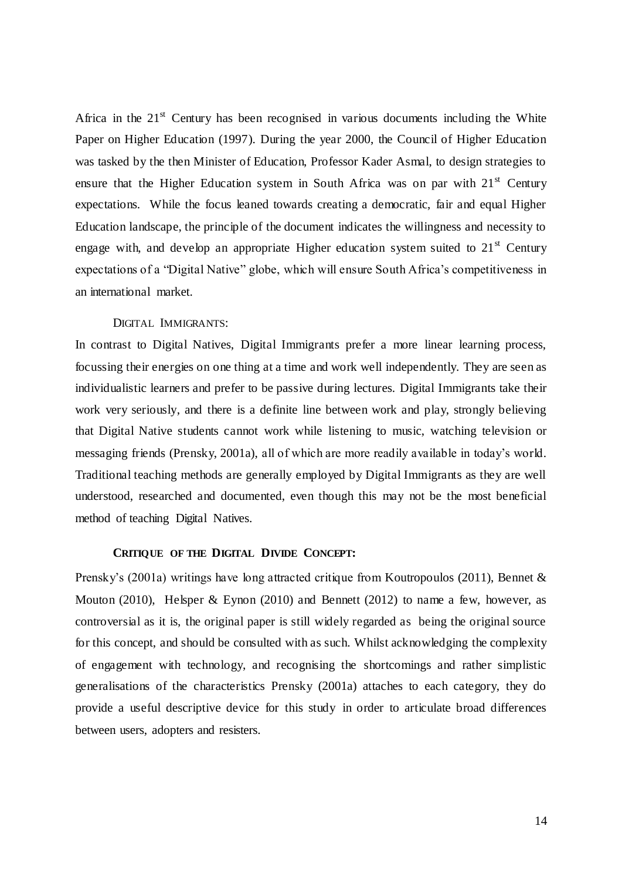Africa in the 21st Century has been recognised in various documents including the White Paper on Higher Education (1997). During the year 2000, the Council of Higher Education was tasked by the then Minister of Education, Professor Kader Asmal, to design strategies to ensure that the Higher Education system in South Africa was on par with 21st Century expectations. While the focus leaned towards creating a democratic, fair and equal Higher Education landscape, the principle of the document indicates the willingness and necessity to engage with, and develop an appropriate Higher education system suited to 21st Century expectations of a "Digital Native" globe, which will ensure South Africa's competitiveness in an international market.

#### DIGITAL IMMIGRANTS:

In contrast to Digital Natives, Digital Immigrants prefer a more linear learning process, focussing their energies on one thing at a time and work well independently. They are seen as individualistic learners and prefer to be passive during lectures. Digital Immigrants take their work very seriously, and there is a definite line between work and play, strongly believing that Digital Native students cannot work while listening to music, watching television or messaging friends (Prensky, 2001a), all of which are more readily available in today's world. Traditional teaching methods are generally employed by Digital Immigrants as they are well understood, researched and documented, even though this may not be the most beneficial method of teaching Digital Natives.

### CRITIQUE OF THE DIGITAL DIVIDE CONCEPT:

Prensky's (2001a) writings have long attracted critique from Koutropoulos (2011), Bennet & Mouton (2010), Helsper & Eynon (2010) and Bennett (2012) to name a few, however, as controversial as it is, the original paper is still widely regarded as being the original source for this concept, and should be consulted with as such. Whilst acknowledging the complexity of engagement with technology, and recognising the shortcomings and rather simplistic generalisations of the characteristics Prensky (2001a) attaches to each category, they do provide a useful descriptive device for this study in order to articulate broad differences between users, adopters and resisters.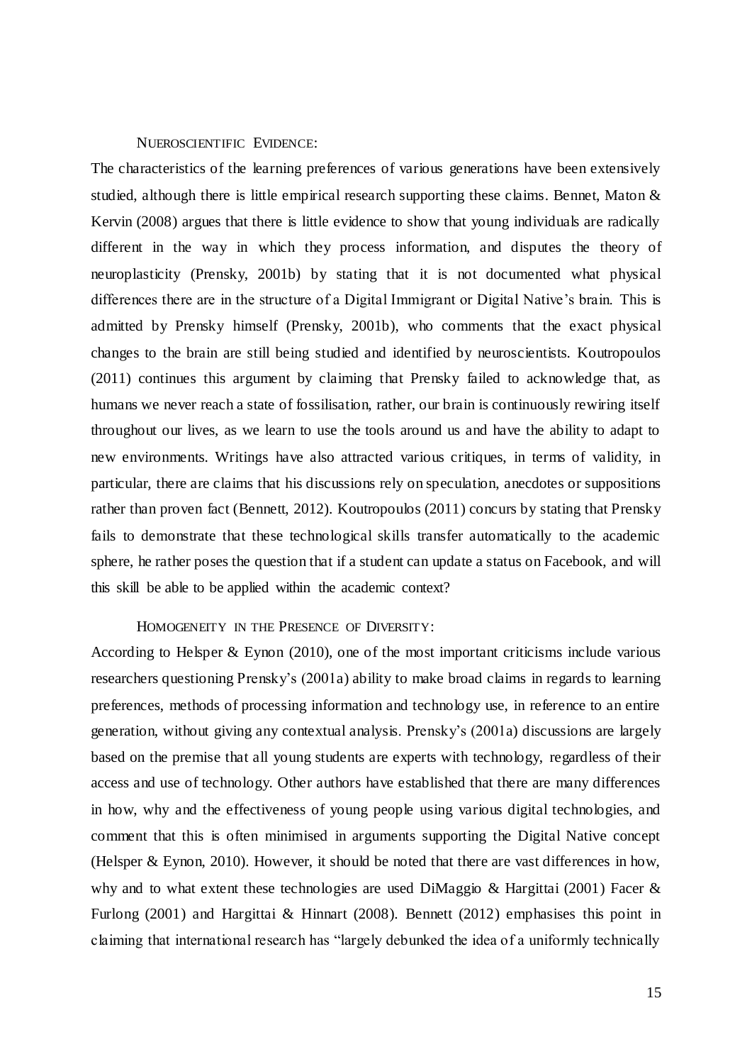### Nueroscientific Evidence:

The characteristics of the learning preferences of various generations have been extensively studied, although there is little empirical research supporting these claims. Bennet, Maton & Kervin (2008) argues that there is little evidence to show that young individuals are radically different in the way in which they process information, and disputes the theory of neuroplasticity (Prensky, 2001b) by stating that it is not documented what physical differences there are in the structure of a Digital Immigrant or Digital Native's brain. This is admitted by Prensky himself (Prensky, 2001b), who comments that the exact physical changes to the brain are still being studied and identified by neuroscientists. Koutropoulos (2011) continues this argument by claiming that Prensky failed to acknowledge that, as humans we never reach a state of fossilisation, rather, our brain is continuously rewiring itself throughout our lives, as we learn to use the tools around us and have the ability to adapt to new environments. Writings have also attracted various critiques, in terms of validity, in particular, there are claims that his discussions rely on speculation, anecdotes or suppositions rather than proven fact (Bennett, 2012). Koutropoulos (2011) concurs by stating that Prensky fails to demonstrate that these technological skills transfer automatically to the academic sphere, he rather poses the question that if a student can update a status on Facebook, and will this skill be able to be applied within the academic context?

### Homogeneity in the Presence of Diversity:

According to Helsper & Eynon (2010), one of the most important criticisms include various researchers questioning Prensky's (2001a) ability to make broad claims in regards to learning preferences, methods of processing information and technology use, in reference to an entire generation, without giving any contextual analysis. Prensky's (2001a) discussions are largely based on the premise that all young students are experts with technology, regardless of their access and use of technology. Other authors have established that there are many differences in how, why and the effectiveness of young people using various digital technologies, and comment that this is often minimised in arguments supporting the Digital Native concept (Helsper & Eynon, 2010). However, it should be noted that there are vast differences in how, why and to what extent these technologies are used DiMaggio & Hargittai (2001) Facer & Furlong (2001) and Hargittai & Hinnart (2008). Bennett (2012) emphasises this point in claiming that international research has "largely debunked the idea of a uniformly technically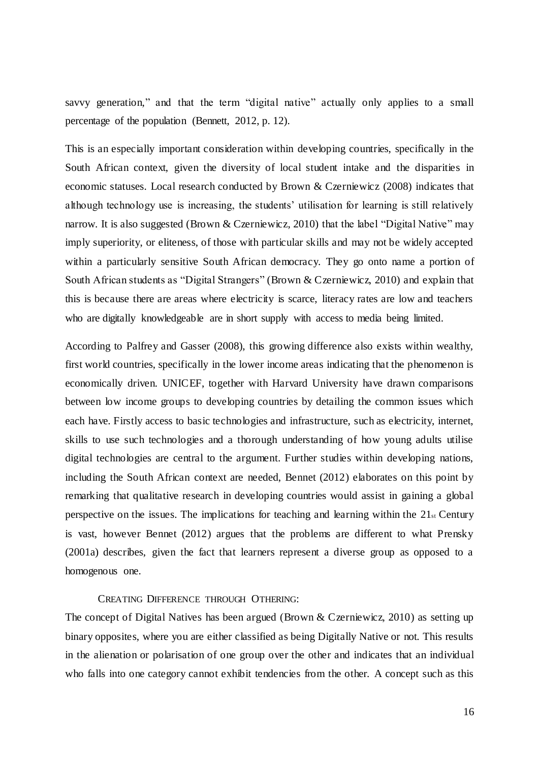savvy generation," and that the term "digital native" actually only applies to a small percentage of the population (Bennett, 2012, p. 12).

This is an especially important consideration within developing countries, specifically in the South African context, given the diversity of local student intake and the disparities in economic statuses. Local research conducted by Brown & Czerniewicz (2008) indicates that although technology use is increasing, the students' utilisation for learning is still relatively narrow. It is also suggested (Brown & Czerniewicz, 2010) that the label "Digital Native" may imply superiority, or eliteness, of those with particular skills and may not be widely accepted within a particularly sensitive South African democracy. They go onto name a portion of South African students as "Digital Strangers" (Brown & Czerniewicz, 2010) and explain that this is because there are areas where electricity is scarce, literacy rates are low and teachers who are digitally knowledgeable are in short supply with access to media being limited.

According to Palfrey and Gasser (2008), this growing difference also exists within wealthy, first world countries, specifically in the lower income areas indicating that the phenomenon is economically driven. UNICEF, together with Harvard University have drawn comparisons between low income groups to developing countries by detailing the common issues which each have. Firstly access to basic technologies and infrastructure, such as electricity, internet, skills to use such technologies and a thorough understanding of how young adults utilise digital technologies are central to the argument. Further studies within developing nations, including the South African context are needed, Bennet (2012) elaborates on this point by remarking that qualitative research in developing countries would assist in gaining a global perspective on the issues. The implications for teaching and learning within the 21st Century is vast, however Bennet (2012) argues that the problems are different to what Prensky (2001a) describes, given the fact that learners represent a diverse group as opposed to a homogenous one.

### CREATING DIFFERENCE THROUGH OTHERING:

The concept of Digital Natives has been argued (Brown & Czerniewicz, 2010) as setting up binary opposites, where you are either classified as being Digitally Native or not. This results in the alienation or polarisation of one group over the other and indicates that an individual who falls into one category cannot exhibit tendencies from the other. A concept such as this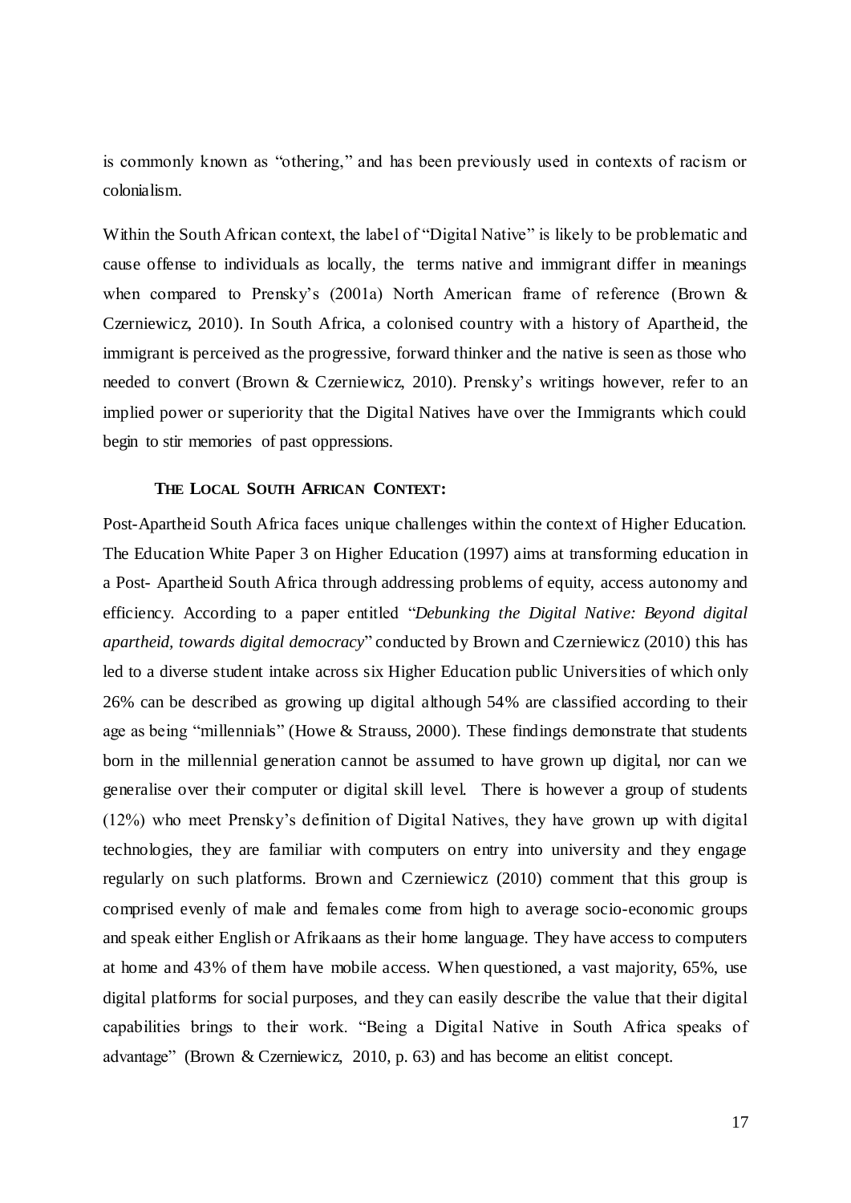is commonly known as "othering," and has been previously used in contexts of racism or colonialism.

Within the South African context, the label of "Digital Native" is likely to be problematic and cause offense to individuals as locally, the terms native and immigrant differ in meanings when compared to Prensky's (2001a) North American frame of reference (Brown & Czerniewicz, 2010). In South Africa, a colonised country with a history of Apartheid, the immigrant is perceived as the progressive, forward thinker and the native is seen as those who needed to convert (Brown & Czerniewicz, 2010). Prensky's writings however, refer to an implied power or superiority that the Digital Natives have over the Immigrants which could begin to stir memories of past oppressions.

### THE LOCAL SOUTH AFRICAN CONTEXT:

Post-Apartheid South Africa faces unique challenges within the context of Higher Education. The Education White Paper 3 on Higher Education (1997) aims at transforming education in a Post- Apartheid South Africa through addressing problems of equity, access autonomy and efficiency. According to a paper entitled "*Debunking the Digital Native: Beyond digital apartheid, towards digital democracy*" conducted by Brown and Czerniewicz (2010) this has led to a diverse student intake across six Higher Education public Universities of which only 26% can be described as growing up digital although 54% are classified according to their age as being "millennials" (Howe & Strauss, 2000). These findings demonstrate that students born in the millennial generation cannot be assumed to have grown up digital, nor can we generalise over their computer or digital skill level. There is however a group of students (12%) who meet Prensky's definition of Digital Natives, they have grown up with digital technologies, they are familiar with computers on entry into university and they engage regularly on such platforms. Brown and Czerniewicz (2010) comment that this group is comprised evenly of male and females come from high to average socio-economic groups and speak either English or Afrikaans as their home language. They have access to computers at home and 43% of them have mobile access. When questioned, a vast majority, 65%, use digital platforms for social purposes, and they can easily describe the value that their digital capabilities brings to their work. "Being a Digital Native in South Africa speaks of advantage" (Brown & Czerniewicz, 2010, p. 63) and has become an elitist concept.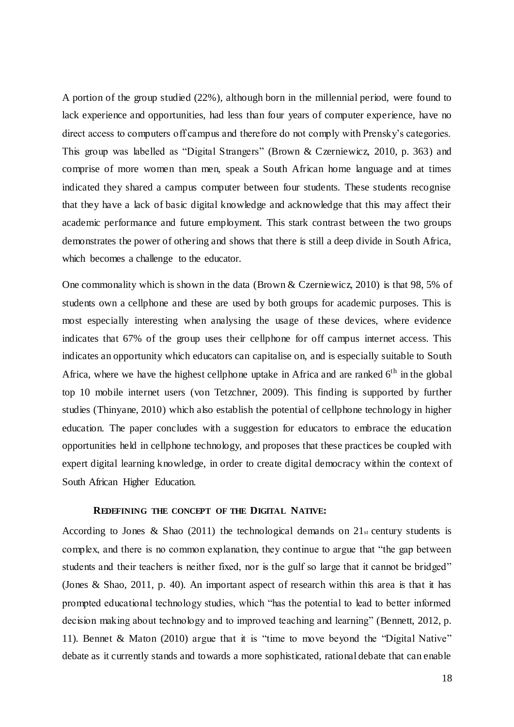A portion of the group studied (22%), although born in the millennial period, were found to lack experience and opportunities, had less than four years of computer experience, have no direct access to computers off campus and therefore do not comply with Prensky's categories. This group was labelled as "Digital Strangers" (Brown & Czerniewicz, 2010, p. 363) and comprise of more women than men, speak a South African home language and at times indicated they shared a campus computer between four students. These students recognise that they have a lack of basic digital knowledge and acknowledge that this may affect their academic performance and future employment. This stark contrast between the two groups demonstrates the power of othering and shows that there is still a deep divide in South Africa, which becomes a challenge to the educator.

One commonality which is shown in the data (Brown & Czerniewicz, 2010) is that 98, 5% of students own a cellphone and these are used by both groups for academic purposes. This is most especially interesting when analysing the usage of these devices, where evidence indicates that 67% of the group uses their cellphone for off campus internet access. This indicates an opportunity which educators can capitalise on, and is especially suitable to South Africa, where we have the highest cellphone uptake in Africa and are ranked 6$^{th}$ in the global top 10 mobile internet users (von Tetzchner, 2009). This finding is supported by further studies (Thinyane, 2010) which also establish the potential of cellphone technology in higher education. The paper concludes with a suggestion for educators to embrace the education opportunities held in cellphone technology, and proposes that these practices be coupled with expert digital learning knowledge, in order to create digital democracy within the context of South African Higher Education.

**REDEFINING THE CONCEPT OF THE DIGITAL NATIVE:**

According to Jones & Shao (2011) the technological demands on 21$_{st}$ century students is complex, and there is no common explanation, they continue to argue that "the gap between students and their teachers is neither fixed, nor is the gulf so large that it cannot be bridged" (Jones & Shao, 2011, p. 40). An important aspect of research within this area is that it has prompted educational technology studies, which "has the potential to lead to better informed decision making about technology and to improved teaching and learning" (Bennett, 2012, p. 11). Bennet & Maton (2010) argue that it is "time to move beyond the "Digital Native" debate as it currently stands and towards a more sophisticated, rational debate that can enable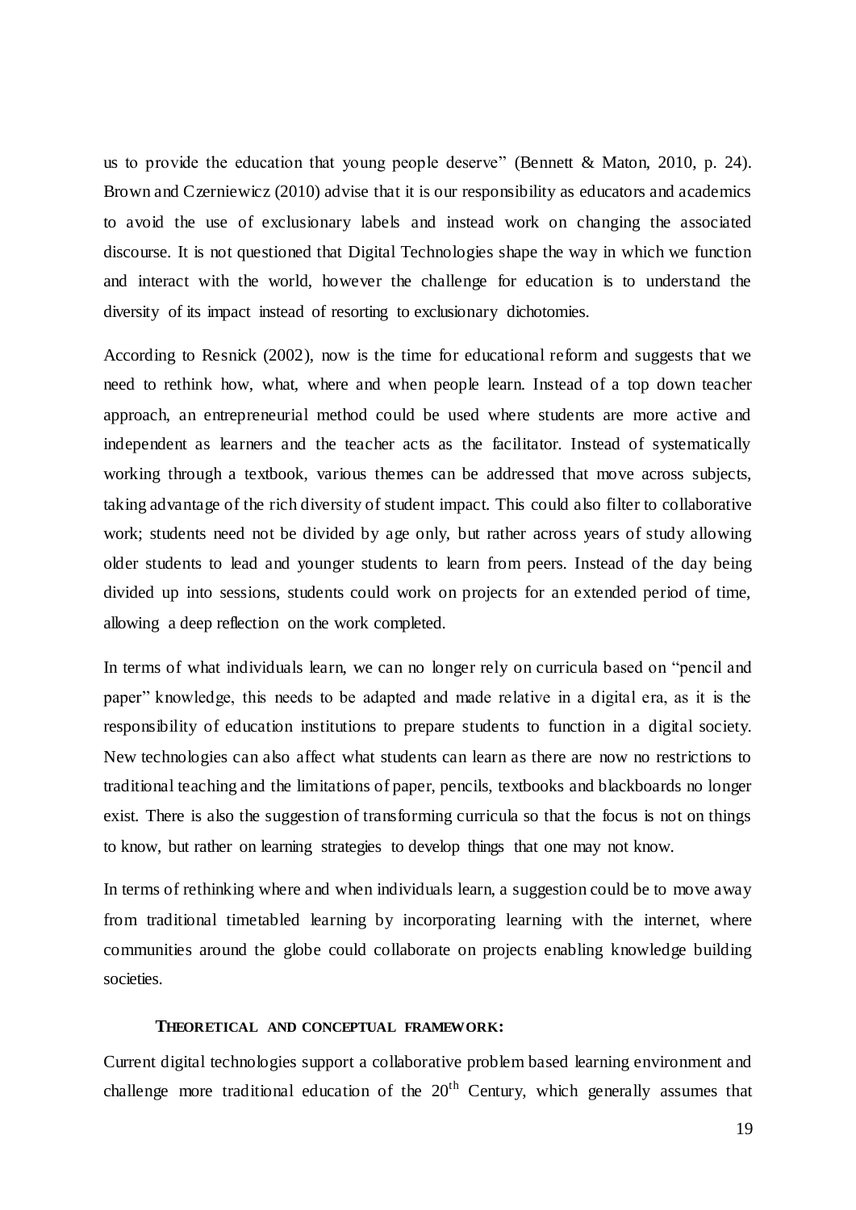us to provide the education that young people deserve" (Bennett & Maton, 2010, p. 24). Brown and Czerniewicz (2010) advise that it is our responsibility as educators and academics to avoid the use of exclusionary labels and instead work on changing the associated discourse. It is not questioned that Digital Technologies shape the way in which we function and interact with the world, however the challenge for education is to understand the diversity of its impact instead of resorting to exclusionary dichotomies.

According to Resnick (2002), now is the time for educational reform and suggests that we need to rethink how, what, where and when people learn. Instead of a top down teacher approach, an entrepreneurial method could be used where students are more active and independent as learners and the teacher acts as the facilitator. Instead of systematically working through a textbook, various themes can be addressed that move across subjects, taking advantage of the rich diversity of student impact. This could also filter to collaborative work; students need not be divided by age only, but rather across years of study allowing older students to lead and younger students to learn from peers. Instead of the day being divided up into sessions, students could work on projects for an extended period of time, allowing a deep reflection on the work completed.

In terms of what individuals learn, we can no longer rely on curricula based on "pencil and paper" knowledge, this needs to be adapted and made relative in a digital era, as it is the responsibility of education institutions to prepare students to function in a digital society. New technologies can also affect what students can learn as there are now no restrictions to traditional teaching and the limitations of paper, pencils, textbooks and blackboards no longer exist. There is also the suggestion of transforming curricula so that the focus is not on things to know, but rather on learning strategies to develop things that one may not know.

In terms of rethinking where and when individuals learn, a suggestion could be to move away from traditional timetabled learning by incorporating learning with the internet, where communities around the globe could collaborate on projects enabling knowledge building societies.

## THEORETICAL AND CONCEPTUAL FRAMEWORK:

Current digital technologies support a collaborative problem based learning environment and challenge more traditional education of the 20th Century, which generally assumes that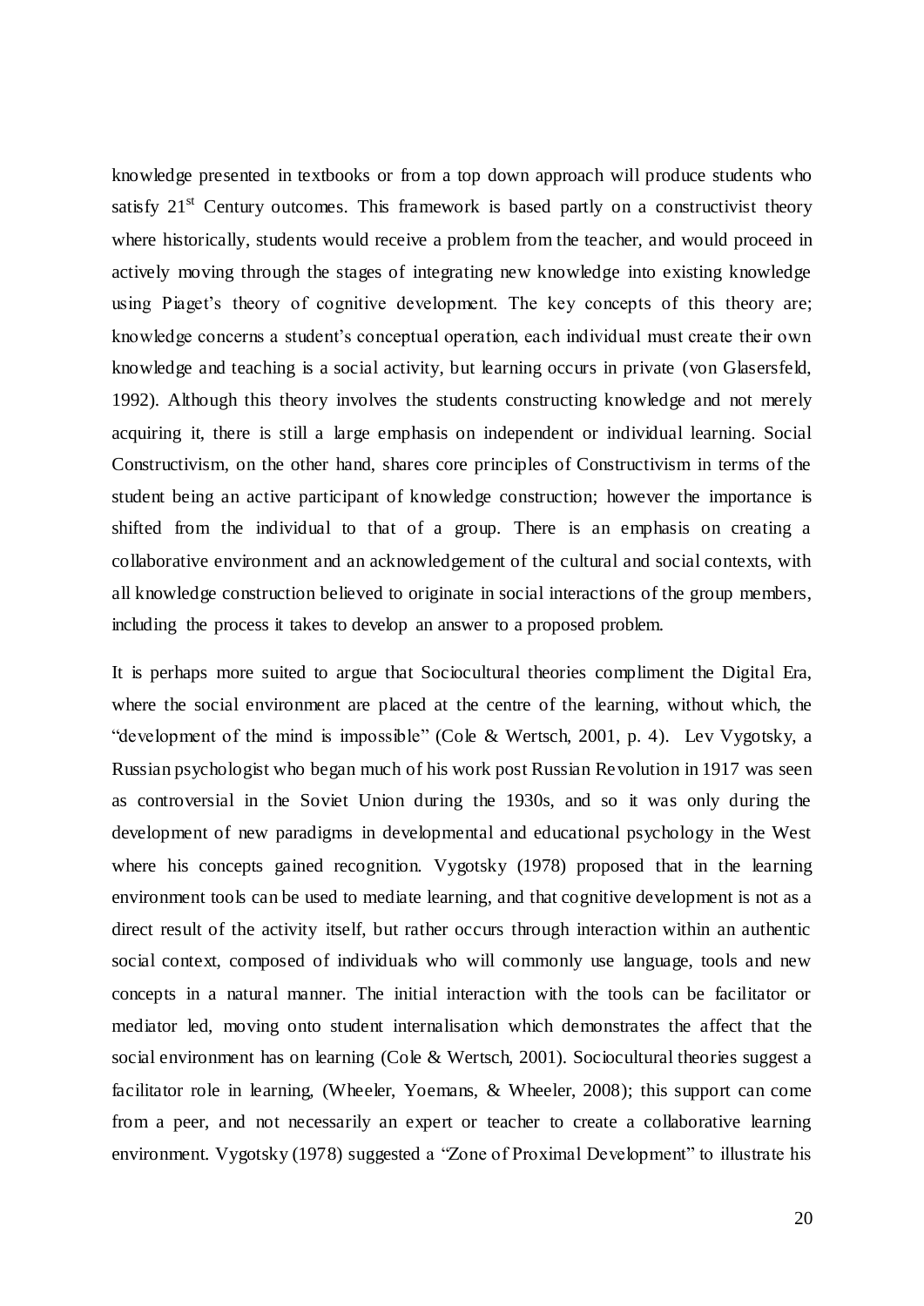knowledge presented in textbooks or from a top down approach will produce students who satisfy 21st Century outcomes. This framework is based partly on a constructivist theory where historically, students would receive a problem from the teacher, and would proceed in actively moving through the stages of integrating new knowledge into existing knowledge using Piaget's theory of cognitive development. The key concepts of this theory are; knowledge concerns a student's conceptual operation, each individual must create their own knowledge and teaching is a social activity, but learning occurs in private (von Glasersfeld, 1992). Although this theory involves the students constructing knowledge and not merely acquiring it, there is still a large emphasis on independent or individual learning. Social Constructivism, on the other hand, shares core principles of Constructivism in terms of the student being an active participant of knowledge construction; however the importance is shifted from the individual to that of a group. There is an emphasis on creating a collaborative environment and an acknowledgement of the cultural and social contexts, with all knowledge construction believed to originate in social interactions of the group members, including the process it takes to develop an answer to a proposed problem.

It is perhaps more suited to argue that Sociocultural theories compliment the Digital Era, where the social environment are placed at the centre of the learning, without which, the "development of the mind is impossible" (Cole & Wertsch, 2001, p. 4). Lev Vygotsky, a Russian psychologist who began much of his work post Russian Revolution in 1917 was seen as controversial in the Soviet Union during the 1930s, and so it was only during the development of new paradigms in developmental and educational psychology in the West where his concepts gained recognition. Vygotsky (1978) proposed that in the learning environment tools can be used to mediate learning, and that cognitive development is not as a direct result of the activity itself, but rather occurs through interaction within an authentic social context, composed of individuals who will commonly use language, tools and new concepts in a natural manner. The initial interaction with the tools can be facilitator or mediator led, moving onto student internalisation which demonstrates the affect that the social environment has on learning (Cole & Wertsch, 2001). Sociocultural theories suggest a facilitator role in learning, (Wheeler, Yoemans, & Wheeler, 2008); this support can come from a peer, and not necessarily an expert or teacher to create a collaborative learning environment. Vygotsky (1978) suggested a "Zone of Proximal Development" to illustrate his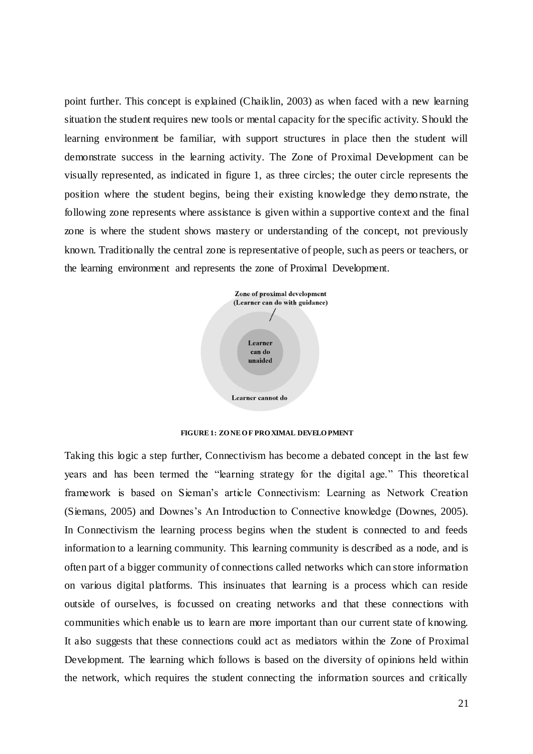point further. This concept is explained (Chaiklin, 2003) as when faced with a new learning situation the student requires new tools or mental capacity for the specific activity. Should the learning environment be familiar, with support structures in place then the student will demonstrate success in the learning activity. The Zone of Proximal Development can be visually represented, as indicated in figure 1, as three circles; the outer circle represents the position where the student begins, being their existing knowledge they demonstrate, the following zone represents where assistance is given within a supportive context and the final zone is where the student shows mastery or understanding of the concept, not previously known. Traditionally the central zone is representative of people, such as peers or teachers, or the learning environment and represents the zone of Proximal Development.

Zone of proximal development
(Learner can do with guidance)

Learner can do unaided

Learner cannot do

**FIGURE 1: ZONE OF PROXIMAL DEVELOPMENT**

Taking this logic a step further, Connectivism has become a debated concept in the last few years and has been termed the "learning strategy for the digital age." This theoretical framework is based on Sieman's article Connectivism: Learning as Network Creation (Siemans, 2005) and Downes's An Introduction to Connective knowledge (Downes, 2005). In Connectivism the learning process begins when the student is connected to and feeds information to a learning community. This learning community is described as a node, and is often part of a bigger community of connections called networks which can store information on various digital platforms. This insinuates that learning is a process which can reside outside of ourselves, is focussed on creating networks and that these connections with communities which enable us to learn are more important than our current state of knowing. It also suggests that these connections could act as mediators within the Zone of Proximal Development. The learning which follows is based on the diversity of opinions held within the network, which requires the student connecting the information sources and critically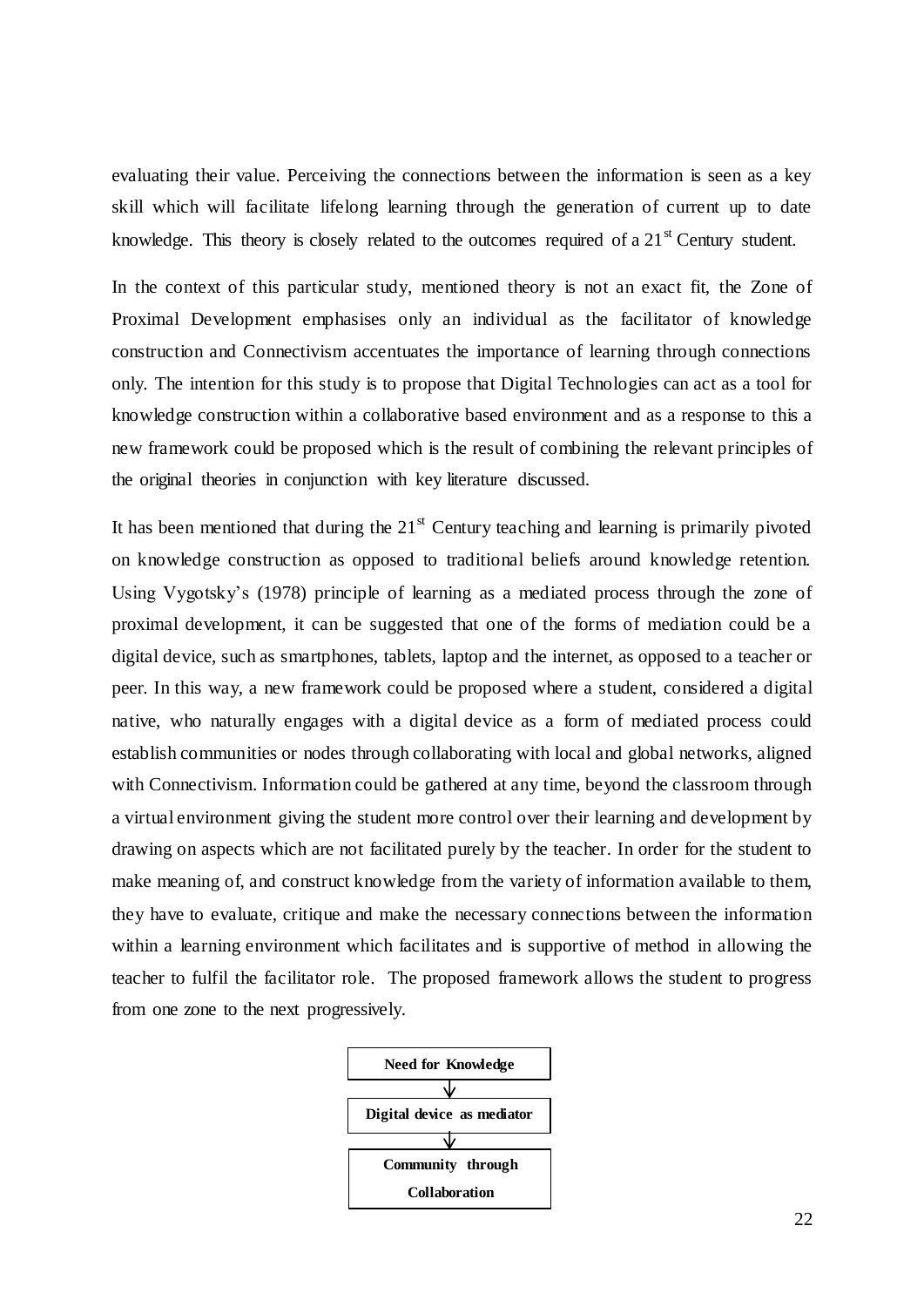evaluating their value. Perceiving the connections between the information is seen as a key skill which will facilitate lifelong learning through the generation of current up to date knowledge. This theory is closely related to the outcomes required of a 21st Century student.

In the context of this particular study, mentioned theory is not an exact fit, the Zone of Proximal Development emphasises only an individual as the facilitator of knowledge construction and Connectivism accentuates the importance of learning through connections only. The intention for this study is to propose that Digital Technologies can act as a tool for knowledge construction within a collaborative based environment and as a response to this a new framework could be proposed which is the result of combining the relevant principles of the original theories in conjunction with key literature discussed.

It has been mentioned that during the 21st Century teaching and learning is primarily pivoted on knowledge construction as opposed to traditional beliefs around knowledge retention. Using Vygotsky's (1978) principle of learning as a mediated process through the zone of proximal development, it can be suggested that one of the forms of mediation could be a digital device, such as smartphones, tablets, laptop and the internet, as opposed to a teacher or peer. In this way, a new framework could be proposed where a student, considered a digital native, who naturally engages with a digital device as a form of mediated process could establish communities or nodes through collaborating with local and global networks, aligned with Connectivism. Information could be gathered at any time, beyond the classroom through a virtual environment giving the student more control over their learning and development by drawing on aspects which are not facilitated purely by the teacher. In order for the student to make meaning of, and construct knowledge from the variety of information available to them, they have to evaluate, critique and make the necessary connections between the information within a learning environment which facilitates and is supportive of method in allowing the teacher to fulfil the facilitator role. The proposed framework allows the student to progress from one zone to the next progressively.

**Need for Knowledge**

↓

**Digital device as mediator**

↓

**Community through Collaboration**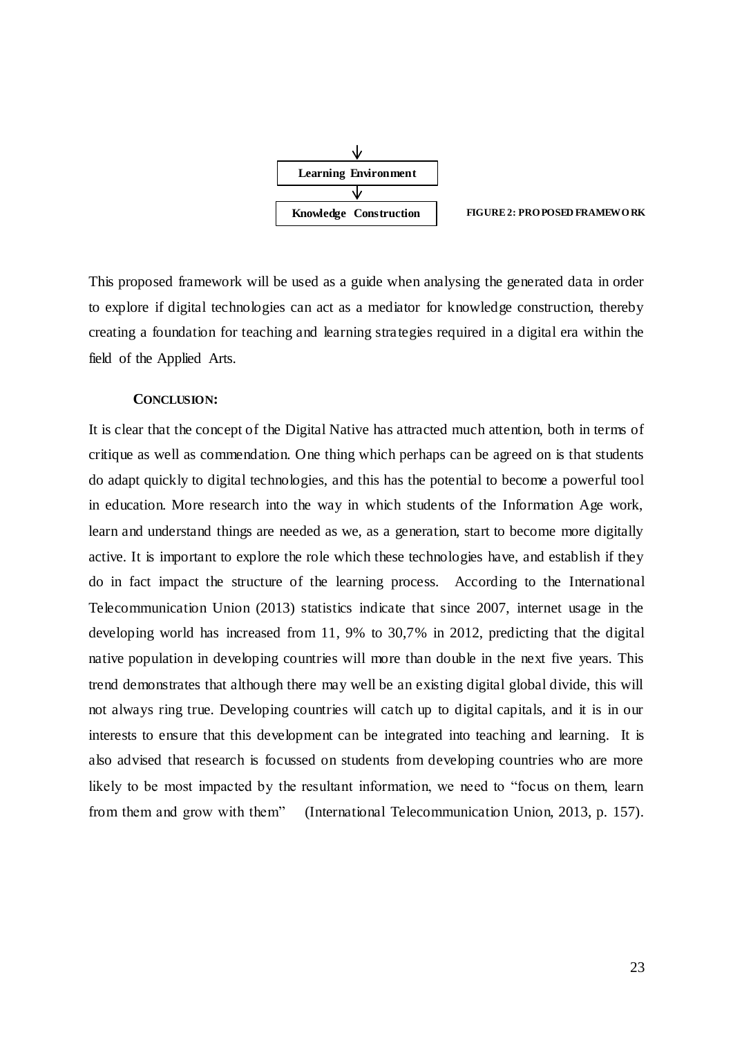**Learning Environment**

**Knowledge Construction**

**FIGURE 2: PROPOSED FRAMEWORK**

This proposed framework will be used as a guide when analysing the generated data in order to explore if digital technologies can act as a mediator for knowledge construction, thereby creating a foundation for teaching and learning strategies required in a digital era within the field of the Applied Arts.

**CONCLUSION:**

It is clear that the concept of the Digital Native has attracted much attention, both in terms of critique as well as commendation. One thing which perhaps can be agreed on is that students do adapt quickly to digital technologies, and this has the potential to become a powerful tool in education. More research into the way in which students of the Information Age work, learn and understand things are needed as we, as a generation, start to become more digitally active. It is important to explore the role which these technologies have, and establish if they do in fact impact the structure of the learning process. According to the International Telecommunication Union (2013) statistics indicate that since 2007, internet usage in the developing world has increased from 11, 9% to 30,7% in 2012, predicting that the digital native population in developing countries will more than double in the next five years. This trend demonstrates that although there may well be an existing digital global divide, this will not always ring true. Developing countries will catch up to digital capitals, and it is in our interests to ensure that this development can be integrated into teaching and learning. It is also advised that research is focussed on students from developing countries who are more likely to be most impacted by the resultant information, we need to "focus on them, learn from them and grow with them" (International Telecommunication Union, 2013, p. 157).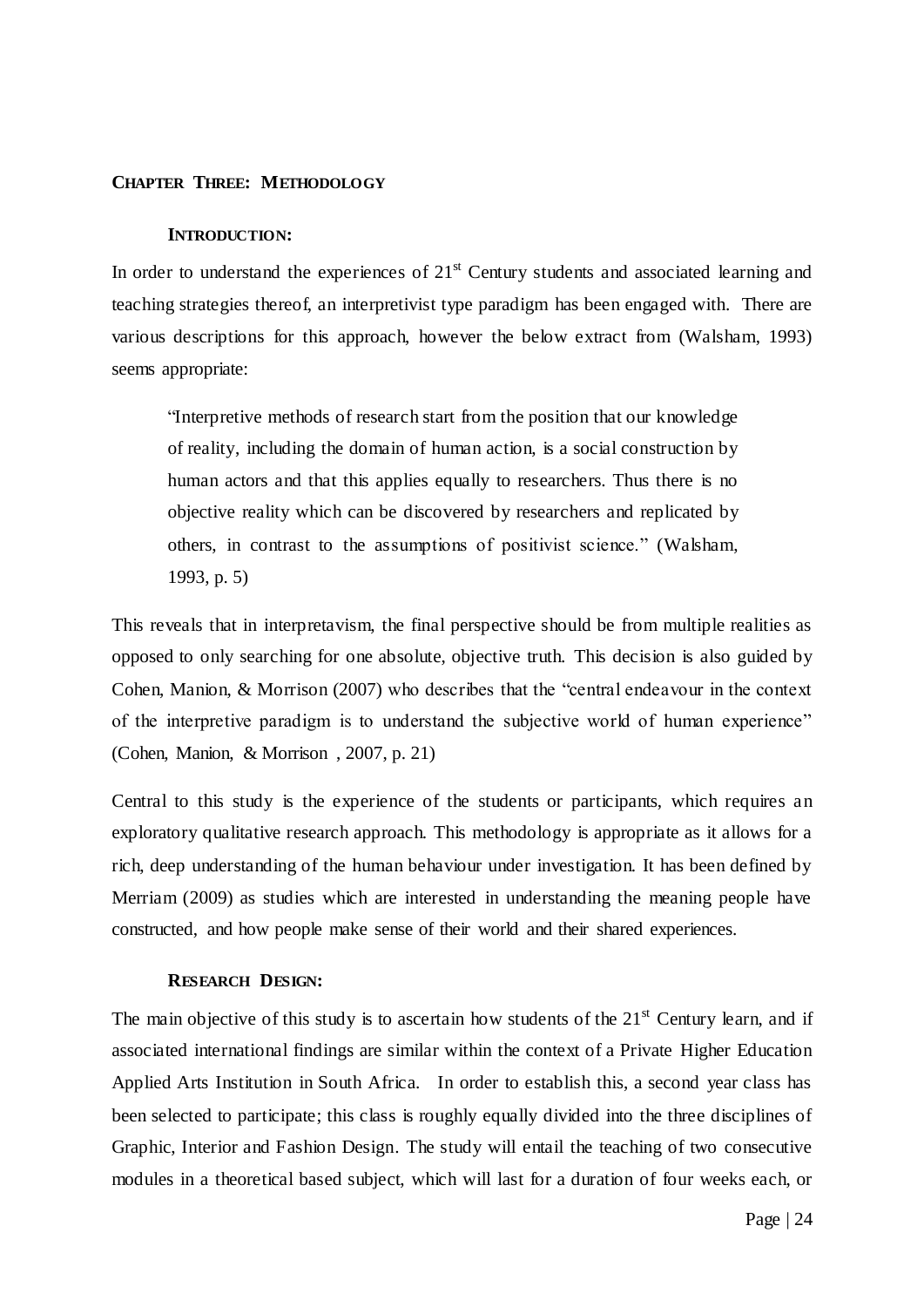# CHAPTER THREE: METHODOLOGY

## INTRODUCTION:

In order to understand the experiences of 21st Century students and associated learning and teaching strategies thereof, an interpretivist type paradigm has been engaged with. There are various descriptions for this approach, however the below extract from (Walsham, 1993) seems appropriate:

> "Interpretive methods of research start from the position that our knowledge of reality, including the domain of human action, is a social construction by human actors and that this applies equally to researchers. Thus there is no objective reality which can be discovered by researchers and replicated by others, in contrast to the assumptions of positivist science." (Walsham, 1993, p. 5)

This reveals that in interpretavism, the final perspective should be from multiple realities as opposed to only searching for one absolute, objective truth. This decision is also guided by Cohen, Manion, & Morrison (2007) who describes that the "central endeavour in the context of the interpretive paradigm is to understand the subjective world of human experience" (Cohen, Manion, & Morrison , 2007, p. 21)

Central to this study is the experience of the students or participants, which requires an exploratory qualitative research approach. This methodology is appropriate as it allows for a rich, deep understanding of the human behaviour under investigation. It has been defined by Merriam (2009) as studies which are interested in understanding the meaning people have constructed, and how people make sense of their world and their shared experiences.

## RESEARCH DESIGN:

The main objective of this study is to ascertain how students of the 21st Century learn, and if associated international findings are similar within the context of a Private Higher Education Applied Arts Institution in South Africa. In order to establish this, a second year class has been selected to participate; this class is roughly equally divided into the three disciplines of Graphic, Interior and Fashion Design. The study will entail the teaching of two consecutive modules in a theoretical based subject, which will last for a duration of four weeks each, or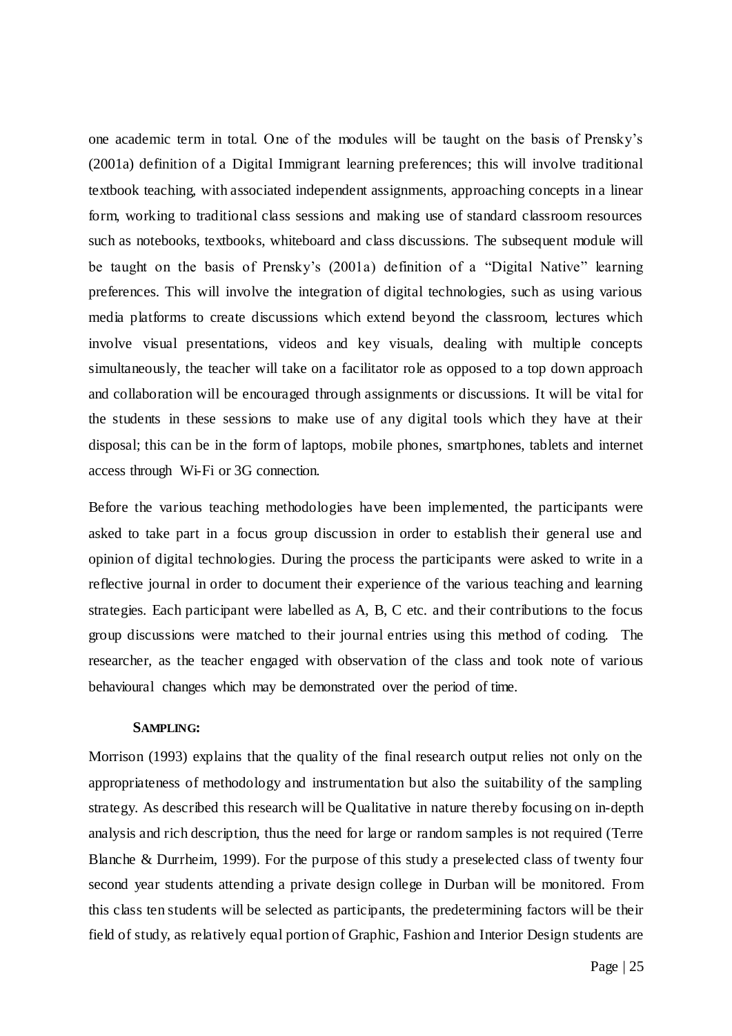one academic term in total. One of the modules will be taught on the basis of Prensky's (2001a) definition of a Digital Immigrant learning preferences; this will involve traditional textbook teaching, with associated independent assignments, approaching concepts in a linear form, working to traditional class sessions and making use of standard classroom resources such as notebooks, textbooks, whiteboard and class discussions. The subsequent module will be taught on the basis of Prensky's (2001a) definition of a "Digital Native" learning preferences. This will involve the integration of digital technologies, such as using various media platforms to create discussions which extend beyond the classroom, lectures which involve visual presentations, videos and key visuals, dealing with multiple concepts simultaneously, the teacher will take on a facilitator role as opposed to a top down approach and collaboration will be encouraged through assignments or discussions. It will be vital for the students in these sessions to make use of any digital tools which they have at their disposal; this can be in the form of laptops, mobile phones, smartphones, tablets and internet access through Wi-Fi or 3G connection.

Before the various teaching methodologies have been implemented, the participants were asked to take part in a focus group discussion in order to establish their general use and opinion of digital technologies. During the process the participants were asked to write in a reflective journal in order to document their experience of the various teaching and learning strategies. Each participant were labelled as A, B, C etc. and their contributions to the focus group discussions were matched to their journal entries using this method of coding. The researcher, as the teacher engaged with observation of the class and took note of various behavioural changes which may be demonstrated over the period of time.

#### SAMPLING:

Morrison (1993) explains that the quality of the final research output relies not only on the appropriateness of methodology and instrumentation but also the suitability of the sampling strategy. As described this research will be Qualitative in nature thereby focusing on in-depth analysis and rich description, thus the need for large or random samples is not required (Terre Blanche & Durrheim, 1999). For the purpose of this study a preselected class of twenty four second year students attending a private design college in Durban will be monitored. From this class ten students will be selected as participants, the predetermining factors will be their field of study, as relatively equal portion of Graphic, Fashion and Interior Design students are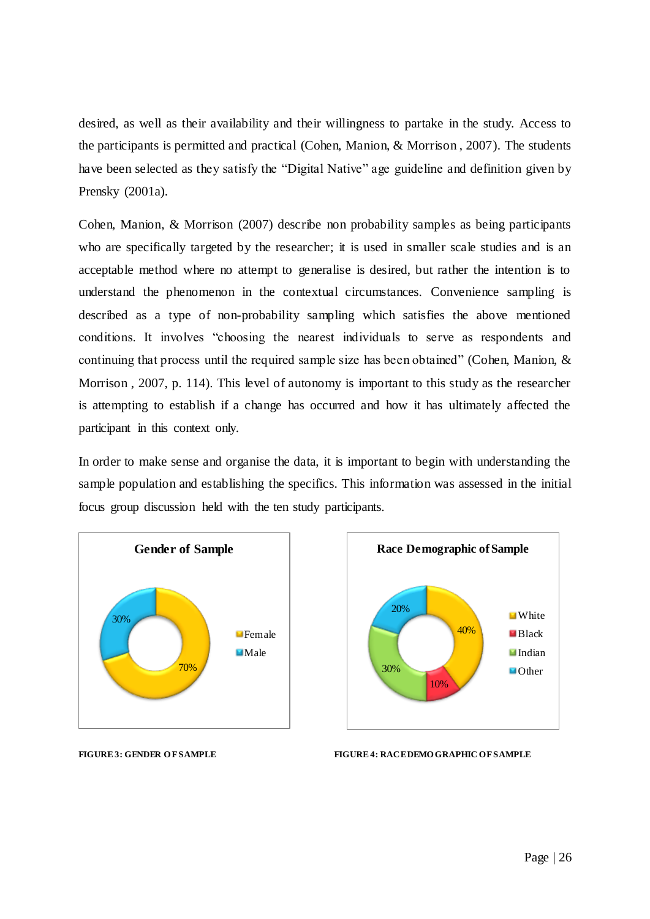desired, as well as their availability and their willingness to partake in the study. Access to the participants is permitted and practical (Cohen, Manion, & Morrison , 2007). The students have been selected as they satisfy the "Digital Native" age guideline and definition given by Prensky (2001a).

Cohen, Manion, & Morrison (2007) describe non probability samples as being participants who are specifically targeted by the researcher; it is used in smaller scale studies and is an acceptable method where no attempt to generalise is desired, but rather the intention is to understand the phenomenon in the contextual circumstances. Convenience sampling is described as a type of non-probability sampling which satisfies the above mentioned conditions. It involves "choosing the nearest individuals to serve as respondents and continuing that process until the required sample size has been obtained" (Cohen, Manion, & Morrison , 2007, p. 114). This level of autonomy is important to this study as the researcher is attempting to establish if a change has occurred and how it has ultimately affected the participant in this context only.

In order to make sense and organise the data, it is important to begin with understanding the sample population and establishing the specifics. This information was assessed in the initial focus group discussion held with the ten study participants.

**Gender of Sample**

| Gender | Percentage |
|---|---|
| Female | 70% |
| Male | 30% |

FIGURE 3: GENDER OF SAMPLE

**Race Demographic of Sample**

| Race | Percentage |
|---|---|
| White | 40% |
| Black | 10% |
| Indian | 30% |
| Other | 20% |

FIGURE 4: RACE DEMOGRAPHIC OF SAMPLE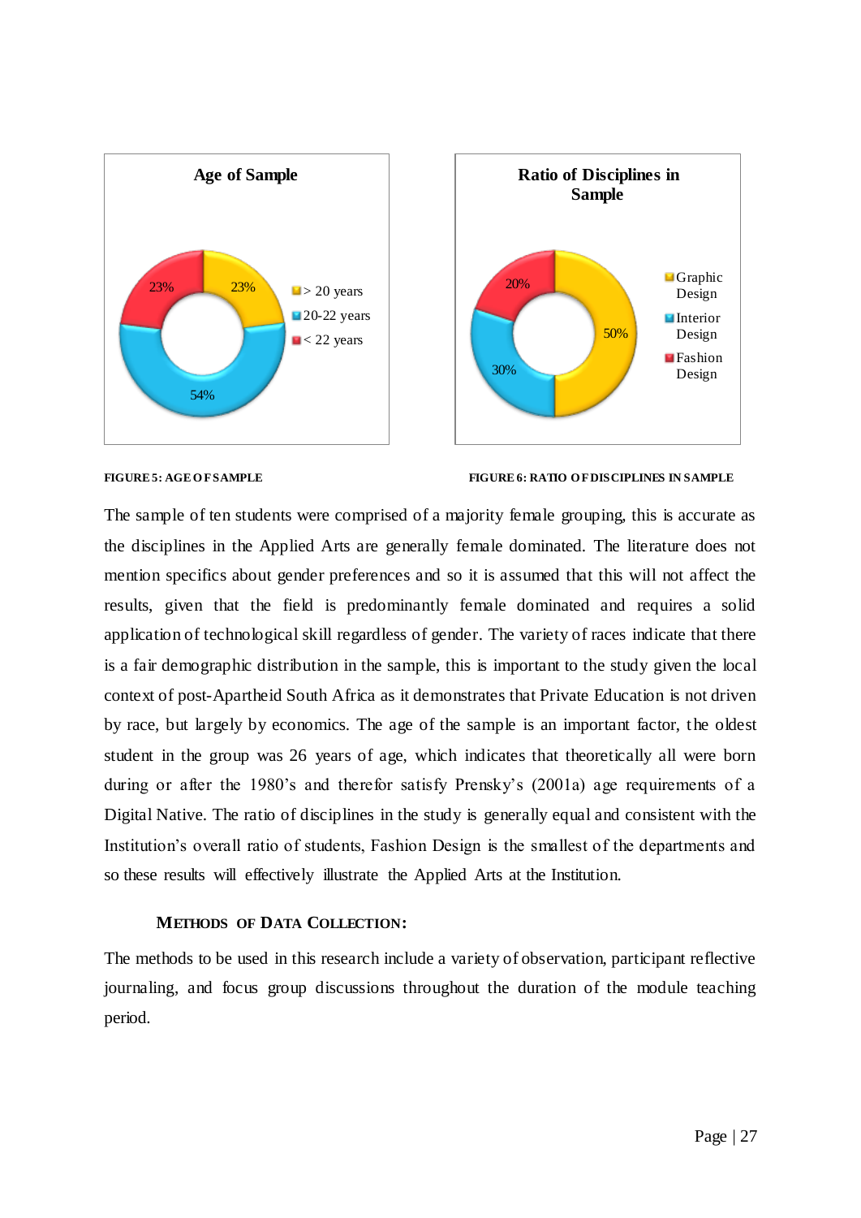FIGURE 5: AGE OF SAMPLE

FIGURE 6: RATIO OF DISCIPLINES IN SAMPLE

The sample of ten students were comprised of a majority female grouping, this is accurate as the disciplines in the Applied Arts are generally female dominated. The literature does not mention specifics about gender preferences and so it is assumed that this will not affect the results, given that the field is predominantly female dominated and requires a solid application of technological skill regardless of gender. The variety of races indicate that there is a fair demographic distribution in the sample, this is important to the study given the local context of post-Apartheid South Africa as it demonstrates that Private Education is not driven by race, but largely by economics. The age of the sample is an important factor, the oldest student in the group was 26 years of age, which indicates that theoretically all were born during or after the 1980's and therefor satisfy Prensky's (2001a) age requirements of a Digital Native. The ratio of disciplines in the study is generally equal and consistent with the Institution's overall ratio of students, Fashion Design is the smallest of the departments and so these results will effectively illustrate the Applied Arts at the Institution.

### METHODS OF DATA COLLECTION:

The methods to be used in this research include a variety of observation, participant reflective journaling, and focus group discussions throughout the duration of the module teaching period.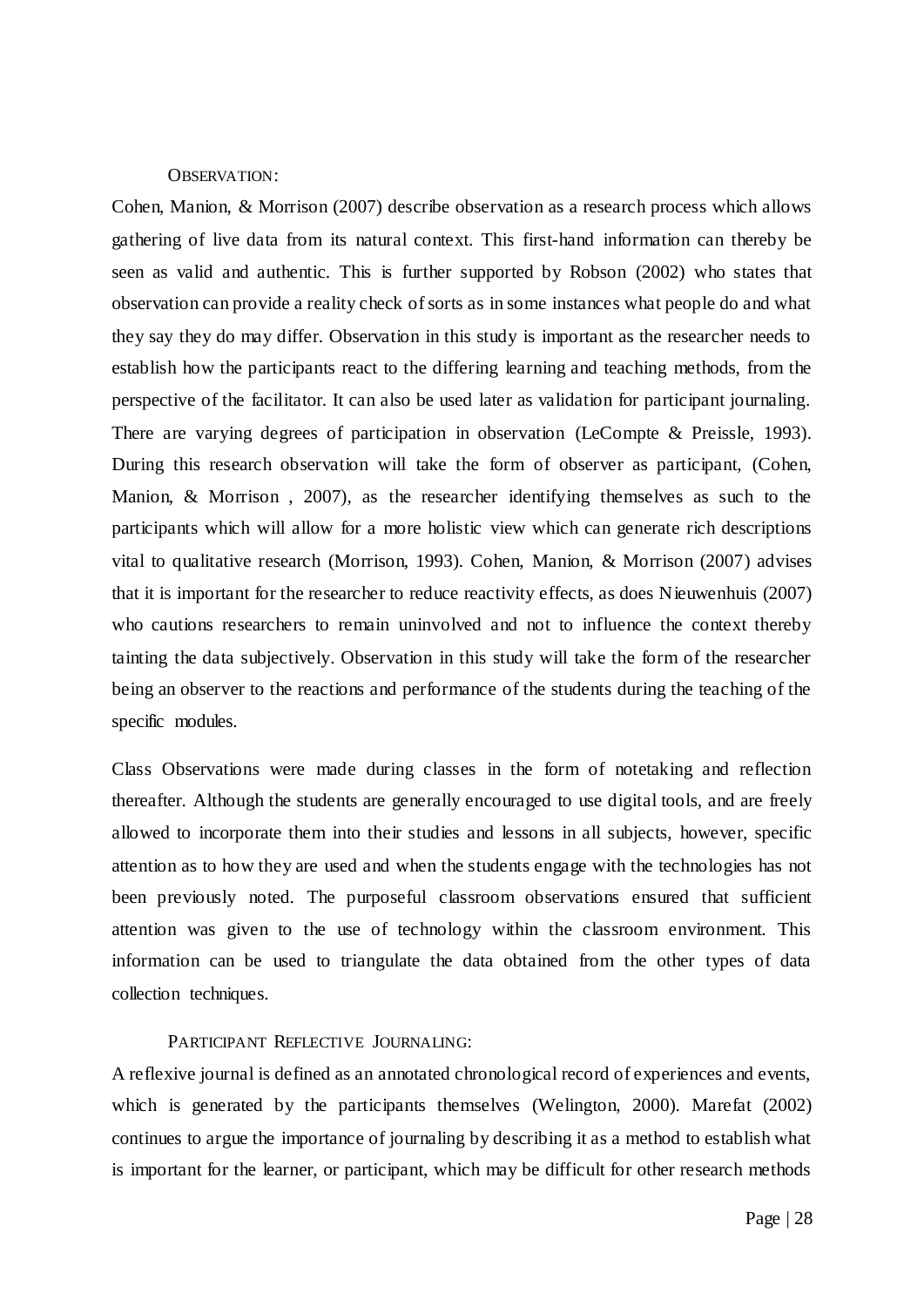### Observation:

Cohen, Manion, & Morrison (2007) describe observation as a research process which allows gathering of live data from its natural context. This first-hand information can thereby be seen as valid and authentic. This is further supported by Robson (2002) who states that observation can provide a reality check of sorts as in some instances what people do and what they say they do may differ. Observation in this study is important as the researcher needs to establish how the participants react to the differing learning and teaching methods, from the perspective of the facilitator. It can also be used later as validation for participant journaling. There are varying degrees of participation in observation (LeCompte & Preissle, 1993). During this research observation will take the form of observer as participant, (Cohen, Manion, & Morrison , 2007), as the researcher identifying themselves as such to the participants which will allow for a more holistic view which can generate rich descriptions vital to qualitative research (Morrison, 1993). Cohen, Manion, & Morrison (2007) advises that it is important for the researcher to reduce reactivity effects, as does Nieuwenhuis (2007) who cautions researchers to remain uninvolved and not to influence the context thereby tainting the data subjectively. Observation in this study will take the form of the researcher being an observer to the reactions and performance of the students during the teaching of the specific modules.

Class Observations were made during classes in the form of notetaking and reflection thereafter. Although the students are generally encouraged to use digital tools, and are freely allowed to incorporate them into their studies and lessons in all subjects, however, specific attention as to how they are used and when the students engage with the technologies has not been previously noted. The purposeful classroom observations ensured that sufficient attention was given to the use of technology within the classroom environment. This information can be used to triangulate the data obtained from the other types of data collection techniques.

### Participant Reflective Journaling:

A reflexive journal is defined as an annotated chronological record of experiences and events, which is generated by the participants themselves (Welington, 2000). Marefat (2002) continues to argue the importance of journaling by describing it as a method to establish what is important for the learner, or participant, which may be difficult for other research methods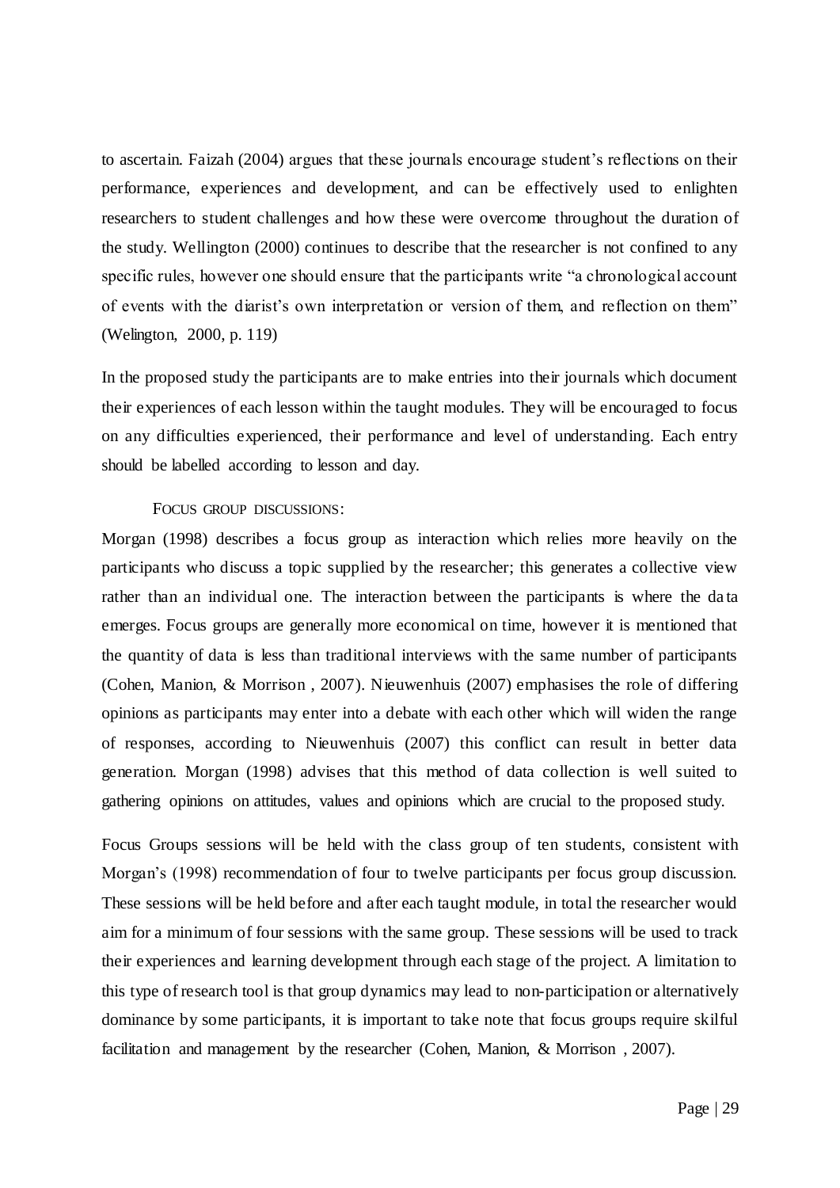to ascertain. Faizah (2004) argues that these journals encourage student's reflections on their performance, experiences and development, and can be effectively used to enlighten researchers to student challenges and how these were overcome throughout the duration of the study. Wellington (2000) continues to describe that the researcher is not confined to any specific rules, however one should ensure that the participants write "a chronological account of events with the diarist's own interpretation or version of them, and reflection on them" (Welington, 2000, p. 119)

In the proposed study the participants are to make entries into their journals which document their experiences of each lesson within the taught modules. They will be encouraged to focus on any difficulties experienced, their performance and level of understanding. Each entry should be labelled according to lesson and day.

#### FOCUS GROUP DISCUSSIONS:

Morgan (1998) describes a focus group as interaction which relies more heavily on the participants who discuss a topic supplied by the researcher; this generates a collective view rather than an individual one. The interaction between the participants is where the data emerges. Focus groups are generally more economical on time, however it is mentioned that the quantity of data is less than traditional interviews with the same number of participants (Cohen, Manion, & Morrison , 2007). Nieuwenhuis (2007) emphasises the role of differing opinions as participants may enter into a debate with each other which will widen the range of responses, according to Nieuwenhuis (2007) this conflict can result in better data generation. Morgan (1998) advises that this method of data collection is well suited to gathering opinions on attitudes, values and opinions which are crucial to the proposed study.

Focus Groups sessions will be held with the class group of ten students, consistent with Morgan's (1998) recommendation of four to twelve participants per focus group discussion. These sessions will be held before and after each taught module, in total the researcher would aim for a minimum of four sessions with the same group. These sessions will be used to track their experiences and learning development through each stage of the project. A limitation to this type of research tool is that group dynamics may lead to non-participation or alternatively dominance by some participants, it is important to take note that focus groups require skilful facilitation and management by the researcher (Cohen, Manion, & Morrison , 2007).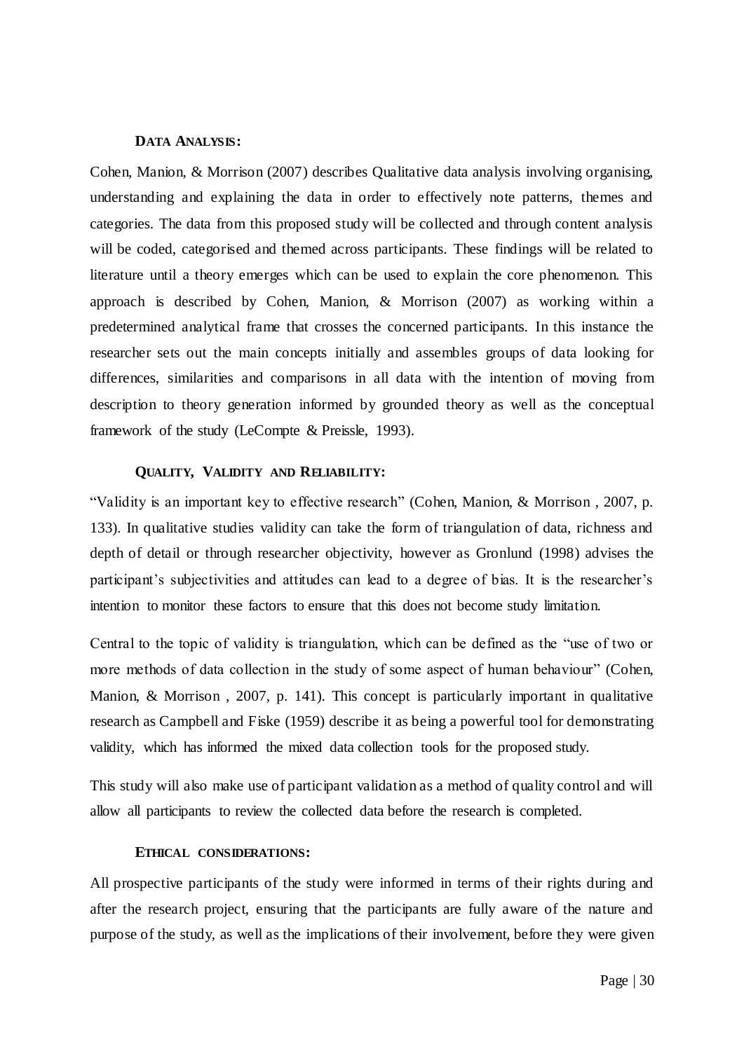### **Data Analysis:**

Cohen, Manion, & Morrison (2007) describes Qualitative data analysis involving organising, understanding and explaining the data in order to effectively note patterns, themes and categories. The data from this proposed study will be collected and through content analysis will be coded, categorised and themed across participants. These findings will be related to literature until a theory emerges which can be used to explain the core phenomenon. This approach is described by Cohen, Manion, & Morrison (2007) as working within a predetermined analytical frame that crosses the concerned participants. In this instance the researcher sets out the main concepts initially and assembles groups of data looking for differences, similarities and comparisons in all data with the intention of moving from description to theory generation informed by grounded theory as well as the conceptual framework of the study (LeCompte & Preissle, 1993).

### **Quality, Validity and Reliability:**

"Validity is an important key to effective research" (Cohen, Manion, & Morrison , 2007, p. 133). In qualitative studies validity can take the form of triangulation of data, richness and depth of detail or through researcher objectivity, however as Gronlund (1998) advises the participant's subjectivities and attitudes can lead to a degree of bias. It is the researcher's intention to monitor these factors to ensure that this does not become study limitation.

Central to the topic of validity is triangulation, which can be defined as the "use of two or more methods of data collection in the study of some aspect of human behaviour" (Cohen, Manion, & Morrison , 2007, p. 141). This concept is particularly important in qualitative research as Campbell and Fiske (1959) describe it as being a powerful tool for demonstrating validity, which has informed the mixed data collection tools for the proposed study.

This study will also make use of participant validation as a method of quality control and will allow all participants to review the collected data before the research is completed.

### **Ethical Considerations:**

All prospective participants of the study were informed in terms of their rights during and after the research project, ensuring that the participants are fully aware of the nature and purpose of the study, as well as the implications of their involvement, before they were given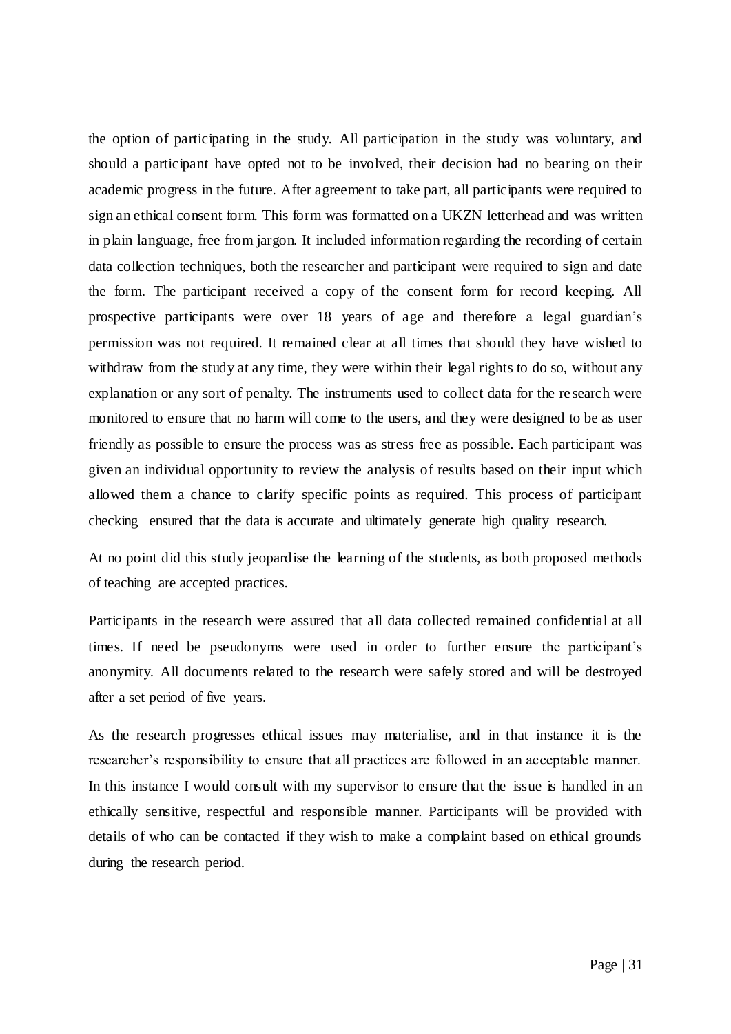the option of participating in the study. All participation in the study was voluntary, and should a participant have opted not to be involved, their decision had no bearing on their academic progress in the future. After agreement to take part, all participants were required to sign an ethical consent form. This form was formatted on a UKZN letterhead and was written in plain language, free from jargon. It included information regarding the recording of certain data collection techniques, both the researcher and participant were required to sign and date the form. The participant received a copy of the consent form for record keeping. All prospective participants were over 18 years of age and therefore a legal guardian's permission was not required. It remained clear at all times that should they have wished to withdraw from the study at any time, they were within their legal rights to do so, without any explanation or any sort of penalty. The instruments used to collect data for the research were monitored to ensure that no harm will come to the users, and they were designed to be as user friendly as possible to ensure the process was as stress free as possible. Each participant was given an individual opportunity to review the analysis of results based on their input which allowed them a chance to clarify specific points as required. This process of participant checking ensured that the data is accurate and ultimately generate high quality research.

At no point did this study jeopardise the learning of the students, as both proposed methods of teaching are accepted practices.

Participants in the research were assured that all data collected remained confidential at all times. If need be pseudonyms were used in order to further ensure the participant's anonymity. All documents related to the research were safely stored and will be destroyed after a set period of five years.

As the research progresses ethical issues may materialise, and in that instance it is the researcher's responsibility to ensure that all practices are followed in an acceptable manner. In this instance I would consult with my supervisor to ensure that the issue is handled in an ethically sensitive, respectful and responsible manner. Participants will be provided with details of who can be contacted if they wish to make a complaint based on ethical grounds during the research period.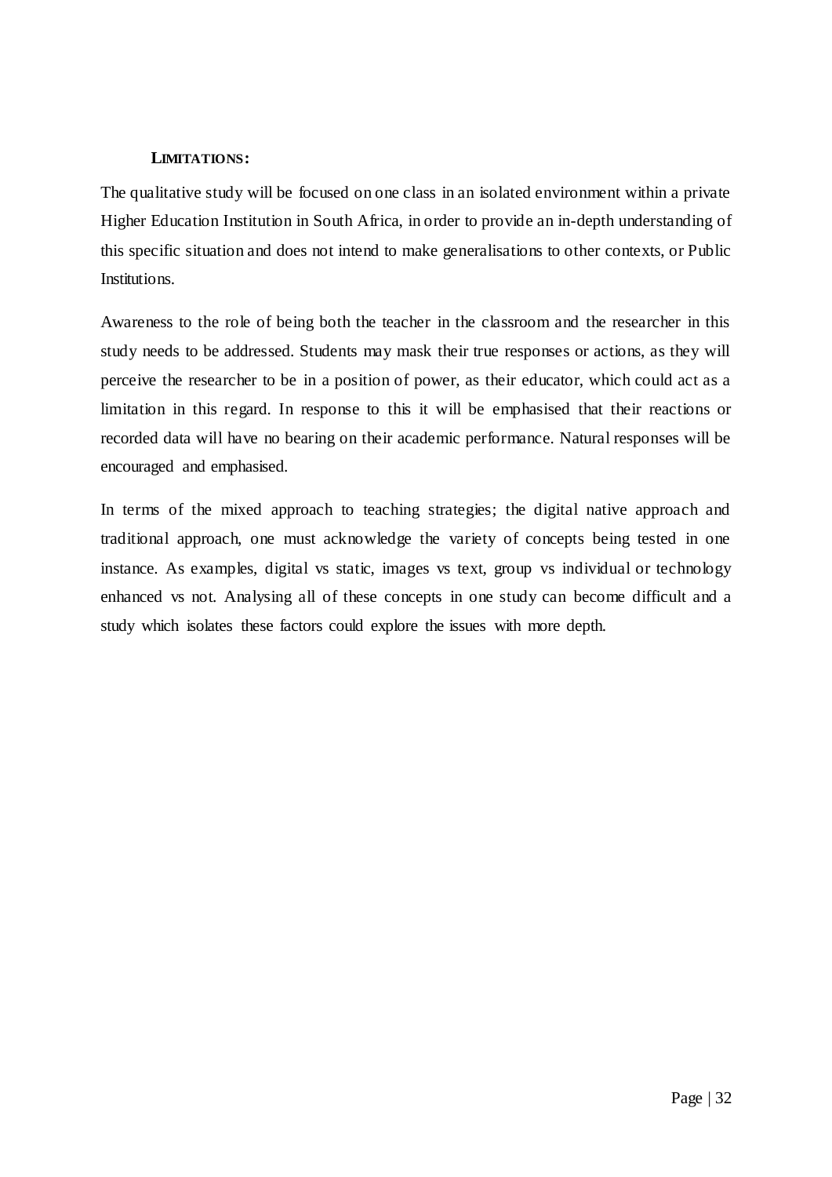**LIMITATIONS:**

The qualitative study will be focused on one class in an isolated environment within a private Higher Education Institution in South Africa, in order to provide an in-depth understanding of this specific situation and does not intend to make generalisations to other contexts, or Public Institutions.

Awareness to the role of being both the teacher in the classroom and the researcher in this study needs to be addressed. Students may mask their true responses or actions, as they will perceive the researcher to be in a position of power, as their educator, which could act as a limitation in this regard. In response to this it will be emphasised that their reactions or recorded data will have no bearing on their academic performance. Natural responses will be encouraged and emphasised.

In terms of the mixed approach to teaching strategies; the digital native approach and traditional approach, one must acknowledge the variety of concepts being tested in one instance. As examples, digital vs static, images vs text, group vs individual or technology enhanced vs not. Analysing all of these concepts in one study can become difficult and a study which isolates these factors could explore the issues with more depth.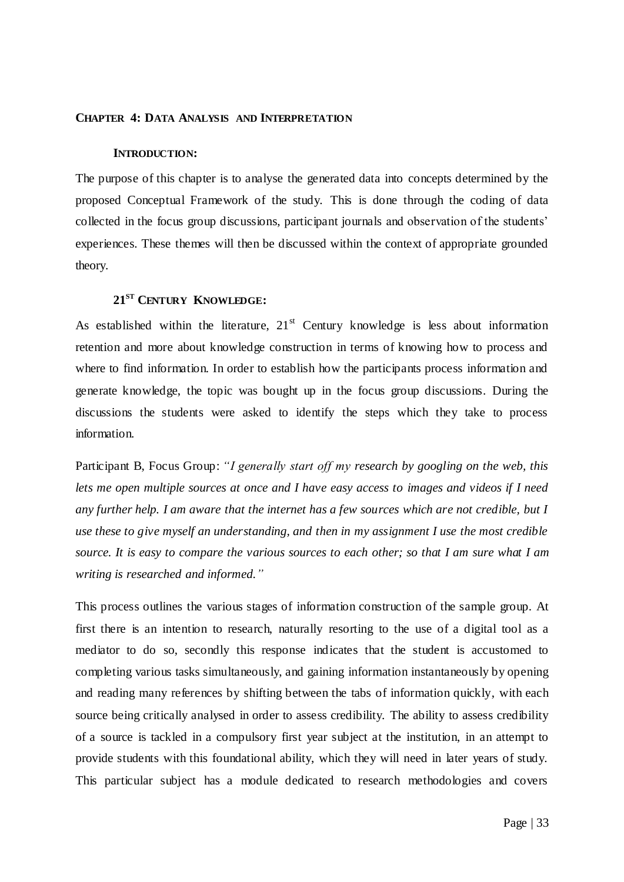# CHAPTER 4: DATA ANALYSIS AND INTERPRETATION

## INTRODUCTION:

The purpose of this chapter is to analyse the generated data into concepts determined by the proposed Conceptual Framework of the study. This is done through the coding of data collected in the focus group discussions, participant journals and observation of the students' experiences. These themes will then be discussed within the context of appropriate grounded theory.

## 21ST CENTURY KNOWLEDGE:

As established within the literature, 21st Century knowledge is less about information retention and more about knowledge construction in terms of knowing how to process and where to find information. In order to establish how the participants process information and generate knowledge, the topic was bought up in the focus group discussions. During the discussions the students were asked to identify the steps which they take to process information.

Participant B, Focus Group: *"I generally start off my research by googling on the web, this lets me open multiple sources at once and I have easy access to images and videos if I need any further help. I am aware that the internet has a few sources which are not credible, but I use these to give myself an understanding, and then in my assignment I use the most credible source. It is easy to compare the various sources to each other; so that I am sure what I am writing is researched and informed."*

This process outlines the various stages of information construction of the sample group. At first there is an intention to research, naturally resorting to the use of a digital tool as a mediator to do so, secondly this response indicates that the student is accustomed to completing various tasks simultaneously, and gaining information instantaneously by opening and reading many references by shifting between the tabs of information quickly, with each source being critically analysed in order to assess credibility. The ability to assess credibility of a source is tackled in a compulsory first year subject at the institution, in an attempt to provide students with this foundational ability, which they will need in later years of study. This particular subject has a module dedicated to research methodologies and covers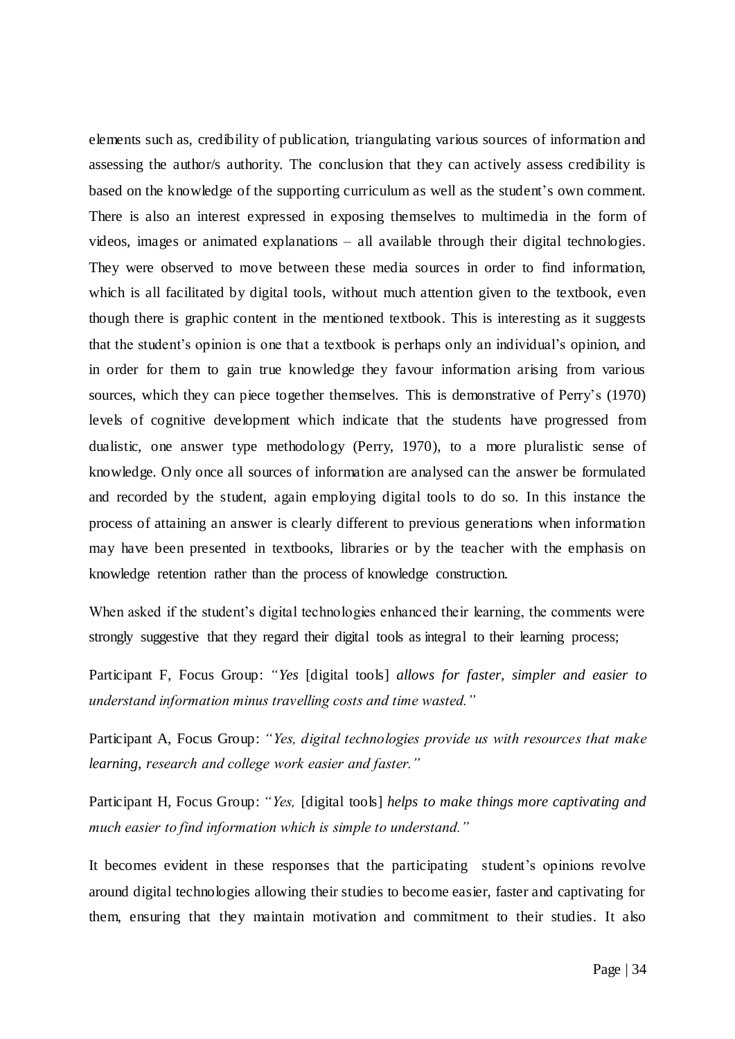elements such as, credibility of publication, triangulating various sources of information and assessing the author/s authority. The conclusion that they can actively assess credibility is based on the knowledge of the supporting curriculum as well as the student's own comment. There is also an interest expressed in exposing themselves to multimedia in the form of videos, images or animated explanations – all available through their digital technologies. They were observed to move between these media sources in order to find information, which is all facilitated by digital tools, without much attention given to the textbook, even though there is graphic content in the mentioned textbook. This is interesting as it suggests that the student's opinion is one that a textbook is perhaps only an individual's opinion, and in order for them to gain true knowledge they favour information arising from various sources, which they can piece together themselves. This is demonstrative of Perry's (1970) levels of cognitive development which indicate that the students have progressed from dualistic, one answer type methodology (Perry, 1970), to a more pluralistic sense of knowledge. Only once all sources of information are analysed can the answer be formulated and recorded by the student, again employing digital tools to do so. In this instance the process of attaining an answer is clearly different to previous generations when information may have been presented in textbooks, libraries or by the teacher with the emphasis on knowledge retention rather than the process of knowledge construction.

When asked if the student's digital technologies enhanced their learning, the comments were strongly suggestive that they regard their digital tools as integral to their learning process;

Participant F, Focus Group: *"Yes* [digital tools] *allows for faster, simpler and easier to understand information minus travelling costs and time wasted."*

Participant A, Focus Group: *"Yes, digital technologies provide us with resources that make learning, research and college work easier and faster."*

Participant H, Focus Group: *"Yes,* [digital tools] *helps to make things more captivating and much easier to find information which is simple to understand."*

It becomes evident in these responses that the participating student's opinions revolve around digital technologies allowing their studies to become easier, faster and captivating for them, ensuring that they maintain motivation and commitment to their studies. It also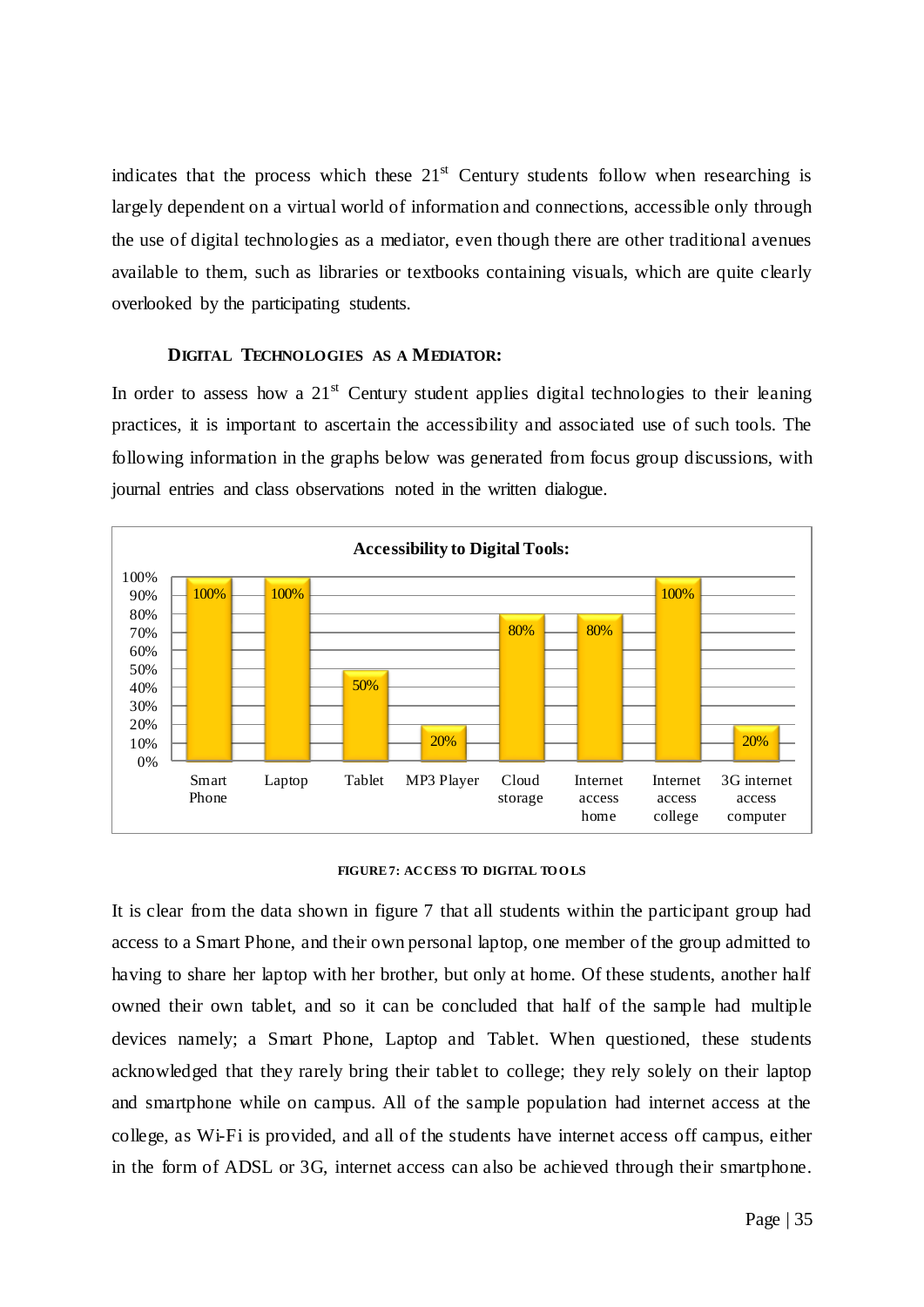indicates that the process which these 21st Century students follow when researching is largely dependent on a virtual world of information and connections, accessible only through the use of digital technologies as a mediator, even though there are other traditional avenues available to them, such as libraries or textbooks containing visuals, which are quite clearly overlooked by the participating students.

### DIGITAL TECHNOLOGIES AS A MEDIATOR:

In order to assess how a 21st Century student applies digital technologies to their leaning practices, it is important to ascertain the accessibility and associated use of such tools. The following information in the graphs below was generated from focus group discussions, with journal entries and class observations noted in the written dialogue.

**Accessibility to Digital Tools:**

| Tool | Percentage |
|---|---|
| Smart Phone | 100% |
| Laptop | 100% |
| Tablet | 50% |
| MP3 Player | 20% |
| Cloud storage | 80% |
| Internet access home | 80% |
| Internet access college | 100% |
| 3G internet access computer | 20% |

FIGURE 7: ACCESS TO DIGITAL TOOLS

It is clear from the data shown in figure 7 that all students within the participant group had access to a Smart Phone, and their own personal laptop, one member of the group admitted to having to share her laptop with her brother, but only at home. Of these students, another half owned their own tablet, and so it can be concluded that half of the sample had multiple devices namely; a Smart Phone, Laptop and Tablet. When questioned, these students acknowledged that they rarely bring their tablet to college; they rely solely on their laptop and smartphone while on campus. All of the sample population had internet access at the college, as Wi-Fi is provided, and all of the students have internet access off campus, either in the form of ADSL or 3G, internet access can also be achieved through their smartphone.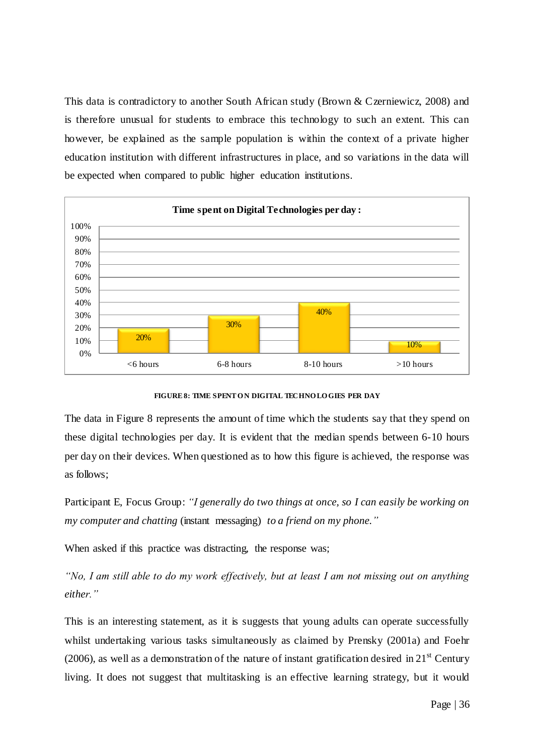This data is contradictory to another South African study (Brown & Czerniewicz, 2008) and is therefore unusual for students to embrace this technology to such an extent. This can however, be explained as the sample population is within the context of a private higher education institution with different infrastructures in place, and so variations in the data will be expected when compared to public higher education institutions.

**Time spent on Digital Technologies per day:**

| Time | Percentage |
|---|---|
| <6 hours | 20% |
| 6-8 hours | 30% |
| 8-10 hours | 40% |
| >10 hours | 10% |

FIGURE 8: TIME SPENT ON DIGITAL TECHNOLOGIES PER DAY

The data in Figure 8 represents the amount of time which the students say that they spend on these digital technologies per day. It is evident that the median spends between 6-10 hours per day on their devices. When questioned as to how this figure is achieved, the response was as follows;

Participant E, Focus Group: *"I generally do two things at once, so I can easily be working on my computer and chatting* (instant messaging) *to a friend on my phone."*

When asked if this practice was distracting, the response was;

*"No, I am still able to do my work effectively, but at least I am not missing out on anything either."*

This is an interesting statement, as it is suggests that young adults can operate successfully whilst undertaking various tasks simultaneously as claimed by Prensky (2001a) and Foehr (2006), as well as a demonstration of the nature of instant gratification desired in 21st Century living. It does not suggest that multitasking is an effective learning strategy, but it would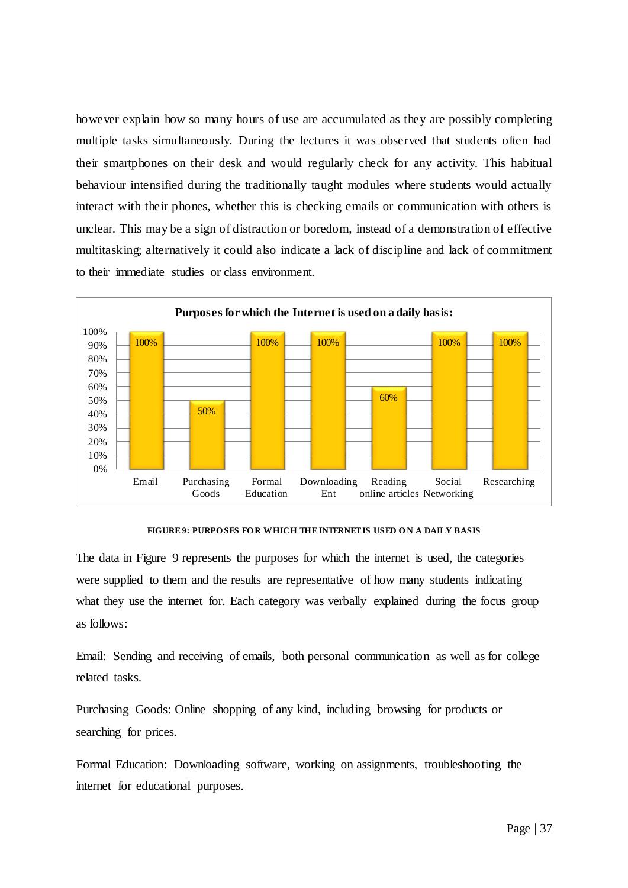however explain how so many hours of use are accumulated as they are possibly completing multiple tasks simultaneously. During the lectures it was observed that students often had their smartphones on their desk and would regularly check for any activity. This habitual behaviour intensified during the traditionally taught modules where students would actually interact with their phones, whether this is checking emails or communication with others is unclear. This may be a sign of distraction or boredom, instead of a demonstration of effective multitasking; alternatively it could also indicate a lack of discipline and lack of commitment to their immediate studies or class environment.

**Purposes for which the Internet is used on a daily basis:**

| Email | Purchasing Goods | Formal Education | Downloading Ent | Reading online articles | Social Networking | Researching |
|---|---|---|---|---|---|---|
| 100% | 50% | 100% | 100% | 60% | 100% | 100% |

**FIGURE 9: PURPOSES FOR WHICH THE INTERNET IS USED ON A DAILY BASIS**

The data in Figure 9 represents the purposes for which the internet is used, the categories were supplied to them and the results are representative of how many students indicating what they use the internet for. Each category was verbally explained during the focus group as follows:

Email: Sending and receiving of emails, both personal communication as well as for college related tasks.

Purchasing Goods: Online shopping of any kind, including browsing for products or searching for prices.

Formal Education: Downloading software, working on assignments, troubleshooting the internet for educational purposes.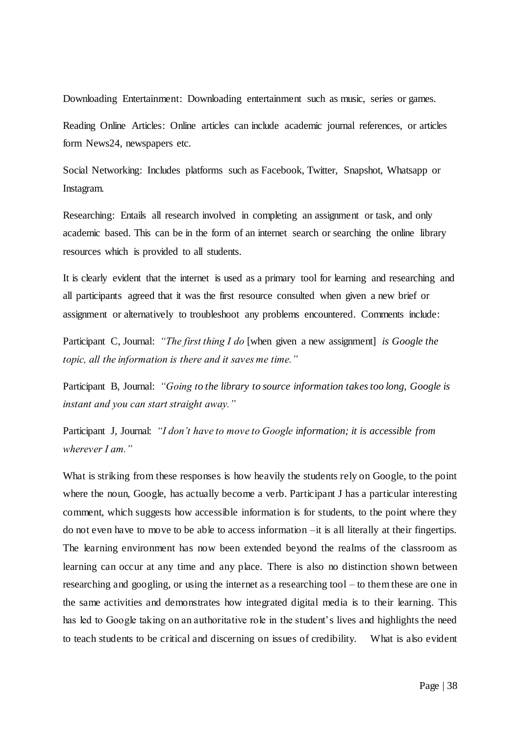Downloading Entertainment: Downloading entertainment such as music, series or games.

Reading Online Articles: Online articles can include academic journal references, or articles form News24, newspapers etc.

Social Networking: Includes platforms such as Facebook, Twitter, Snapshot, Whatsapp or Instagram.

Researching: Entails all research involved in completing an assignment or task, and only academic based. This can be in the form of an internet search or searching the online library resources which is provided to all students.

It is clearly evident that the internet is used as a primary tool for learning and researching and all participants agreed that it was the first resource consulted when given a new brief or assignment or alternatively to troubleshoot any problems encountered. Comments include:

Participant C, Journal: *"The first thing I do* [when given a new assignment] *is Google the topic, all the information is there and it saves me time."*

Participant B, Journal: *"Going to the library to source information takes too long, Google is instant and you can start straight away."*

Participant J, Journal: *"I don't have to move to Google information; it is accessible from wherever I am."*

What is striking from these responses is how heavily the students rely on Google, to the point where the noun, Google, has actually become a verb. Participant J has a particular interesting comment, which suggests how accessible information is for students, to the point where they do not even have to move to be able to access information –it is all literally at their fingertips. The learning environment has now been extended beyond the realms of the classroom as learning can occur at any time and any place. There is also no distinction shown between researching and googling, or using the internet as a researching tool – to them these are one in the same activities and demonstrates how integrated digital media is to their learning. This has led to Google taking on an authoritative role in the student's lives and highlights the need to teach students to be critical and discerning on issues of credibility. What is also evident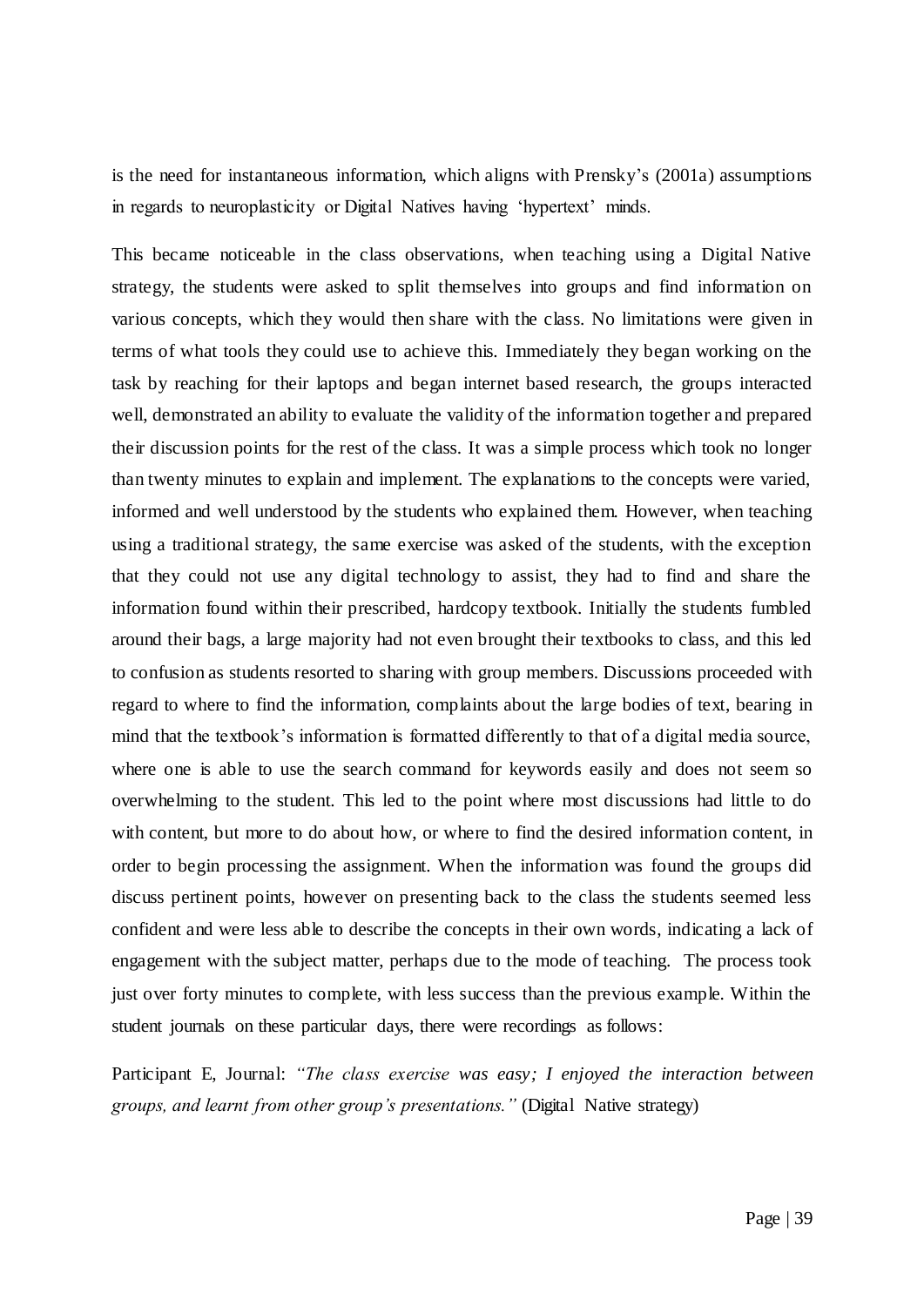is the need for instantaneous information, which aligns with Prensky's (2001a) assumptions in regards to neuroplasticity or Digital Natives having 'hypertext' minds.

This became noticeable in the class observations, when teaching using a Digital Native strategy, the students were asked to split themselves into groups and find information on various concepts, which they would then share with the class. No limitations were given in terms of what tools they could use to achieve this. Immediately they began working on the task by reaching for their laptops and began internet based research, the groups interacted well, demonstrated an ability to evaluate the validity of the information together and prepared their discussion points for the rest of the class. It was a simple process which took no longer than twenty minutes to explain and implement. The explanations to the concepts were varied, informed and well understood by the students who explained them. However, when teaching using a traditional strategy, the same exercise was asked of the students, with the exception that they could not use any digital technology to assist, they had to find and share the information found within their prescribed, hardcopy textbook. Initially the students fumbled around their bags, a large majority had not even brought their textbooks to class, and this led to confusion as students resorted to sharing with group members. Discussions proceeded with regard to where to find the information, complaints about the large bodies of text, bearing in mind that the textbook's information is formatted differently to that of a digital media source, where one is able to use the search command for keywords easily and does not seem so overwhelming to the student. This led to the point where most discussions had little to do with content, but more to do about how, or where to find the desired information content, in order to begin processing the assignment. When the information was found the groups did discuss pertinent points, however on presenting back to the class the students seemed less confident and were less able to describe the concepts in their own words, indicating a lack of engagement with the subject matter, perhaps due to the mode of teaching. The process took just over forty minutes to complete, with less success than the previous example. Within the student journals on these particular days, there were recordings as follows:

Participant E, Journal: *"The class exercise was easy; I enjoyed the interaction between groups, and learnt from other group's presentations."* (Digital Native strategy)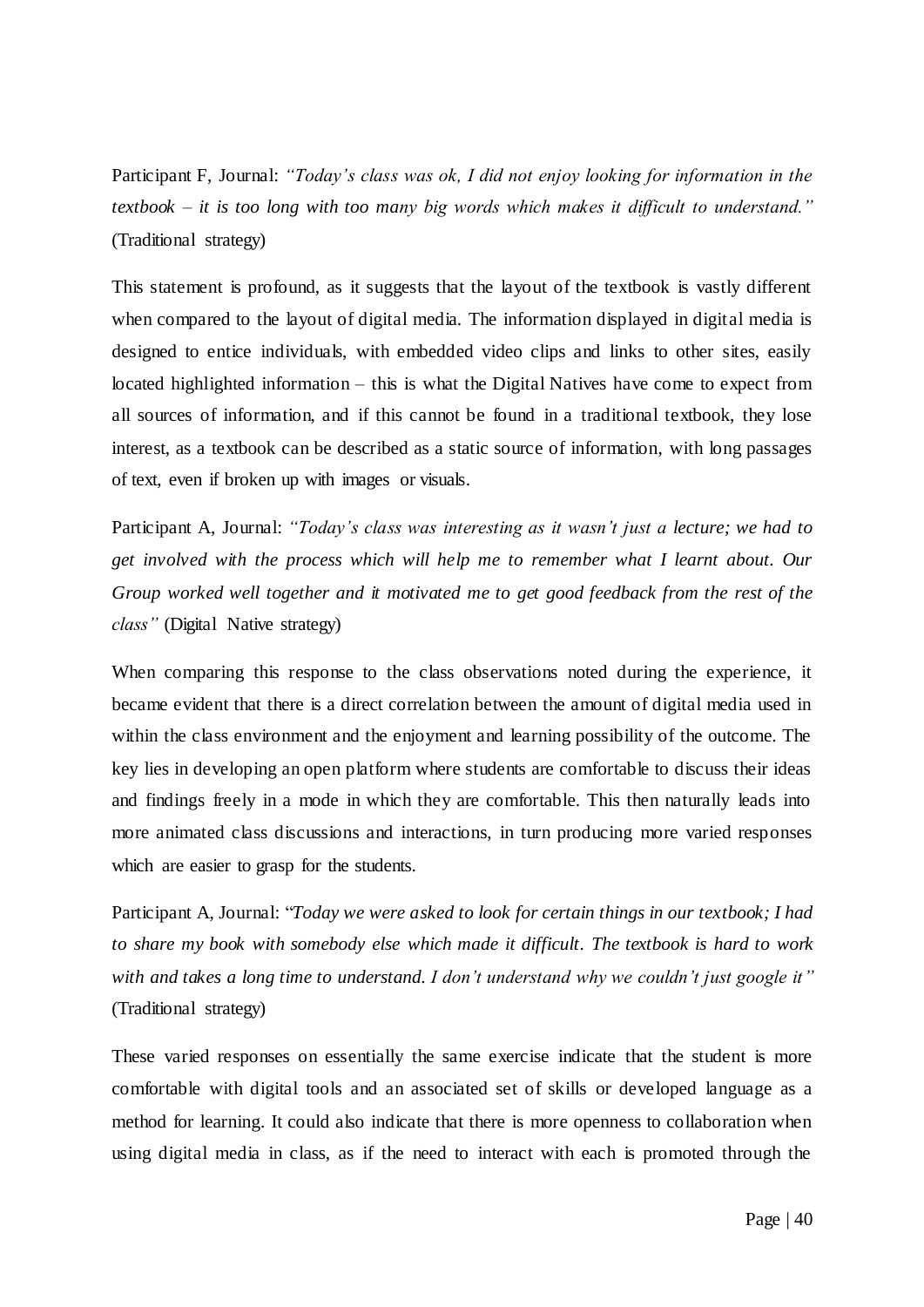Participant F, Journal: *"Today's class was ok, I did not enjoy looking for information in the textbook – it is too long with too many big words which makes it difficult to understand."* (Traditional strategy)

This statement is profound, as it suggests that the layout of the textbook is vastly different when compared to the layout of digital media. The information displayed in digital media is designed to entice individuals, with embedded video clips and links to other sites, easily located highlighted information – this is what the Digital Natives have come to expect from all sources of information, and if this cannot be found in a traditional textbook, they lose interest, as a textbook can be described as a static source of information, with long passages of text, even if broken up with images or visuals.

Participant A, Journal: *"Today's class was interesting as it wasn't just a lecture; we had to get involved with the process which will help me to remember what I learnt about. Our Group worked well together and it motivated me to get good feedback from the rest of the class"* (Digital Native strategy)

When comparing this response to the class observations noted during the experience, it became evident that there is a direct correlation between the amount of digital media used in within the class environment and the enjoyment and learning possibility of the outcome. The key lies in developing an open platform where students are comfortable to discuss their ideas and findings freely in a mode in which they are comfortable. This then naturally leads into more animated class discussions and interactions, in turn producing more varied responses which are easier to grasp for the students.

Participant A, Journal: "*Today we were asked to look for certain things in our textbook; I had to share my book with somebody else which made it difficult. The textbook is hard to work with and takes a long time to understand. I don't understand why we couldn't just google it"* (Traditional strategy)

These varied responses on essentially the same exercise indicate that the student is more comfortable with digital tools and an associated set of skills or developed language as a method for learning. It could also indicate that there is more openness to collaboration when using digital media in class, as if the need to interact with each is promoted through the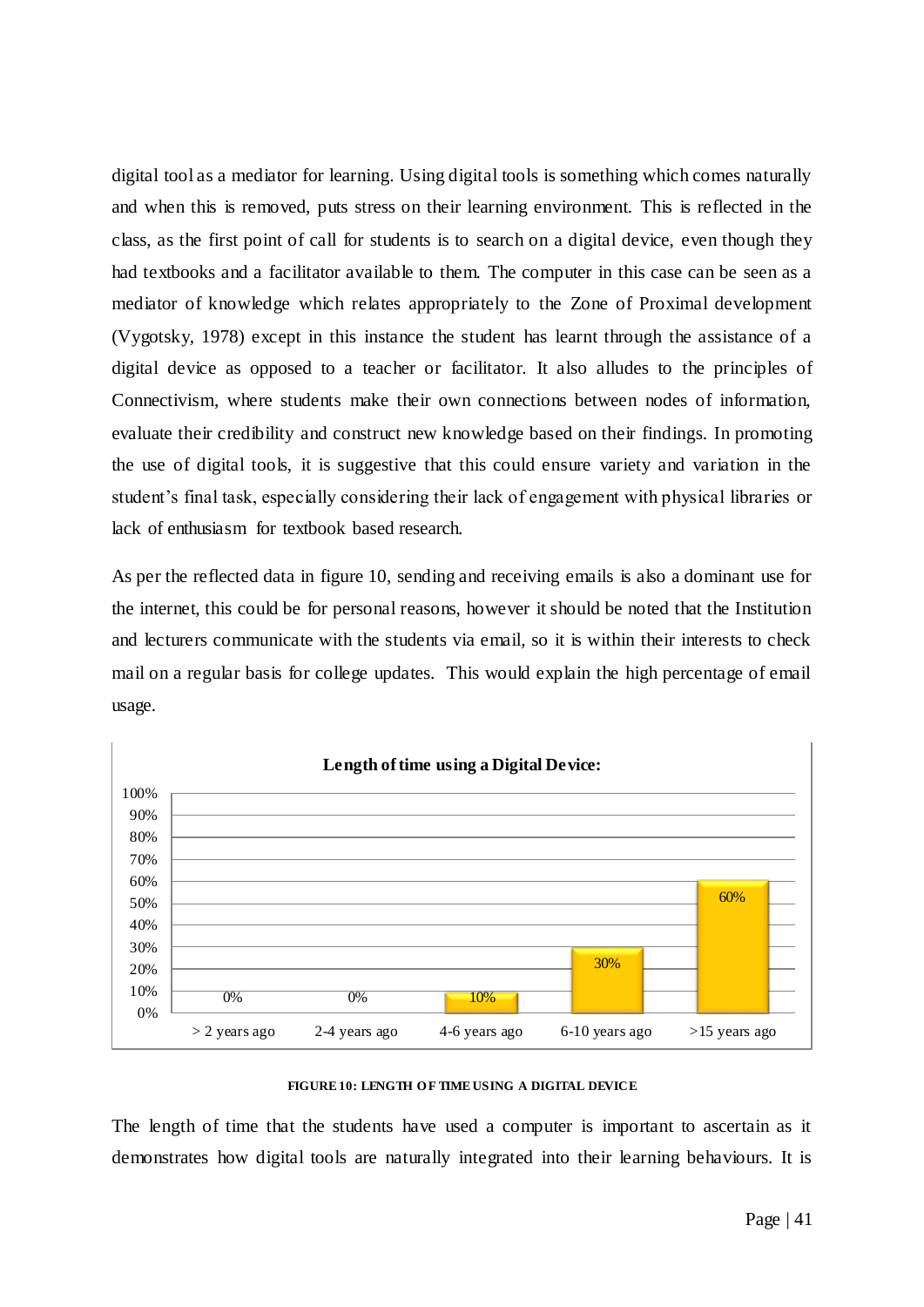digital tool as a mediator for learning. Using digital tools is something which comes naturally and when this is removed, puts stress on their learning environment. This is reflected in the class, as the first point of call for students is to search on a digital device, even though they had textbooks and a facilitator available to them. The computer in this case can be seen as a mediator of knowledge which relates appropriately to the Zone of Proximal development (Vygotsky, 1978) except in this instance the student has learnt through the assistance of a digital device as opposed to a teacher or facilitator. It also alludes to the principles of Connectivism, where students make their own connections between nodes of information, evaluate their credibility and construct new knowledge based on their findings. In promoting the use of digital tools, it is suggestive that this could ensure variety and variation in the student's final task, especially considering their lack of engagement with physical libraries or lack of enthusiasm for textbook based research.

As per the reflected data in figure 10, sending and receiving emails is also a dominant use for the internet, this could be for personal reasons, however it should be noted that the Institution and lecturers communicate with the students via email, so it is within their interests to check mail on a regular basis for college updates. This would explain the high percentage of email usage.

**Length of time using a Digital Device:**

| > 2 years ago | 2-4 years ago | 4-6 years ago | 6-10 years ago | >15 years ago |
|---|---|---|---|---|
| 0% | 0% | 10% | 30% | 60% |

**FIGURE 10: LENGTH OF TIME USING A DIGITAL DEVICE**

The length of time that the students have used a computer is important to ascertain as it demonstrates how digital tools are naturally integrated into their learning behaviours. It is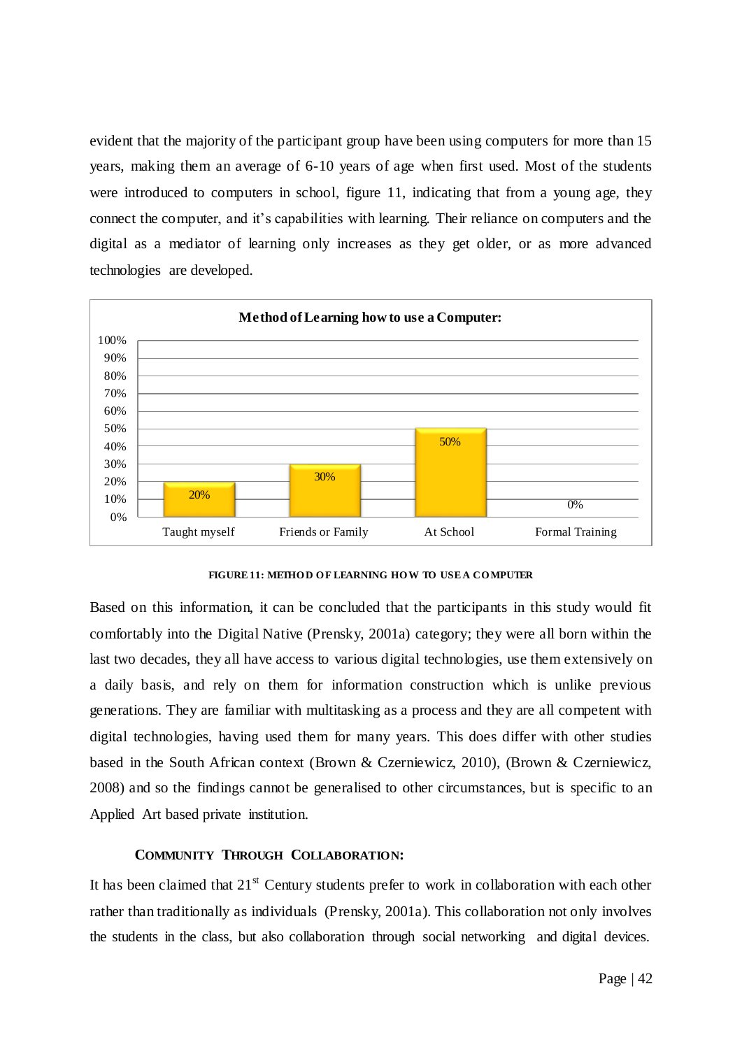evident that the majority of the participant group have been using computers for more than 15 years, making them an average of 6-10 years of age when first used. Most of the students were introduced to computers in school, figure 11, indicating that from a young age, they connect the computer, and it's capabilities with learning. Their reliance on computers and the digital as a mediator of learning only increases as they get older, or as more advanced technologies are developed.

**Method of Learning how to use a Computer:**

| Taught myself | Friends or Family | At School | Formal Training |
|---|---|---|---|
| 20% | 30% | 50% | 0% |

FIGURE 11: METHOD OF LEARNING HOW TO USE A COMPUTER

Based on this information, it can be concluded that the participants in this study would fit comfortably into the Digital Native (Prensky, 2001a) category; they were all born within the last two decades, they all have access to various digital technologies, use them extensively on a daily basis, and rely on them for information construction which is unlike previous generations. They are familiar with multitasking as a process and they are all competent with digital technologies, having used them for many years. This does differ with other studies based in the South African context (Brown & Czerniewicz, 2010), (Brown & Czerniewicz, 2008) and so the findings cannot be generalised to other circumstances, but is specific to an Applied Art based private institution.

### COMMUNITY THROUGH COLLABORATION:

It has been claimed that 21st Century students prefer to work in collaboration with each other rather than traditionally as individuals (Prensky, 2001a). This collaboration not only involves the students in the class, but also collaboration through social networking and digital devices.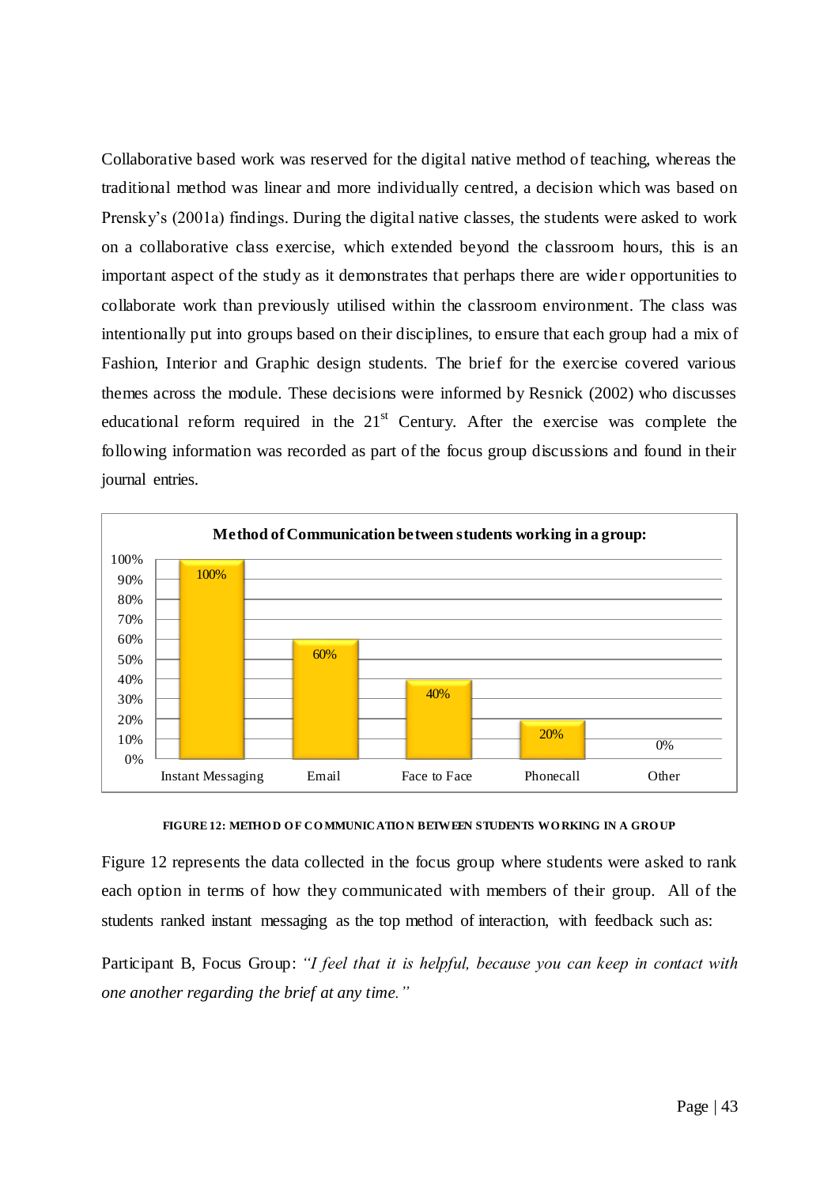Collaborative based work was reserved for the digital native method of teaching, whereas the traditional method was linear and more individually centred, a decision which was based on Prensky's (2001a) findings. During the digital native classes, the students were asked to work on a collaborative class exercise, which extended beyond the classroom hours, this is an important aspect of the study as it demonstrates that perhaps there are wider opportunities to collaborate work than previously utilised within the classroom environment. The class was intentionally put into groups based on their disciplines, to ensure that each group had a mix of Fashion, Interior and Graphic design students. The brief for the exercise covered various themes across the module. These decisions were informed by Resnick (2002) who discusses educational reform required in the 21st Century. After the exercise was complete the following information was recorded as part of the focus group discussions and found in their journal entries.

**Method of Communication between students working in a group:**

| Method | Percentage |
|---|---|
| Instant Messaging | 100% |
| Email | 60% |
| Face to Face | 40% |
| Phonecall | 20% |
| Other | 0% |

FIGURE 12: METHOD OF COMMUNICATION BETWEEN STUDENTS WORKING IN A GROUP

Figure 12 represents the data collected in the focus group where students were asked to rank each option in terms of how they communicated with members of their group. All of the students ranked instant messaging as the top method of interaction, with feedback such as:

Participant B, Focus Group: *"I feel that it is helpful, because you can keep in contact with one another regarding the brief at any time."*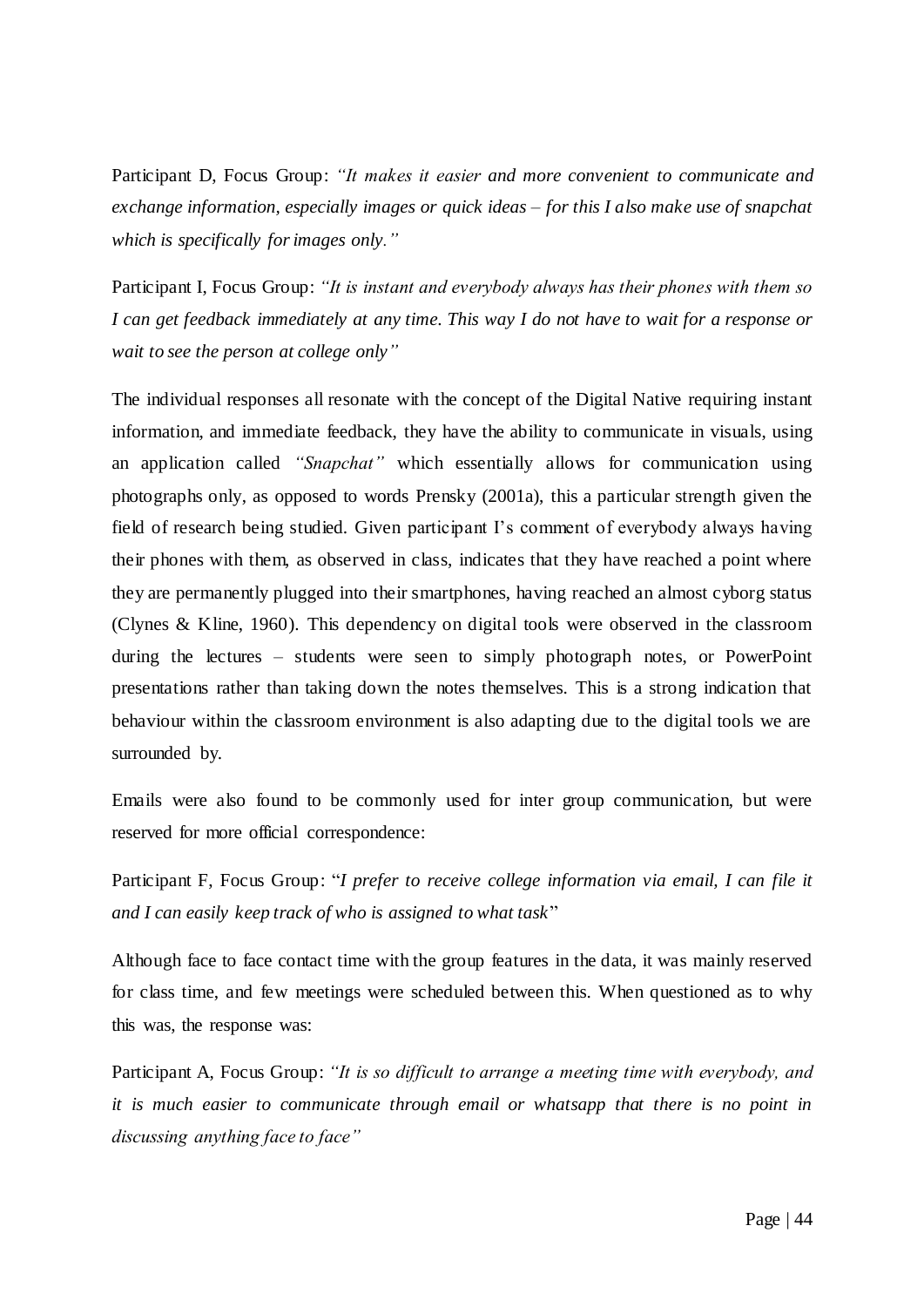Participant D, Focus Group: *"It makes it easier and more convenient to communicate and exchange information, especially images or quick ideas – for this I also make use of snapchat which is specifically for images only."*

Participant I, Focus Group: *"It is instant and everybody always has their phones with them so I can get feedback immediately at any time. This way I do not have to wait for a response or wait to see the person at college only"*

The individual responses all resonate with the concept of the Digital Native requiring instant information, and immediate feedback, they have the ability to communicate in visuals, using an application called *"Snapchat"* which essentially allows for communication using photographs only, as opposed to words Prensky (2001a), this a particular strength given the field of research being studied. Given participant I's comment of everybody always having their phones with them, as observed in class, indicates that they have reached a point where they are permanently plugged into their smartphones, having reached an almost cyborg status (Clynes & Kline, 1960). This dependency on digital tools were observed in the classroom during the lectures – students were seen to simply photograph notes, or PowerPoint presentations rather than taking down the notes themselves. This is a strong indication that behaviour within the classroom environment is also adapting due to the digital tools we are surrounded by.

Emails were also found to be commonly used for inter group communication, but were reserved for more official correspondence:

Participant F, Focus Group: "*I prefer to receive college information via email, I can file it and I can easily keep track of who is assigned to what task*"

Although face to face contact time with the group features in the data, it was mainly reserved for class time, and few meetings were scheduled between this. When questioned as to why this was, the response was:

Participant A, Focus Group: *"It is so difficult to arrange a meeting time with everybody, and it is much easier to communicate through email or whatsapp that there is no point in discussing anything face to face"*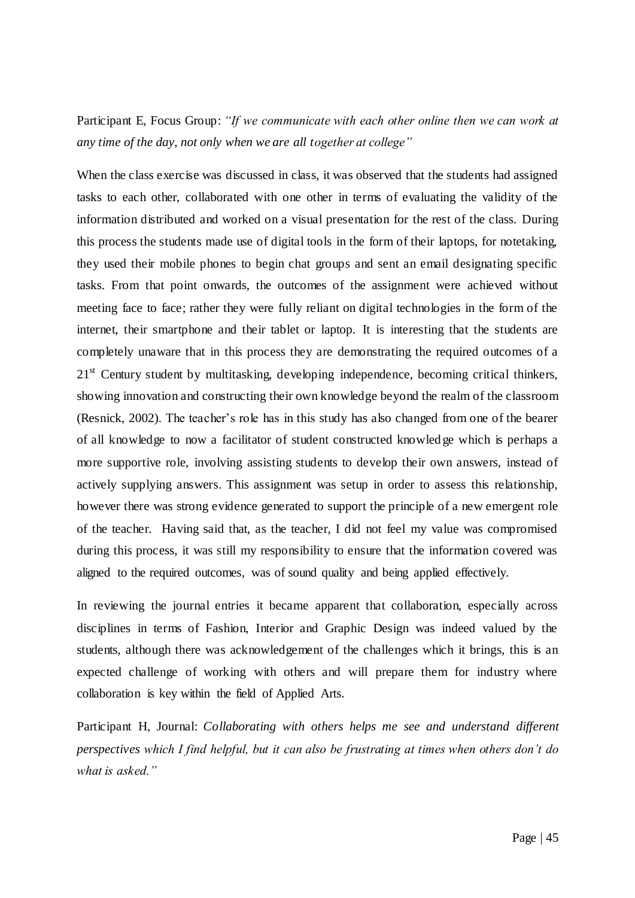Participant E, Focus Group: *"If we communicate with each other online then we can work at any time of the day, not only when we are all together at college"*

When the class exercise was discussed in class, it was observed that the students had assigned tasks to each other, collaborated with one other in terms of evaluating the validity of the information distributed and worked on a visual presentation for the rest of the class. During this process the students made use of digital tools in the form of their laptops, for notetaking, they used their mobile phones to begin chat groups and sent an email designating specific tasks. From that point onwards, the outcomes of the assignment were achieved without meeting face to face; rather they were fully reliant on digital technologies in the form of the internet, their smartphone and their tablet or laptop. It is interesting that the students are completely unaware that in this process they are demonstrating the required outcomes of a 21st Century student by multitasking, developing independence, becoming critical thinkers, showing innovation and constructing their own knowledge beyond the realm of the classroom (Resnick, 2002). The teacher's role has in this study has also changed from one of the bearer of all knowledge to now a facilitator of student constructed knowledge which is perhaps a more supportive role, involving assisting students to develop their own answers, instead of actively supplying answers. This assignment was setup in order to assess this relationship, however there was strong evidence generated to support the principle of a new emergent role of the teacher. Having said that, as the teacher, I did not feel my value was compromised during this process, it was still my responsibility to ensure that the information covered was aligned to the required outcomes, was of sound quality and being applied effectively.

In reviewing the journal entries it became apparent that collaboration, especially across disciplines in terms of Fashion, Interior and Graphic Design was indeed valued by the students, although there was acknowledgement of the challenges which it brings, this is an expected challenge of working with others and will prepare them for industry where collaboration is key within the field of Applied Arts.

Participant H, Journal: *Collaborating with others helps me see and understand different perspectives which I find helpful, but it can also be frustrating at times when others don't do what is asked."*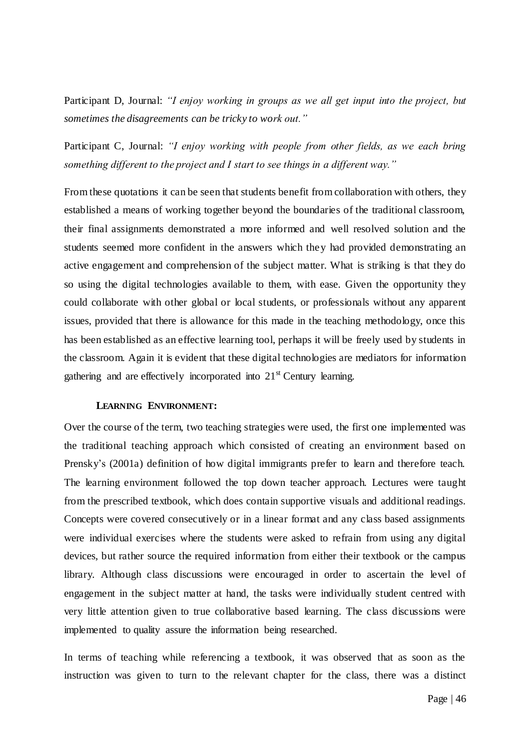Participant D, Journal: *"I enjoy working in groups as we all get input into the project, but sometimes the disagreements can be tricky to work out."*

Participant C, Journal: *"I enjoy working with people from other fields, as we each bring something different to the project and I start to see things in a different way."*

From these quotations it can be seen that students benefit from collaboration with others, they established a means of working together beyond the boundaries of the traditional classroom, their final assignments demonstrated a more informed and well resolved solution and the students seemed more confident in the answers which they had provided demonstrating an active engagement and comprehension of the subject matter. What is striking is that they do so using the digital technologies available to them, with ease. Given the opportunity they could collaborate with other global or local students, or professionals without any apparent issues, provided that there is allowance for this made in the teaching methodology, once this has been established as an effective learning tool, perhaps it will be freely used by students in the classroom. Again it is evident that these digital technologies are mediators for information gathering and are effectively incorporated into 21st Century learning.

### LEARNING ENVIRONMENT:

Over the course of the term, two teaching strategies were used, the first one implemented was the traditional teaching approach which consisted of creating an environment based on Prensky's (2001a) definition of how digital immigrants prefer to learn and therefore teach. The learning environment followed the top down teacher approach. Lectures were taught from the prescribed textbook, which does contain supportive visuals and additional readings. Concepts were covered consecutively or in a linear format and any class based assignments were individual exercises where the students were asked to refrain from using any digital devices, but rather source the required information from either their textbook or the campus library. Although class discussions were encouraged in order to ascertain the level of engagement in the subject matter at hand, the tasks were individually student centred with very little attention given to true collaborative based learning. The class discussions were implemented to quality assure the information being researched.

In terms of teaching while referencing a textbook, it was observed that as soon as the instruction was given to turn to the relevant chapter for the class, there was a distinct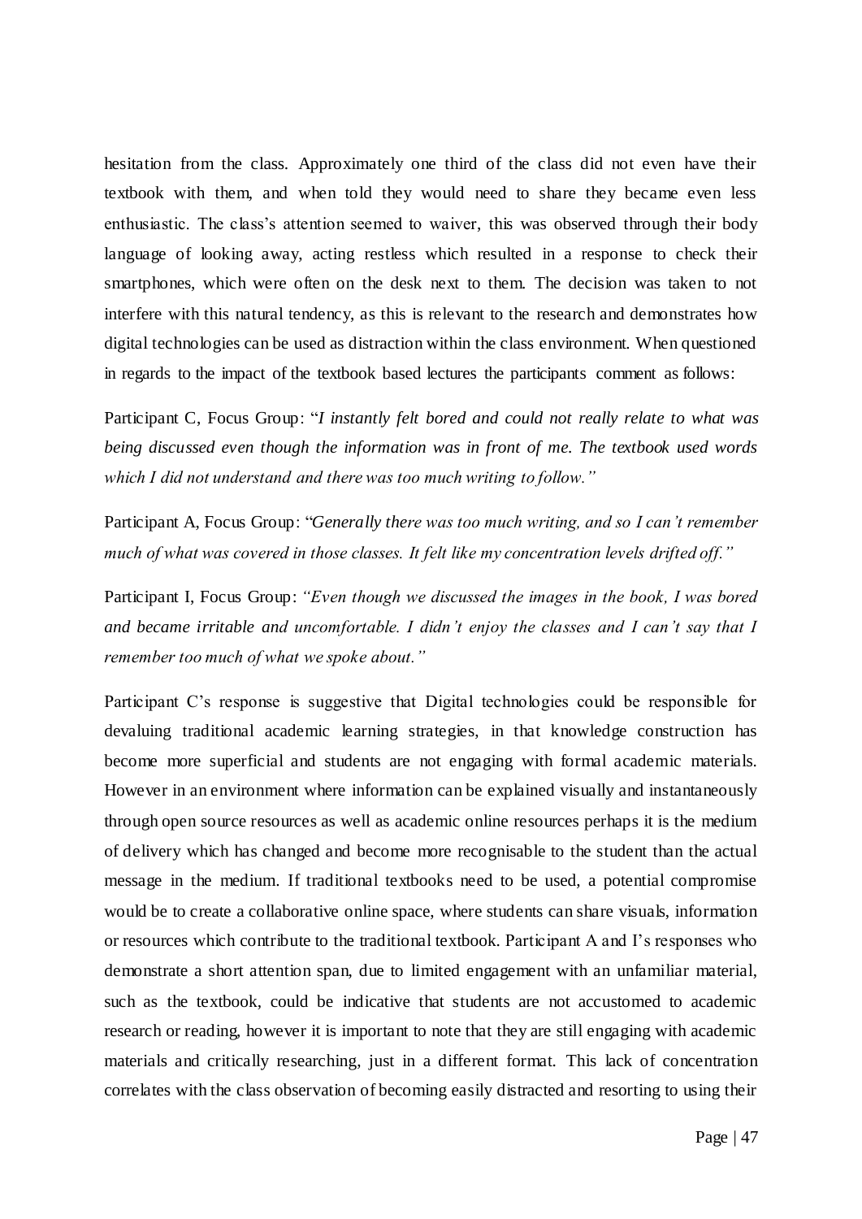hesitation from the class. Approximately one third of the class did not even have their textbook with them, and when told they would need to share they became even less enthusiastic. The class's attention seemed to waiver, this was observed through their body language of looking away, acting restless which resulted in a response to check their smartphones, which were often on the desk next to them. The decision was taken to not interfere with this natural tendency, as this is relevant to the research and demonstrates how digital technologies can be used as distraction within the class environment. When questioned in regards to the impact of the textbook based lectures the participants comment as follows:

Participant C, Focus Group: "*I instantly felt bored and could not really relate to what was being discussed even though the information was in front of me. The textbook used words which I did not understand and there was too much writing to follow.*"

Participant A, Focus Group: "*Generally there was too much writing, and so I can't remember much of what was covered in those classes. It felt like my concentration levels drifted off.*"

Participant I, Focus Group: *"Even though we discussed the images in the book, I was bored and became irritable and uncomfortable. I didn't enjoy the classes and I can't say that I remember too much of what we spoke about."*

Participant C's response is suggestive that Digital technologies could be responsible for devaluing traditional academic learning strategies, in that knowledge construction has become more superficial and students are not engaging with formal academic materials. However in an environment where information can be explained visually and instantaneously through open source resources as well as academic online resources perhaps it is the medium of delivery which has changed and become more recognisable to the student than the actual message in the medium. If traditional textbooks need to be used, a potential compromise would be to create a collaborative online space, where students can share visuals, information or resources which contribute to the traditional textbook. Participant A and I's responses who demonstrate a short attention span, due to limited engagement with an unfamiliar material, such as the textbook, could be indicative that students are not accustomed to academic research or reading, however it is important to note that they are still engaging with academic materials and critically researching, just in a different format. This lack of concentration correlates with the class observation of becoming easily distracted and resorting to using their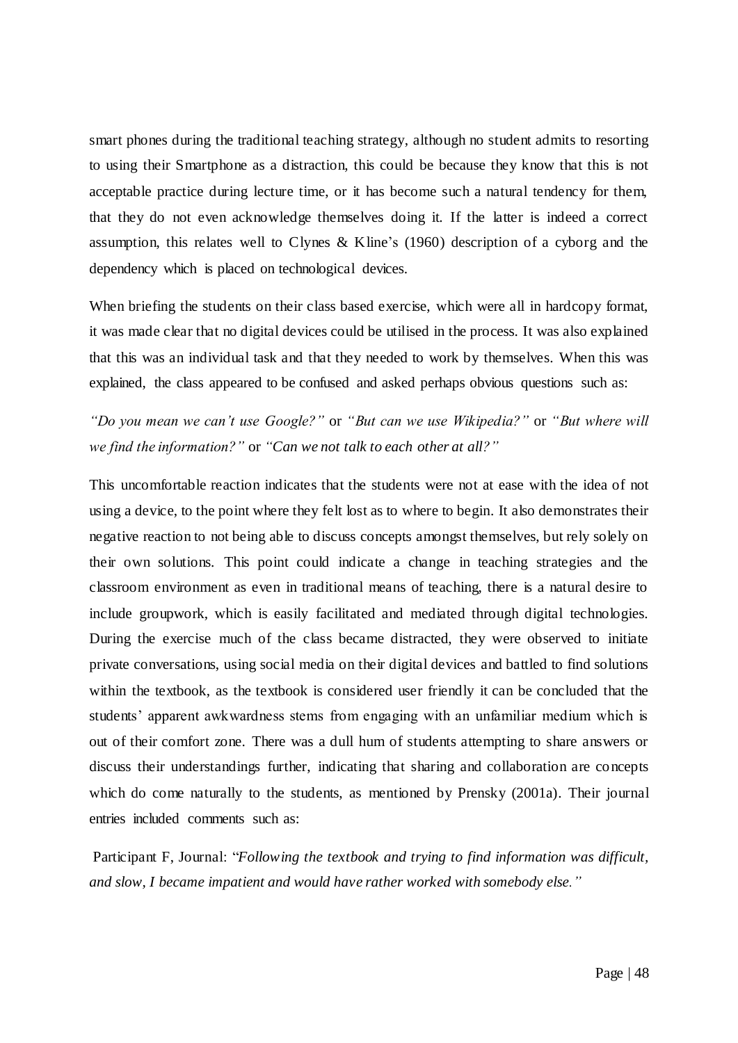smart phones during the traditional teaching strategy, although no student admits to resorting to using their Smartphone as a distraction, this could be because they know that this is not acceptable practice during lecture time, or it has become such a natural tendency for them, that they do not even acknowledge themselves doing it. If the latter is indeed a correct assumption, this relates well to Clynes & Kline's (1960) description of a cyborg and the dependency which is placed on technological devices.

When briefing the students on their class based exercise, which were all in hardcopy format, it was made clear that no digital devices could be utilised in the process. It was also explained that this was an individual task and that they needed to work by themselves. When this was explained, the class appeared to be confused and asked perhaps obvious questions such as:

*"Do you mean we can't use Google?"* or *"But can we use Wikipedia?"* or *"But where will we find the information?"* or *"Can we not talk to each other at all?"*

This uncomfortable reaction indicates that the students were not at ease with the idea of not using a device, to the point where they felt lost as to where to begin. It also demonstrates their negative reaction to not being able to discuss concepts amongst themselves, but rely solely on their own solutions. This point could indicate a change in teaching strategies and the classroom environment as even in traditional means of teaching, there is a natural desire to include groupwork, which is easily facilitated and mediated through digital technologies. During the exercise much of the class became distracted, they were observed to initiate private conversations, using social media on their digital devices and battled to find solutions within the textbook, as the textbook is considered user friendly it can be concluded that the students' apparent awkwardness stems from engaging with an unfamiliar medium which is out of their comfort zone. There was a dull hum of students attempting to share answers or discuss their understandings further, indicating that sharing and collaboration are concepts which do come naturally to the students, as mentioned by Prensky (2001a). Their journal entries included comments such as:

Participant F, Journal: "*Following the textbook and trying to find information was difficult, and slow, I became impatient and would have rather worked with somebody else."*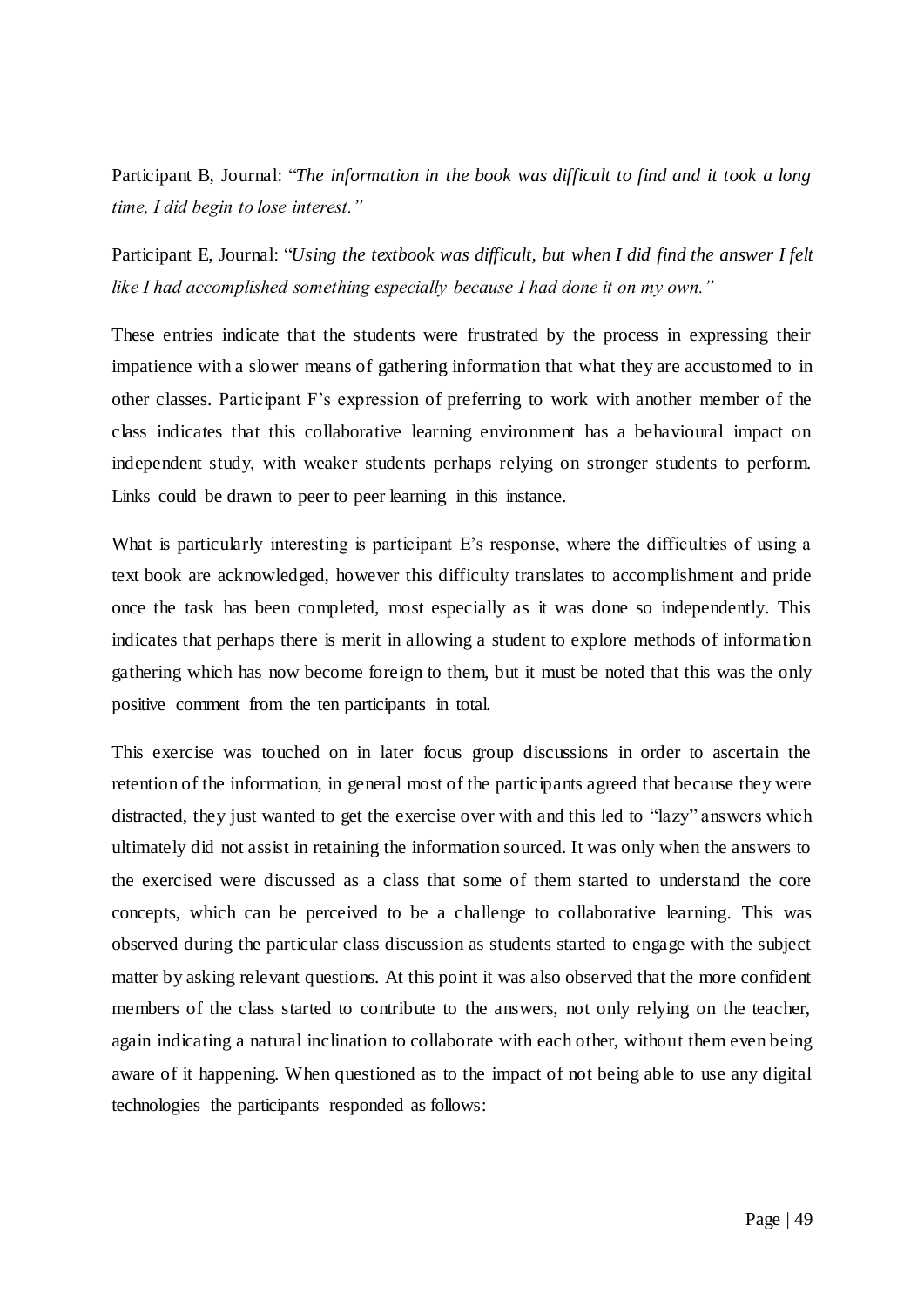Participant B, Journal: "*The information in the book was difficult to find and it took a long time, I did begin to lose interest.*"

Participant E, Journal: "*Using the textbook was difficult, but when I did find the answer I felt like I had accomplished something especially because I had done it on my own.*"

These entries indicate that the students were frustrated by the process in expressing their impatience with a slower means of gathering information that what they are accustomed to in other classes. Participant F's expression of preferring to work with another member of the class indicates that this collaborative learning environment has a behavioural impact on independent study, with weaker students perhaps relying on stronger students to perform. Links could be drawn to peer to peer learning in this instance.

What is particularly interesting is participant E's response, where the difficulties of using a text book are acknowledged, however this difficulty translates to accomplishment and pride once the task has been completed, most especially as it was done so independently. This indicates that perhaps there is merit in allowing a student to explore methods of information gathering which has now become foreign to them, but it must be noted that this was the only positive comment from the ten participants in total.

This exercise was touched on in later focus group discussions in order to ascertain the retention of the information, in general most of the participants agreed that because they were distracted, they just wanted to get the exercise over with and this led to "lazy" answers which ultimately did not assist in retaining the information sourced. It was only when the answers to the exercised were discussed as a class that some of them started to understand the core concepts, which can be perceived to be a challenge to collaborative learning. This was observed during the particular class discussion as students started to engage with the subject matter by asking relevant questions. At this point it was also observed that the more confident members of the class started to contribute to the answers, not only relying on the teacher, again indicating a natural inclination to collaborate with each other, without them even being aware of it happening. When questioned as to the impact of not being able to use any digital technologies the participants responded as follows: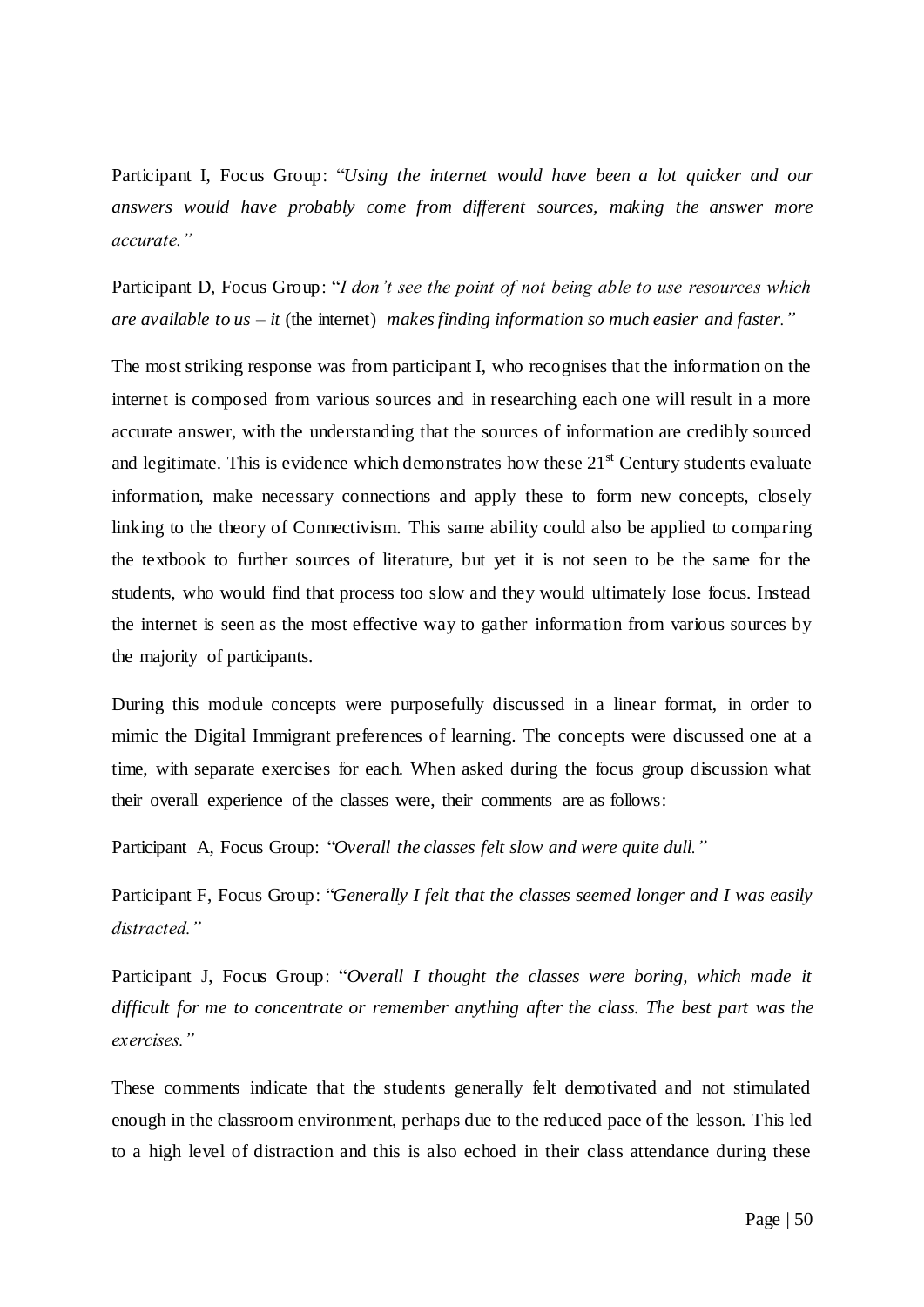Participant I, Focus Group: "*Using the internet would have been a lot quicker and our answers would have probably come from different sources, making the answer more accurate.*"

Participant D, Focus Group: "*I don't see the point of not being able to use resources which are available to us – it* (the internet) *makes finding information so much easier and faster.*"

The most striking response was from participant I, who recognises that the information on the internet is composed from various sources and in researching each one will result in a more accurate answer, with the understanding that the sources of information are credibly sourced and legitimate. This is evidence which demonstrates how these 21st Century students evaluate information, make necessary connections and apply these to form new concepts, closely linking to the theory of Connectivism. This same ability could also be applied to comparing the textbook to further sources of literature, but yet it is not seen to be the same for the students, who would find that process too slow and they would ultimately lose focus. Instead the internet is seen as the most effective way to gather information from various sources by the majority of participants.

During this module concepts were purposefully discussed in a linear format, in order to mimic the Digital Immigrant preferences of learning. The concepts were discussed one at a time, with separate exercises for each. When asked during the focus group discussion what their overall experience of the classes were, their comments are as follows:

Participant A, Focus Group: "*Overall the classes felt slow and were quite dull.*"

Participant F, Focus Group: "*Generally I felt that the classes seemed longer and I was easily distracted.*"

Participant J, Focus Group: "*Overall I thought the classes were boring, which made it difficult for me to concentrate or remember anything after the class. The best part was the exercises.*"

These comments indicate that the students generally felt demotivated and not stimulated enough in the classroom environment, perhaps due to the reduced pace of the lesson. This led to a high level of distraction and this is also echoed in their class attendance during these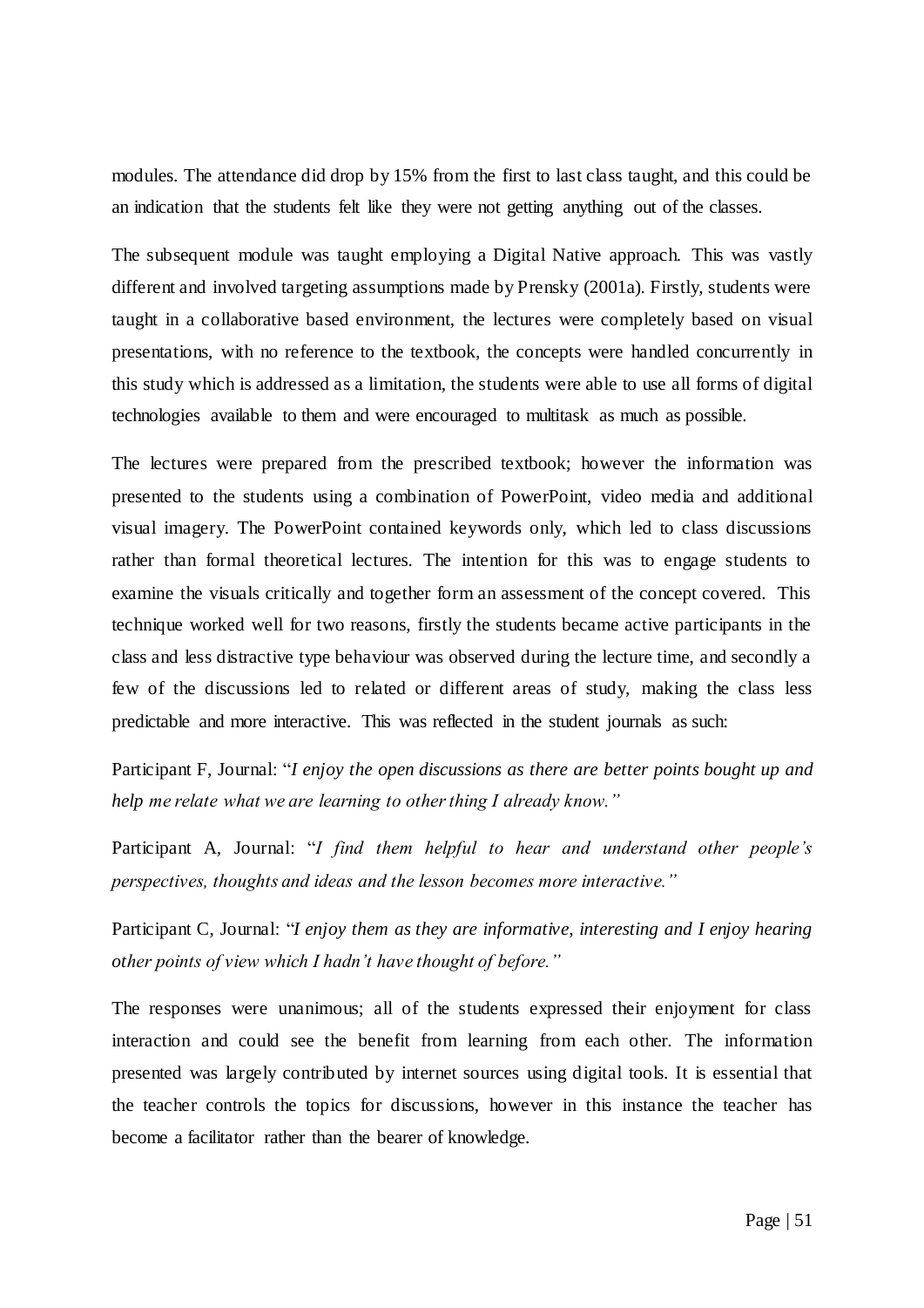modules. The attendance did drop by 15% from the first to last class taught, and this could be an indication that the students felt like they were not getting anything out of the classes.

The subsequent module was taught employing a Digital Native approach. This was vastly different and involved targeting assumptions made by Prensky (2001a). Firstly, students were taught in a collaborative based environment, the lectures were completely based on visual presentations, with no reference to the textbook, the concepts were handled concurrently in this study which is addressed as a limitation, the students were able to use all forms of digital technologies available to them and were encouraged to multitask as much as possible.

The lectures were prepared from the prescribed textbook; however the information was presented to the students using a combination of PowerPoint, video media and additional visual imagery. The PowerPoint contained keywords only, which led to class discussions rather than formal theoretical lectures. The intention for this was to engage students to examine the visuals critically and together form an assessment of the concept covered. This technique worked well for two reasons, firstly the students became active participants in the class and less distractive type behaviour was observed during the lecture time, and secondly a few of the discussions led to related or different areas of study, making the class less predictable and more interactive. This was reflected in the student journals as such:

Participant F, Journal: "*I enjoy the open discussions as there are better points bought up and help me relate what we are learning to other thing I already know.*"

Participant A, Journal: "*I find them helpful to hear and understand other people's perspectives, thoughts and ideas and the lesson becomes more interactive.*"

Participant C, Journal: "*I enjoy them as they are informative, interesting and I enjoy hearing other points of view which I hadn't have thought of before.*"

The responses were unanimous; all of the students expressed their enjoyment for class interaction and could see the benefit from learning from each other. The information presented was largely contributed by internet sources using digital tools. It is essential that the teacher controls the topics for discussions, however in this instance the teacher has become a facilitator rather than the bearer of knowledge.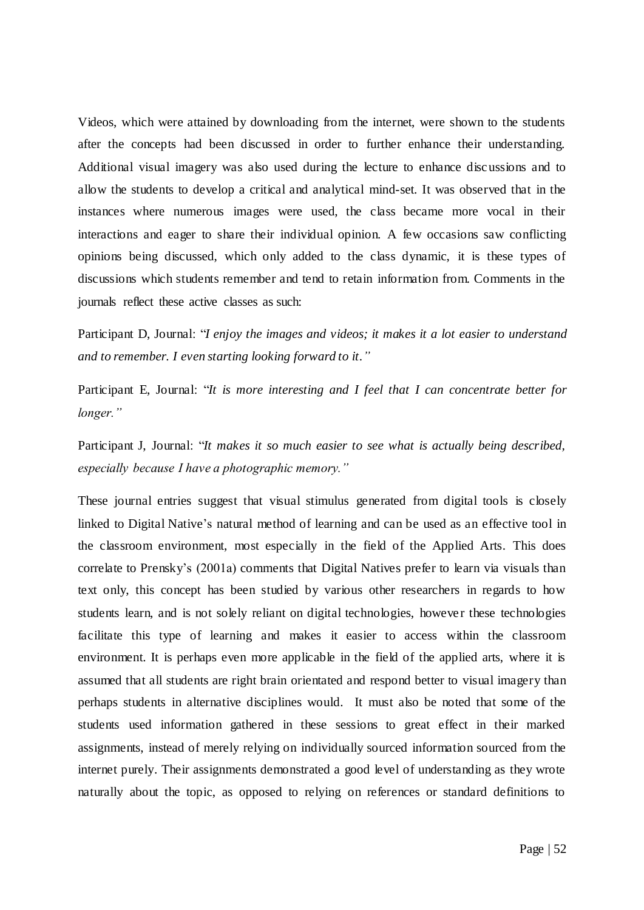Videos, which were attained by downloading from the internet, were shown to the students after the concepts had been discussed in order to further enhance their understanding. Additional visual imagery was also used during the lecture to enhance discussions and to allow the students to develop a critical and analytical mind-set. It was observed that in the instances where numerous images were used, the class became more vocal in their interactions and eager to share their individual opinion. A few occasions saw conflicting opinions being discussed, which only added to the class dynamic, it is these types of discussions which students remember and tend to retain information from. Comments in the journals reflect these active classes as such:

Participant D, Journal: "*I enjoy the images and videos; it makes it a lot easier to understand and to remember. I even starting looking forward to it.*"

Participant E, Journal: "*It is more interesting and I feel that I can concentrate better for longer.*"

Participant J, Journal: "*It makes it so much easier to see what is actually being described, especially because I have a photographic memory.*"

These journal entries suggest that visual stimulus generated from digital tools is closely linked to Digital Native's natural method of learning and can be used as an effective tool in the classroom environment, most especially in the field of the Applied Arts. This does correlate to Prensky's (2001a) comments that Digital Natives prefer to learn via visuals than text only, this concept has been studied by various other researchers in regards to how students learn, and is not solely reliant on digital technologies, however these technologies facilitate this type of learning and makes it easier to access within the classroom environment. It is perhaps even more applicable in the field of the applied arts, where it is assumed that all students are right brain orientated and respond better to visual imagery than perhaps students in alternative disciplines would. It must also be noted that some of the students used information gathered in these sessions to great effect in their marked assignments, instead of merely relying on individually sourced information sourced from the internet purely. Their assignments demonstrated a good level of understanding as they wrote naturally about the topic, as opposed to relying on references or standard definitions to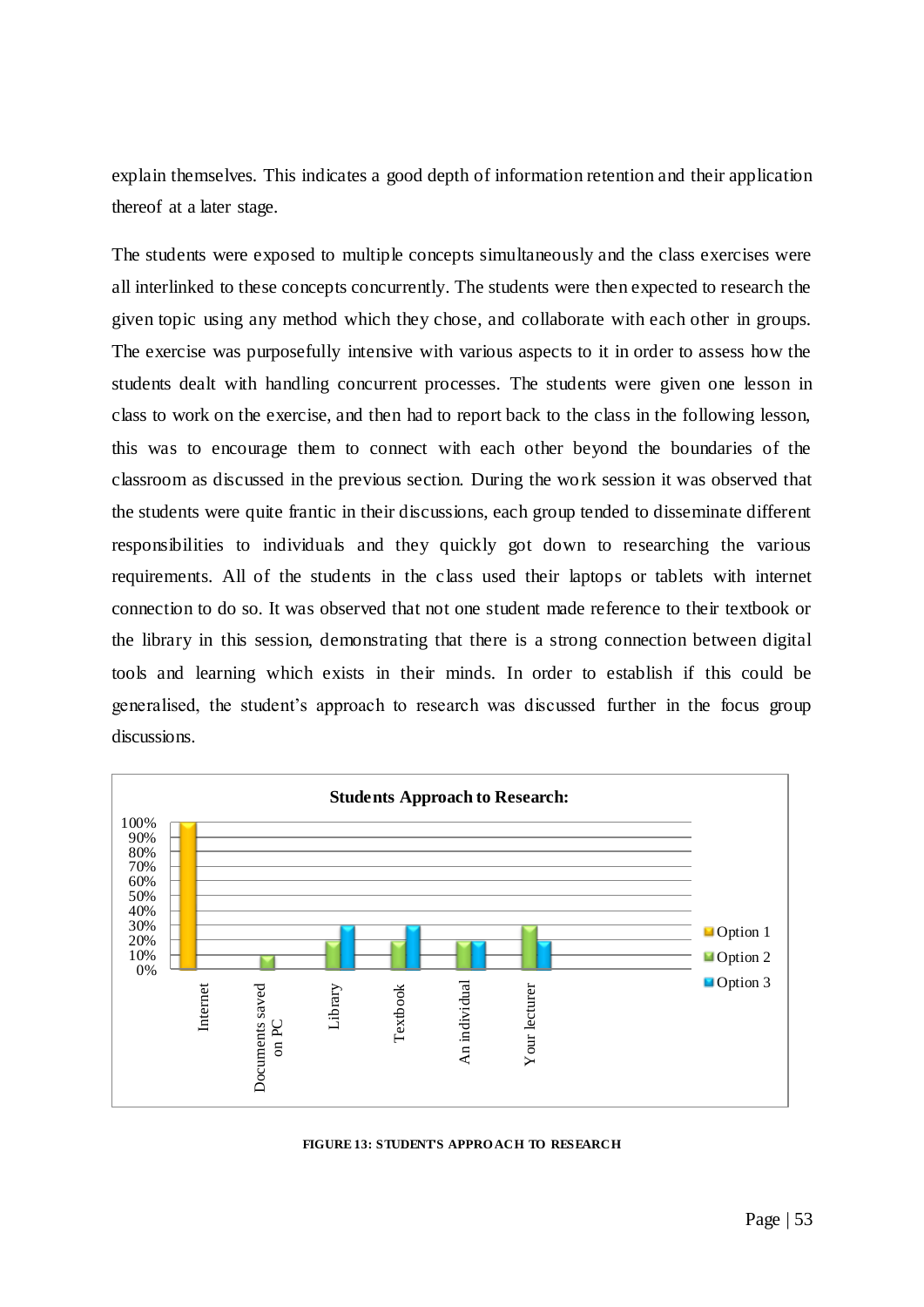explain themselves. This indicates a good depth of information retention and their application thereof at a later stage.

The students were exposed to multiple concepts simultaneously and the class exercises were all interlinked to these concepts concurrently. The students were then expected to research the given topic using any method which they chose, and collaborate with each other in groups. The exercise was purposefully intensive with various aspects to it in order to assess how the students dealt with handling concurrent processes. The students were given one lesson in class to work on the exercise, and then had to report back to the class in the following lesson, this was to encourage them to connect with each other beyond the boundaries of the classroom as discussed in the previous section. During the work session it was observed that the students were quite frantic in their discussions, each group tended to disseminate different responsibilities to individuals and they quickly got down to researching the various requirements. All of the students in the class used their laptops or tablets with internet connection to do so. It was observed that not one student made reference to their textbook or the library in this session, demonstrating that there is a strong connection between digital tools and learning which exists in their minds. In order to establish if this could be generalised, the student's approach to research was discussed further in the focus group discussions.

**Students Approach to Research:**

| | Option 1 | Option 2 | Option 3 |
|---|---|---|---|
| Internet | 100% | | |
| Documents saved on PC | | 10% | |
| Library | | 20% | 30% |
| Textbook | | 20% | 30% |
| An individual | | 20% | 20% |
| Your lecturer | | 30% | 20% |

**FIGURE 13: STUDENT'S APPROACH TO RESEARCH**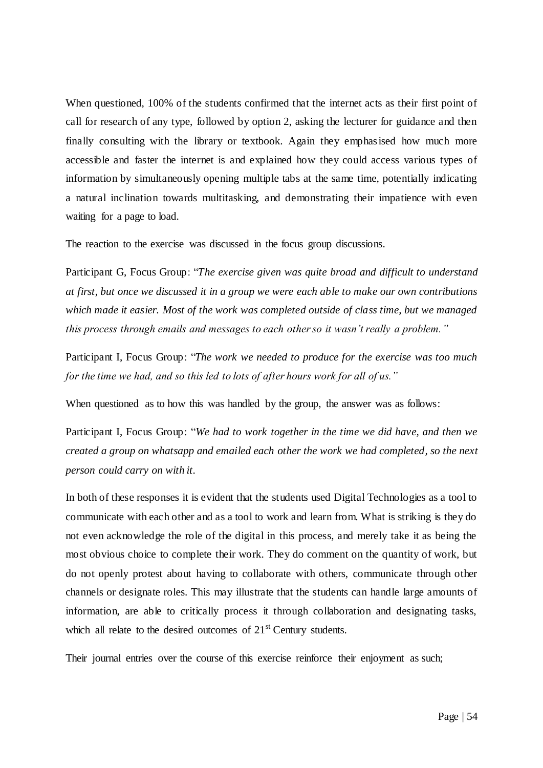When questioned, 100% of the students confirmed that the internet acts as their first point of call for research of any type, followed by option 2, asking the lecturer for guidance and then finally consulting with the library or textbook. Again they emphasised how much more accessible and faster the internet is and explained how they could access various types of information by simultaneously opening multiple tabs at the same time, potentially indicating a natural inclination towards multitasking, and demonstrating their impatience with even waiting for a page to load.

The reaction to the exercise was discussed in the focus group discussions.

Participant G, Focus Group: "*The exercise given was quite broad and difficult to understand at first, but once we discussed it in a group we were each able to make our own contributions which made it easier. Most of the work was completed outside of class time, but we managed this process through emails and messages to each other so it wasn't really a problem.*"

Participant I, Focus Group: "*The work we needed to produce for the exercise was too much for the time we had, and so this led to lots of after hours work for all of us.*"

When questioned as to how this was handled by the group, the answer was as follows:

Participant I, Focus Group: "*We had to work together in the time we did have, and then we created a group on whatsapp and emailed each other the work we had completed, so the next person could carry on with it.*

In both of these responses it is evident that the students used Digital Technologies as a tool to communicate with each other and as a tool to work and learn from. What is striking is they do not even acknowledge the role of the digital in this process, and merely take it as being the most obvious choice to complete their work. They do comment on the quantity of work, but do not openly protest about having to collaborate with others, communicate through other channels or designate roles. This may illustrate that the students can handle large amounts of information, are able to critically process it through collaboration and designating tasks, which all relate to the desired outcomes of 21st Century students.

Their journal entries over the course of this exercise reinforce their enjoyment as such;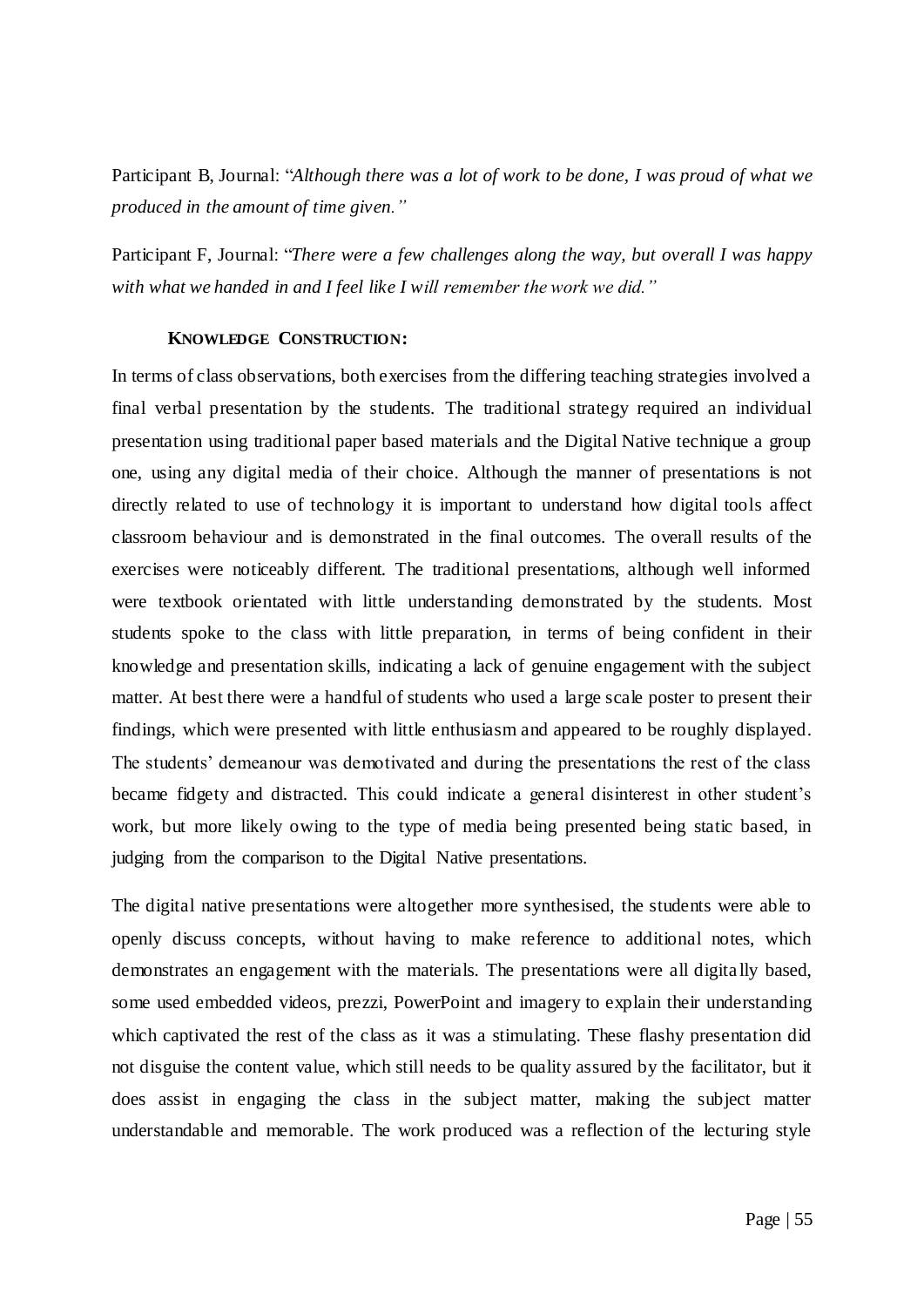Participant B, Journal: "*Although there was a lot of work to be done, I was proud of what we produced in the amount of time given."*

Participant F, Journal: "*There were a few challenges along the way, but overall I was happy with what we handed in and I feel like I will remember the work we did."*

#### **KNOWLEDGE CONSTRUCTION:**

In terms of class observations, both exercises from the differing teaching strategies involved a final verbal presentation by the students. The traditional strategy required an individual presentation using traditional paper based materials and the Digital Native technique a group one, using any digital media of their choice. Although the manner of presentations is not directly related to use of technology it is important to understand how digital tools affect classroom behaviour and is demonstrated in the final outcomes. The overall results of the exercises were noticeably different. The traditional presentations, although well informed were textbook orientated with little understanding demonstrated by the students. Most students spoke to the class with little preparation, in terms of being confident in their knowledge and presentation skills, indicating a lack of genuine engagement with the subject matter. At best there were a handful of students who used a large scale poster to present their findings, which were presented with little enthusiasm and appeared to be roughly displayed. The students' demeanour was demotivated and during the presentations the rest of the class became fidgety and distracted. This could indicate a general disinterest in other student's work, but more likely owing to the type of media being presented being static based, in judging from the comparison to the Digital Native presentations.

The digital native presentations were altogether more synthesised, the students were able to openly discuss concepts, without having to make reference to additional notes, which demonstrates an engagement with the materials. The presentations were all digitally based, some used embedded videos, prezzi, PowerPoint and imagery to explain their understanding which captivated the rest of the class as it was a stimulating. These flashy presentation did not disguise the content value, which still needs to be quality assured by the facilitator, but it does assist in engaging the class in the subject matter, making the subject matter understandable and memorable. The work produced was a reflection of the lecturing style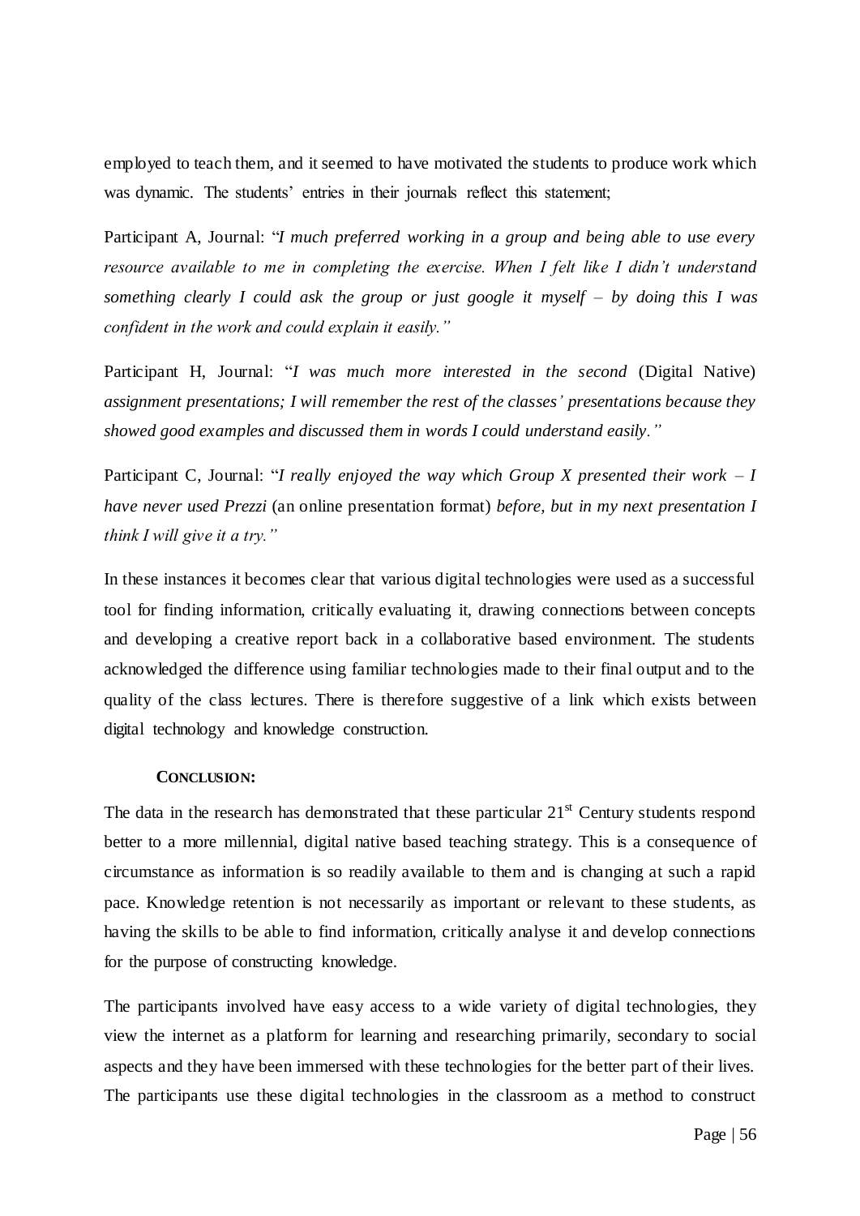employed to teach them, and it seemed to have motivated the students to produce work which was dynamic. The students' entries in their journals reflect this statement;

Participant A, Journal: "*I much preferred working in a group and being able to use every resource available to me in completing the exercise. When I felt like I didn't understand something clearly I could ask the group or just google it myself – by doing this I was confident in the work and could explain it easily.*"

Participant H, Journal: "*I was much more interested in the second* (Digital Native) *assignment presentations; I will remember the rest of the classes' presentations because they showed good examples and discussed them in words I could understand easily.*"

Participant C, Journal: "*I really enjoyed the way which Group X presented their work – I have never used Prezzi* (an online presentation format) *before, but in my next presentation I think I will give it a try.*"

In these instances it becomes clear that various digital technologies were used as a successful tool for finding information, critically evaluating it, drawing connections between concepts and developing a creative report back in a collaborative based environment. The students acknowledged the difference using familiar technologies made to their final output and to the quality of the class lectures. There is therefore suggestive of a link which exists between digital technology and knowledge construction.

## CONCLUSION:

The data in the research has demonstrated that these particular 21st Century students respond better to a more millennial, digital native based teaching strategy. This is a consequence of circumstance as information is so readily available to them and is changing at such a rapid pace. Knowledge retention is not necessarily as important or relevant to these students, as having the skills to be able to find information, critically analyse it and develop connections for the purpose of constructing knowledge.

The participants involved have easy access to a wide variety of digital technologies, they view the internet as a platform for learning and researching primarily, secondary to social aspects and they have been immersed with these technologies for the better part of their lives. The participants use these digital technologies in the classroom as a method to construct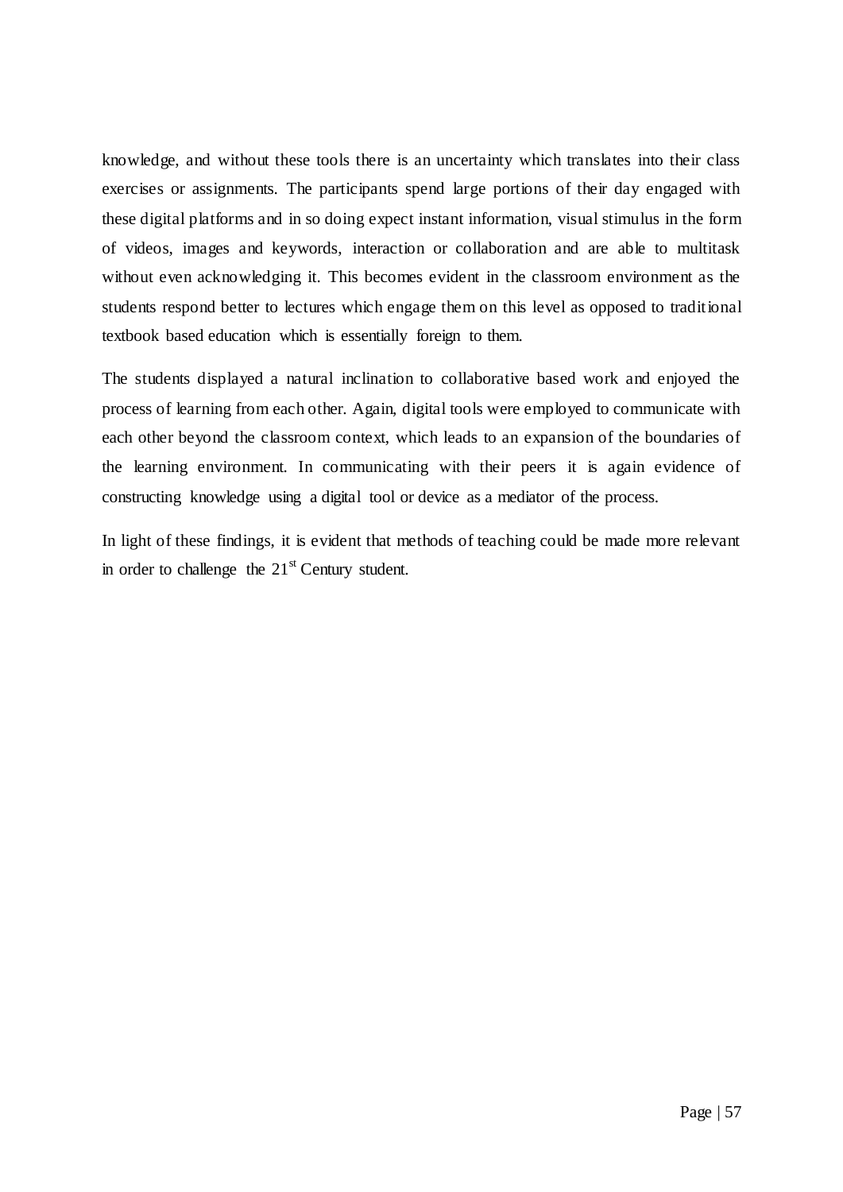knowledge, and without these tools there is an uncertainty which translates into their class exercises or assignments. The participants spend large portions of their day engaged with these digital platforms and in so doing expect instant information, visual stimulus in the form of videos, images and keywords, interaction or collaboration and are able to multitask without even acknowledging it. This becomes evident in the classroom environment as the students respond better to lectures which engage them on this level as opposed to traditional textbook based education which is essentially foreign to them.

The students displayed a natural inclination to collaborative based work and enjoyed the process of learning from each other. Again, digital tools were employed to communicate with each other beyond the classroom context, which leads to an expansion of the boundaries of the learning environment. In communicating with their peers it is again evidence of constructing knowledge using a digital tool or device as a mediator of the process.

In light of these findings, it is evident that methods of teaching could be made more relevant in order to challenge the 21st Century student.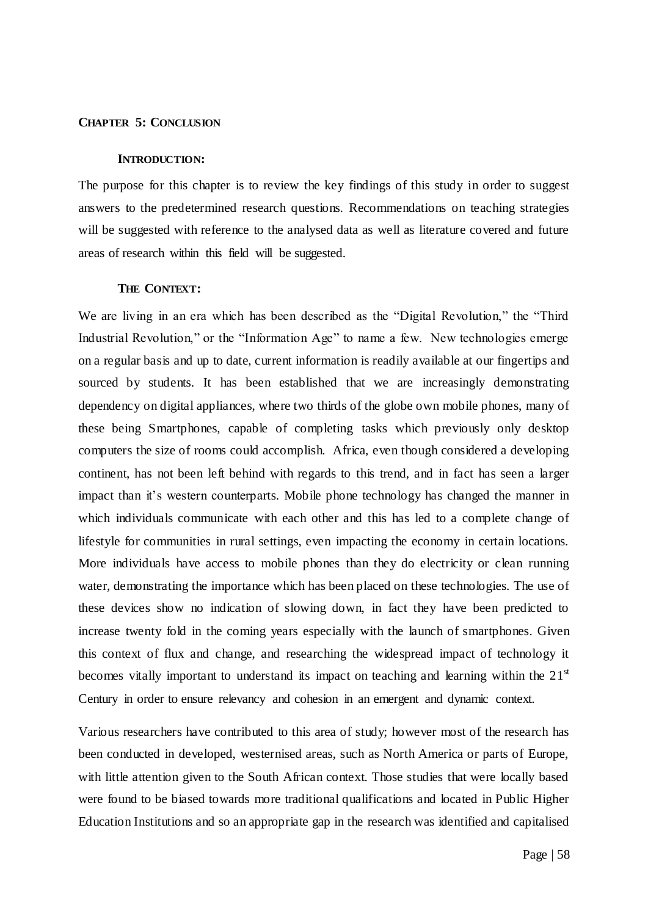## CHAPTER 5: CONCLUSION

### INTRODUCTION:

The purpose for this chapter is to review the key findings of this study in order to suggest answers to the predetermined research questions. Recommendations on teaching strategies will be suggested with reference to the analysed data as well as literature covered and future areas of research within this field will be suggested.

### THE CONTEXT:

We are living in an era which has been described as the "Digital Revolution," the "Third Industrial Revolution," or the "Information Age" to name a few. New technologies emerge on a regular basis and up to date, current information is readily available at our fingertips and sourced by students. It has been established that we are increasingly demonstrating dependency on digital appliances, where two thirds of the globe own mobile phones, many of these being Smartphones, capable of completing tasks which previously only desktop computers the size of rooms could accomplish. Africa, even though considered a developing continent, has not been left behind with regards to this trend, and in fact has seen a larger impact than it's western counterparts. Mobile phone technology has changed the manner in which individuals communicate with each other and this has led to a complete change of lifestyle for communities in rural settings, even impacting the economy in certain locations. More individuals have access to mobile phones than they do electricity or clean running water, demonstrating the importance which has been placed on these technologies. The use of these devices show no indication of slowing down, in fact they have been predicted to increase twenty fold in the coming years especially with the launch of smartphones. Given this context of flux and change, and researching the widespread impact of technology it becomes vitally important to understand its impact on teaching and learning within the 21st Century in order to ensure relevancy and cohesion in an emergent and dynamic context.

Various researchers have contributed to this area of study; however most of the research has been conducted in developed, westernised areas, such as North America or parts of Europe, with little attention given to the South African context. Those studies that were locally based were found to be biased towards more traditional qualifications and located in Public Higher Education Institutions and so an appropriate gap in the research was identified and capitalised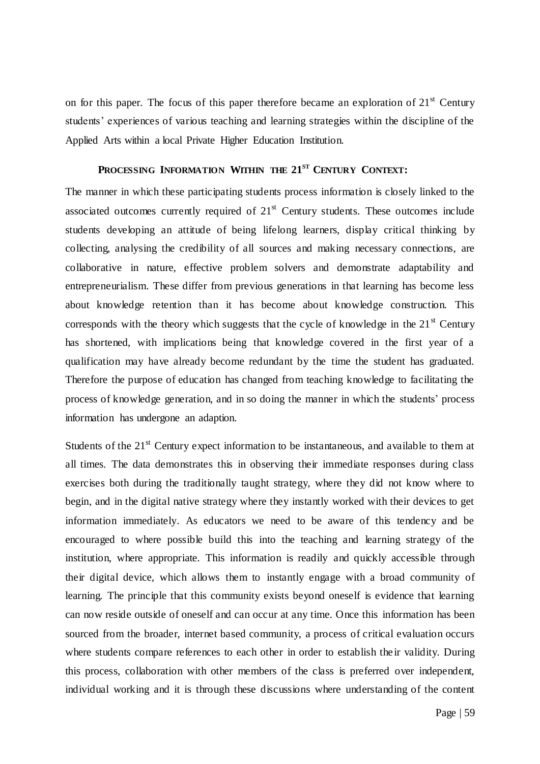on for this paper. The focus of this paper therefore became an exploration of 21st Century students' experiences of various teaching and learning strategies within the discipline of the Applied Arts within a local Private Higher Education Institution.

## PROCESSING INFORMATION WITHIN THE 21ST CENTURY CONTEXT:

The manner in which these participating students process information is closely linked to the associated outcomes currently required of 21st Century students. These outcomes include students developing an attitude of being lifelong learners, display critical thinking by collecting, analysing the credibility of all sources and making necessary connections, are collaborative in nature, effective problem solvers and demonstrate adaptability and entrepreneurialism. These differ from previous generations in that learning has become less about knowledge retention than it has become about knowledge construction. This corresponds with the theory which suggests that the cycle of knowledge in the 21st Century has shortened, with implications being that knowledge covered in the first year of a qualification may have already become redundant by the time the student has graduated. Therefore the purpose of education has changed from teaching knowledge to facilitating the process of knowledge generation, and in so doing the manner in which the students' process information has undergone an adaption.

Students of the 21st Century expect information to be instantaneous, and available to them at all times. The data demonstrates this in observing their immediate responses during class exercises both during the traditionally taught strategy, where they did not know where to begin, and in the digital native strategy where they instantly worked with their devices to get information immediately. As educators we need to be aware of this tendency and be encouraged to where possible build this into the teaching and learning strategy of the institution, where appropriate. This information is readily and quickly accessible through their digital device, which allows them to instantly engage with a broad community of learning. The principle that this community exists beyond oneself is evidence that learning can now reside outside of oneself and can occur at any time. Once this information has been sourced from the broader, internet based community, a process of critical evaluation occurs where students compare references to each other in order to establish their validity. During this process, collaboration with other members of the class is preferred over independent, individual working and it is through these discussions where understanding of the content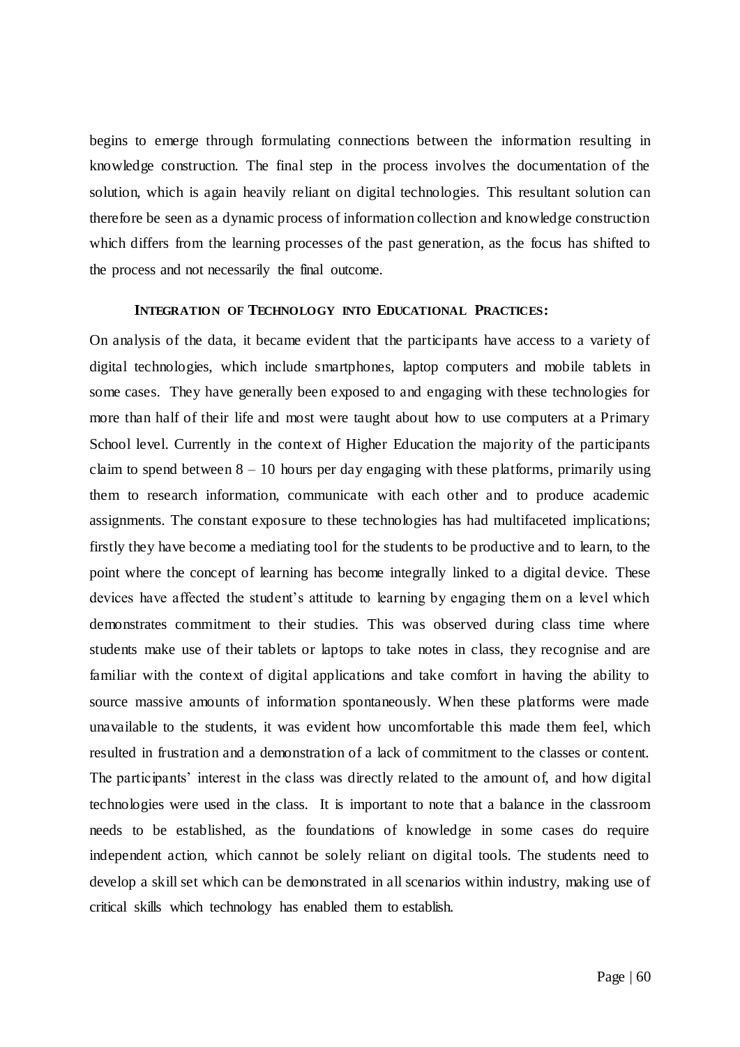begins to emerge through formulating connections between the information resulting in knowledge construction. The final step in the process involves the documentation of the solution, which is again heavily reliant on digital technologies. This resultant solution can therefore be seen as a dynamic process of information collection and knowledge construction which differs from the learning processes of the past generation, as the focus has shifted to the process and not necessarily the final outcome.

### **Integration of Technology into Educational Practices:**

On analysis of the data, it became evident that the participants have access to a variety of digital technologies, which include smartphones, laptop computers and mobile tablets in some cases. They have generally been exposed to and engaging with these technologies for more than half of their life and most were taught about how to use computers at a Primary School level. Currently in the context of Higher Education the majority of the participants claim to spend between 8 – 10 hours per day engaging with these platforms, primarily using them to research information, communicate with each other and to produce academic assignments. The constant exposure to these technologies has had multifaceted implications; firstly they have become a mediating tool for the students to be productive and to learn, to the point where the concept of learning has become integrally linked to a digital device. These devices have affected the student's attitude to learning by engaging them on a level which demonstrates commitment to their studies. This was observed during class time where students make use of their tablets or laptops to take notes in class, they recognise and are familiar with the context of digital applications and take comfort in having the ability to source massive amounts of information spontaneously. When these platforms were made unavailable to the students, it was evident how uncomfortable this made them feel, which resulted in frustration and a demonstration of a lack of commitment to the classes or content. The participants' interest in the class was directly related to the amount of, and how digital technologies were used in the class. It is important to note that a balance in the classroom needs to be established, as the foundations of knowledge in some cases do require independent action, which cannot be solely reliant on digital tools. The students need to develop a skill set which can be demonstrated in all scenarios within industry, making use of critical skills which technology has enabled them to establish.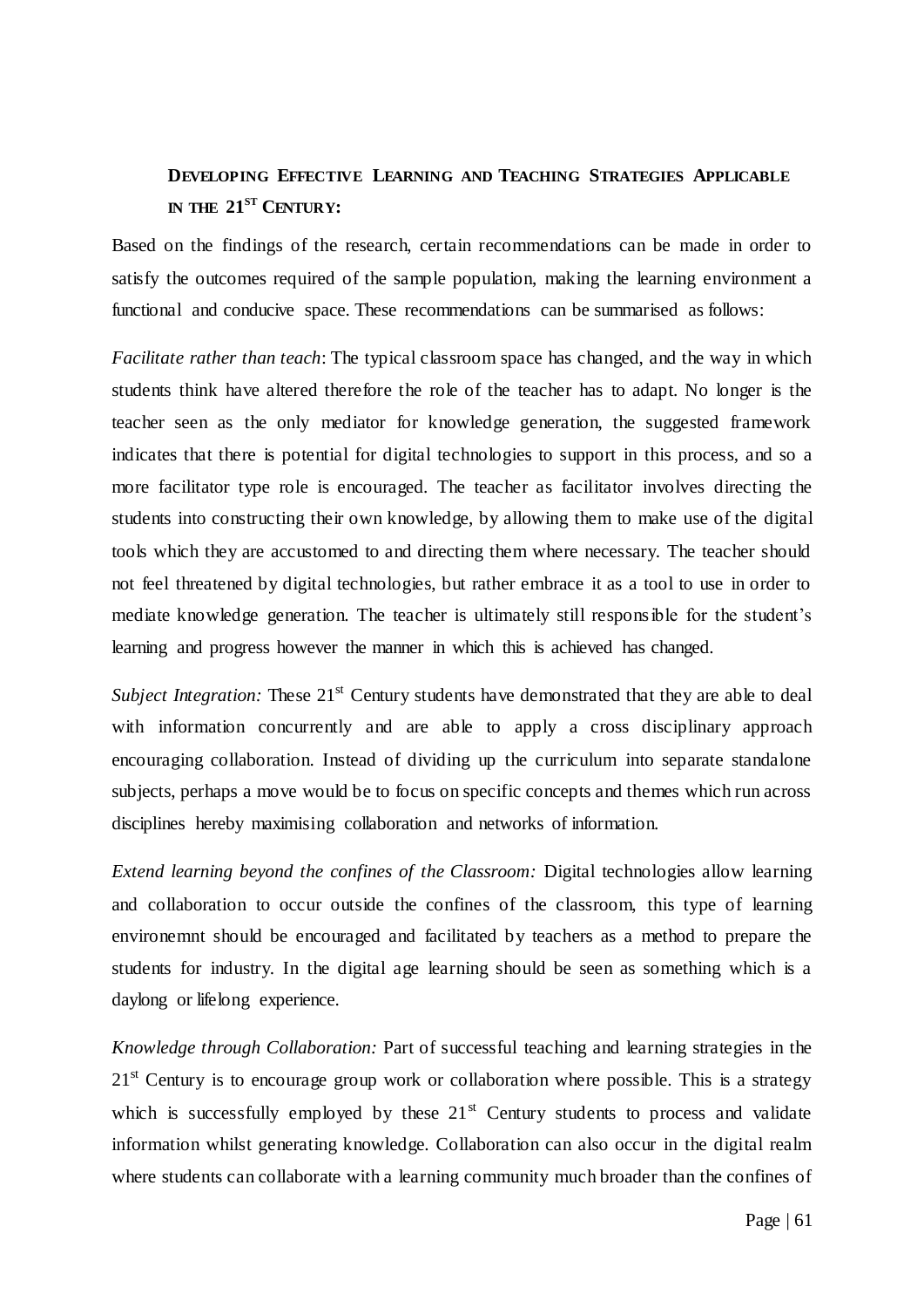## DEVELOPING EFFECTIVE LEARNING AND TEACHING STRATEGIES APPLICABLE IN THE 21ST CENTURY:

Based on the findings of the research, certain recommendations can be made in order to satisfy the outcomes required of the sample population, making the learning environment a functional and conducive space. These recommendations can be summarised as follows:

*Facilitate rather than teach*: The typical classroom space has changed, and the way in which students think have altered therefore the role of the teacher has to adapt. No longer is the teacher seen as the only mediator for knowledge generation, the suggested framework indicates that there is potential for digital technologies to support in this process, and so a more facilitator type role is encouraged. The teacher as facilitator involves directing the students into constructing their own knowledge, by allowing them to make use of the digital tools which they are accustomed to and directing them where necessary. The teacher should not feel threatened by digital technologies, but rather embrace it as a tool to use in order to mediate knowledge generation. The teacher is ultimately still responsible for the student's learning and progress however the manner in which this is achieved has changed.

*Subject Integration:* These 21st Century students have demonstrated that they are able to deal with information concurrently and are able to apply a cross disciplinary approach encouraging collaboration. Instead of dividing up the curriculum into separate standalone subjects, perhaps a move would be to focus on specific concepts and themes which run across disciplines hereby maximising collaboration and networks of information.

*Extend learning beyond the confines of the Classroom:* Digital technologies allow learning and collaboration to occur outside the confines of the classroom, this type of learning environemnt should be encouraged and facilitated by teachers as a method to prepare the students for industry. In the digital age learning should be seen as something which is a daylong or lifelong experience.

*Knowledge through Collaboration:* Part of successful teaching and learning strategies in the 21st Century is to encourage group work or collaboration where possible. This is a strategy which is successfully employed by these 21st Century students to process and validate information whilst generating knowledge. Collaboration can also occur in the digital realm where students can collaborate with a learning community much broader than the confines of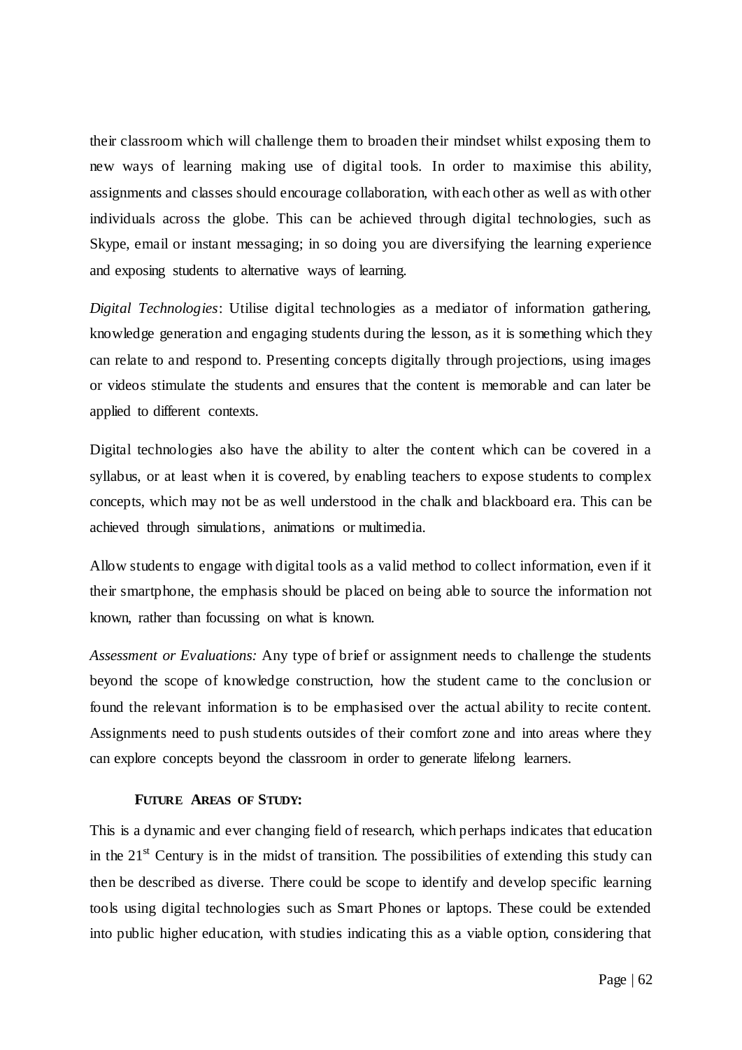their classroom which will challenge them to broaden their mindset whilst exposing them to new ways of learning making use of digital tools. In order to maximise this ability, assignments and classes should encourage collaboration, with each other as well as with other individuals across the globe. This can be achieved through digital technologies, such as Skype, email or instant messaging; in so doing you are diversifying the learning experience and exposing students to alternative ways of learning.

*Digital Technologies*: Utilise digital technologies as a mediator of information gathering, knowledge generation and engaging students during the lesson, as it is something which they can relate to and respond to. Presenting concepts digitally through projections, using images or videos stimulate the students and ensures that the content is memorable and can later be applied to different contexts.

Digital technologies also have the ability to alter the content which can be covered in a syllabus, or at least when it is covered, by enabling teachers to expose students to complex concepts, which may not be as well understood in the chalk and blackboard era. This can be achieved through simulations, animations or multimedia.

Allow students to engage with digital tools as a valid method to collect information, even if it their smartphone, the emphasis should be placed on being able to source the information not known, rather than focussing on what is known.

*Assessment or Evaluations:* Any type of brief or assignment needs to challenge the students beyond the scope of knowledge construction, how the student came to the conclusion or found the relevant information is to be emphasised over the actual ability to recite content. Assignments need to push students outsides of their comfort zone and into areas where they can explore concepts beyond the classroom in order to generate lifelong learners.

**FUTURE AREAS OF STUDY:**

This is a dynamic and ever changing field of research, which perhaps indicates that education in the 21st Century is in the midst of transition. The possibilities of extending this study can then be described as diverse. There could be scope to identify and develop specific learning tools using digital technologies such as Smart Phones or laptops. These could be extended into public higher education, with studies indicating this as a viable option, considering that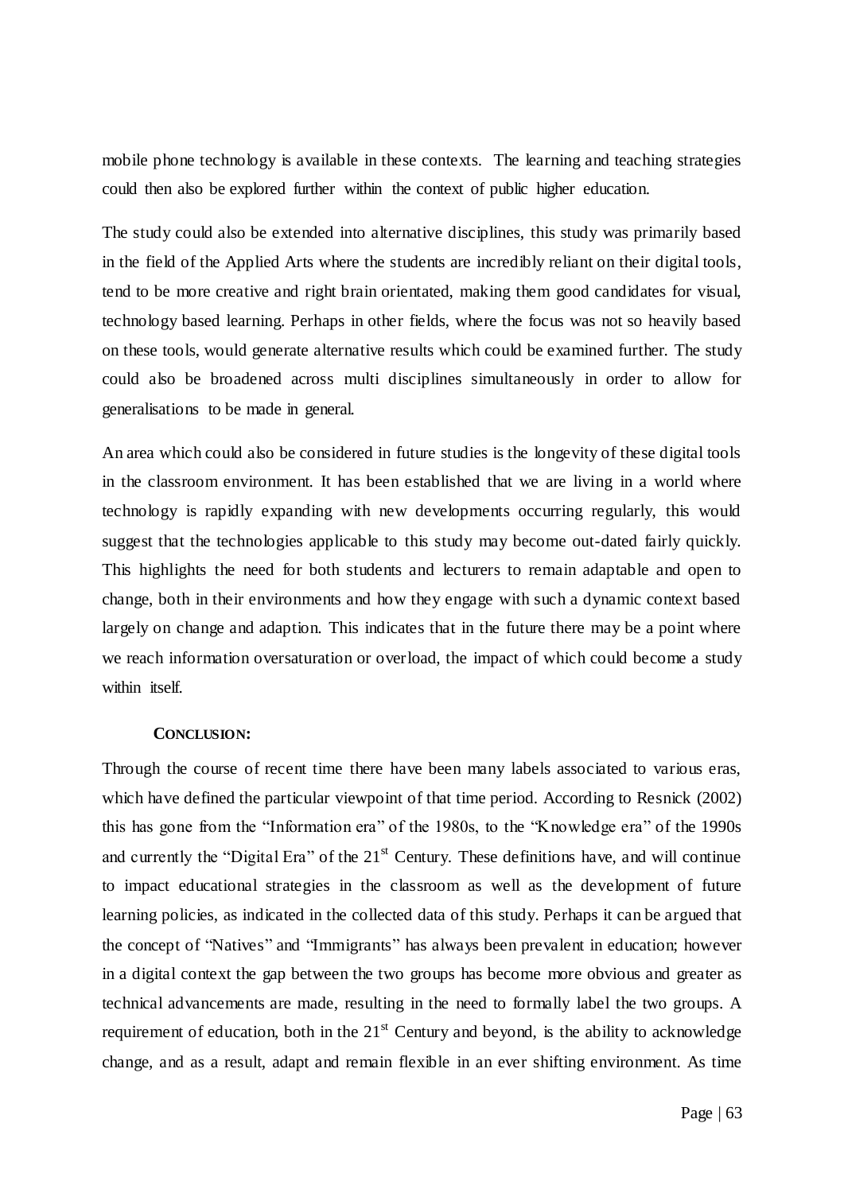mobile phone technology is available in these contexts. The learning and teaching strategies could then also be explored further within the context of public higher education.

The study could also be extended into alternative disciplines, this study was primarily based in the field of the Applied Arts where the students are incredibly reliant on their digital tools, tend to be more creative and right brain orientated, making them good candidates for visual, technology based learning. Perhaps in other fields, where the focus was not so heavily based on these tools, would generate alternative results which could be examined further. The study could also be broadened across multi disciplines simultaneously in order to allow for generalisations to be made in general.

An area which could also be considered in future studies is the longevity of these digital tools in the classroom environment. It has been established that we are living in a world where technology is rapidly expanding with new developments occurring regularly, this would suggest that the technologies applicable to this study may become out-dated fairly quickly. This highlights the need for both students and lecturers to remain adaptable and open to change, both in their environments and how they engage with such a dynamic context based largely on change and adaption. This indicates that in the future there may be a point where we reach information oversaturation or overload, the impact of which could become a study within itself.

## CONCLUSION:

Through the course of recent time there have been many labels associated to various eras, which have defined the particular viewpoint of that time period. According to Resnick (2002) this has gone from the "Information era" of the 1980s, to the "Knowledge era" of the 1990s and currently the "Digital Era" of the 21st Century. These definitions have, and will continue to impact educational strategies in the classroom as well as the development of future learning policies, as indicated in the collected data of this study. Perhaps it can be argued that the concept of "Natives" and "Immigrants" has always been prevalent in education; however in a digital context the gap between the two groups has become more obvious and greater as technical advancements are made, resulting in the need to formally label the two groups. A requirement of education, both in the 21st Century and beyond, is the ability to acknowledge change, and as a result, adapt and remain flexible in an ever shifting environment. As time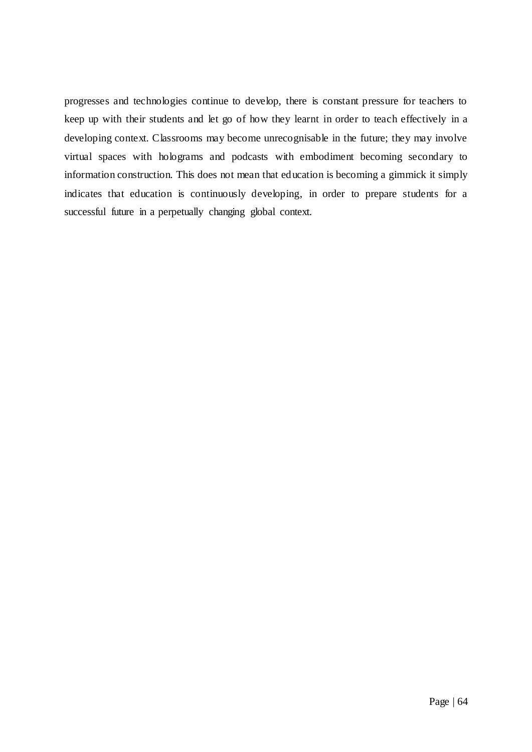progresses and technologies continue to develop, there is constant pressure for teachers to keep up with their students and let go of how they learnt in order to teach effectively in a developing context. Classrooms may become unrecognisable in the future; they may involve virtual spaces with holograms and podcasts with embodiment becoming secondary to information construction. This does not mean that education is becoming a gimmick it simply indicates that education is continuously developing, in order to prepare students for a successful future in a perpetually changing global context.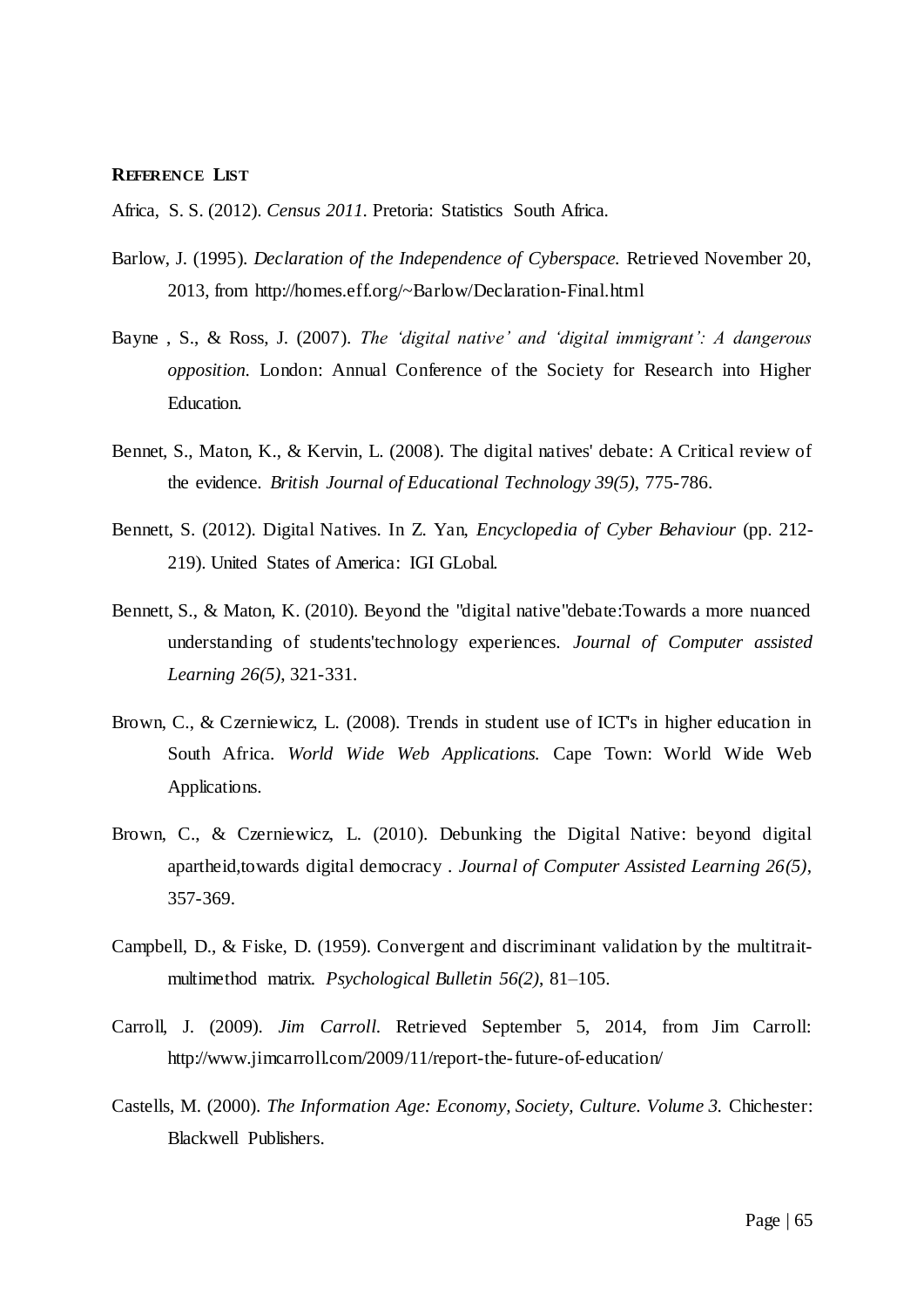## REFERENCE LIST

Africa, S. S. (2012). *Census 2011.* Pretoria: Statistics South Africa.

Barlow, J. (1995). *Declaration of the Independence of Cyberspace.* Retrieved November 20, 2013, from http://homes.eff.org/~Barlow/Declaration-Final.html

Bayne , S., & Ross, J. (2007). *The 'digital native' and 'digital immigrant': A dangerous opposition.* London: Annual Conference of the Society for Research into Higher Education.

Bennet, S., Maton, K., & Kervin, L. (2008). The digital natives' debate: A Critical review of the evidence. *British Journal of Educational Technology 39(5)*, 775-786.

Bennett, S. (2012). Digital Natives. In Z. Yan, *Encyclopedia of Cyber Behaviour* (pp. 212-219). United States of America: IGI GLobal.

Bennett, S., & Maton, K. (2010). Beyond the "digital native"debate:Towards a more nuanced understanding of students'technology experiences. *Journal of Computer assisted Learning 26(5)*, 321-331.

Brown, C., & Czerniewicz, L. (2008). Trends in student use of ICT's in higher education in South Africa. *World Wide Web Applications.* Cape Town: World Wide Web Applications.

Brown, C., & Czerniewicz, L. (2010). Debunking the Digital Native: beyond digital apartheid,towards digital democracy . *Journal of Computer Assisted Learning 26(5)*, 357-369.

Campbell, D., & Fiske, D. (1959). Convergent and discriminant validation by the multitrait-multimethod matrix. *Psychological Bulletin 56(2)*, 81–105.

Carroll, J. (2009). *Jim Carroll.* Retrieved September 5, 2014, from Jim Carroll: http://www.jimcarroll.com/2009/11/report-the-future-of-education/

Castells, M. (2000). *The Information Age: Economy, Society, Culture. Volume 3.* Chichester: Blackwell Publishers.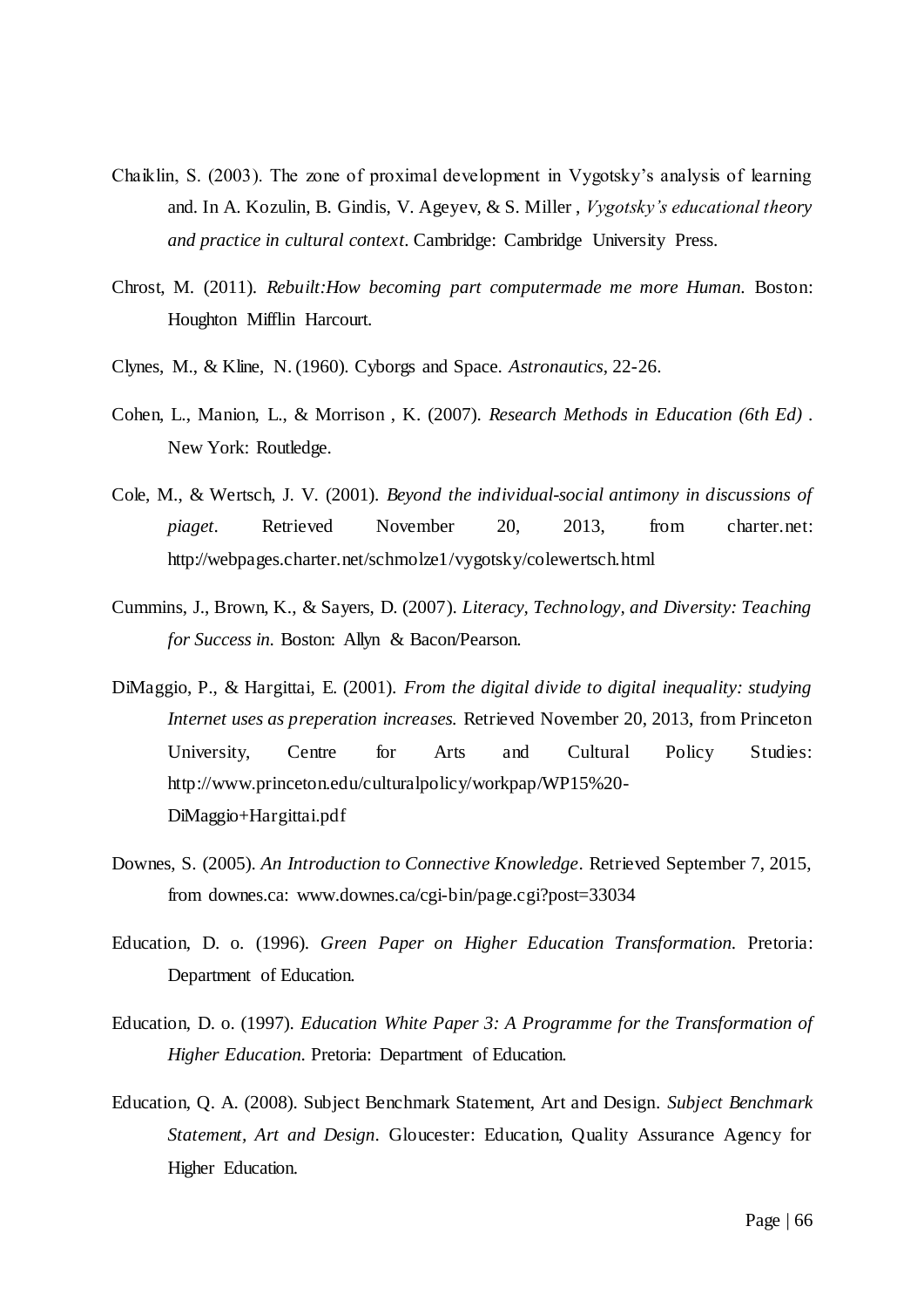Chaiklin, S. (2003). The zone of proximal development in Vygotsky's analysis of learning and. In A. Kozulin, B. Gindis, V. Ageyev, & S. Miller , *Vygotsky's educational theory and practice in cultural context*. Cambridge: Cambridge University Press.

Chrost, M. (2011). *Rebuilt:How becoming part computermade me more Human.* Boston: Houghton Mifflin Harcourt.

Clynes, M., & Kline, N. (1960). Cyborgs and Space. *Astronautics*, 22-26.

Cohen, L., Manion, L., & Morrison , K. (2007). *Research Methods in Education (6th Ed)* . New York: Routledge.

Cole, M., & Wertsch, J. V. (2001). *Beyond the individual-social antimony in discussions of piaget.* Retrieved November 20, 2013, from charter.net: http://webpages.charter.net/schmolze1/vygotsky/colewertsch.html

Cummins, J., Brown, K., & Sayers, D. (2007). *Literacy, Technology, and Diversity: Teaching for Success in.* Boston: Allyn & Bacon/Pearson.

DiMaggio, P., & Hargittai, E. (2001). *From the digital divide to digital inequality: studying Internet uses as preperation increases.* Retrieved November 20, 2013, from Princeton University, Centre for Arts and Cultural Policy Studies: http://www.princeton.edu/culturalpolicy/workpap/WP15%20-DiMaggio+Hargittai.pdf

Downes, S. (2005). *An Introduction to Connective Knowledge*. Retrieved September 7, 2015, from downes.ca: www.downes.ca/cgi-bin/page.cgi?post=33034

Education, D. o. (1996). *Green Paper on Higher Education Transformation.* Pretoria: Department of Education.

Education, D. o. (1997). *Education White Paper 3: A Programme for the Transformation of Higher Education.* Pretoria: Department of Education.

Education, Q. A. (2008). Subject Benchmark Statement, Art and Design. *Subject Benchmark Statement, Art and Design*. Gloucester: Education, Quality Assurance Agency for Higher Education.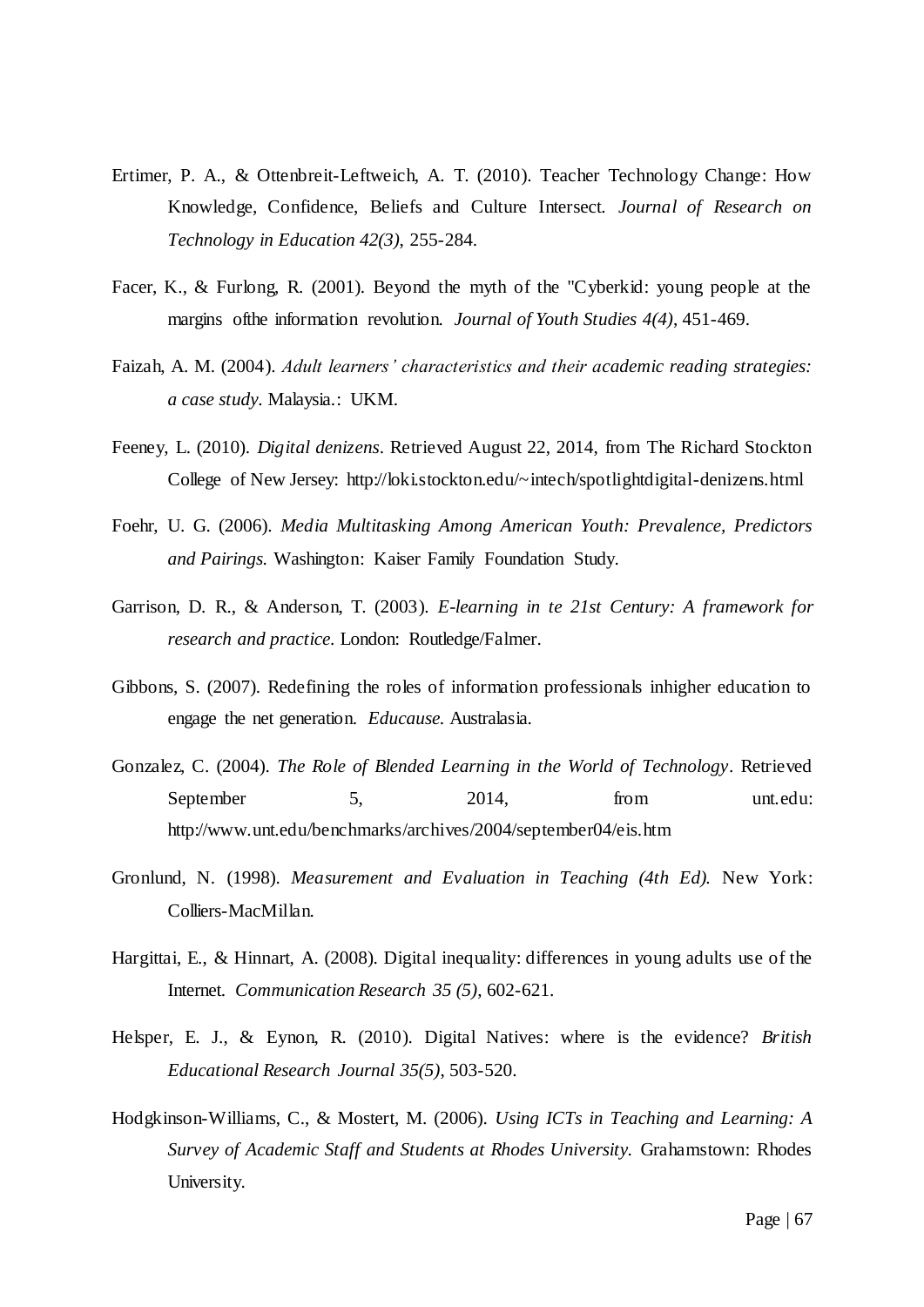Ertimer, P. A., & Ottenbreit-Leftweich, A. T. (2010). Teacher Technology Change: How Knowledge, Confidence, Beliefs and Culture Intersect. *Journal of Research on Technology in Education 42(3)*, 255-284.

Facer, K., & Furlong, R. (2001). Beyond the myth of the "Cyberkid: young people at the margins ofthe information revolution. *Journal of Youth Studies 4(4)*, 451-469.

Faizah, A. M. (2004). *Adult learners' characteristics and their academic reading strategies: a case study*. Malaysia.: UKM.

Feeney, L. (2010). *Digital denizens*. Retrieved August 22, 2014, from The Richard Stockton College of New Jersey: http://loki.stockton.edu/~intech/spotlightdigital-denizens.html

Foehr, U. G. (2006). *Media Multitasking Among American Youth: Prevalence, Predictors and Pairings*. Washington: Kaiser Family Foundation Study.

Garrison, D. R., & Anderson, T. (2003). *E-learning in te 21st Century: A framework for research and practice*. London: Routledge/Falmer.

Gibbons, S. (2007). Redefining the roles of information professionals inhigher education to engage the net generation. *Educause*. Australasia.

Gonzalez, C. (2004). *The Role of Blended Learning in the World of Technology*. Retrieved September 5, 2014, from unt.edu: http://www.unt.edu/benchmarks/archives/2004/september04/eis.htm

Gronlund, N. (1998). *Measurement and Evaluation in Teaching (4th Ed)*. New York: Colliers-MacMillan.

Hargittai, E., & Hinnart, A. (2008). Digital inequality: differences in young adults use of the Internet. *Communication Research 35 (5)*, 602-621.

Helsper, E. J., & Eynon, R. (2010). Digital Natives: where is the evidence? *British Educational Research Journal 35(5)*, 503-520.

Hodgkinson-Williams, C., & Mostert, M. (2006). *Using ICTs in Teaching and Learning: A Survey of Academic Staff and Students at Rhodes University.* Grahamstown: Rhodes University.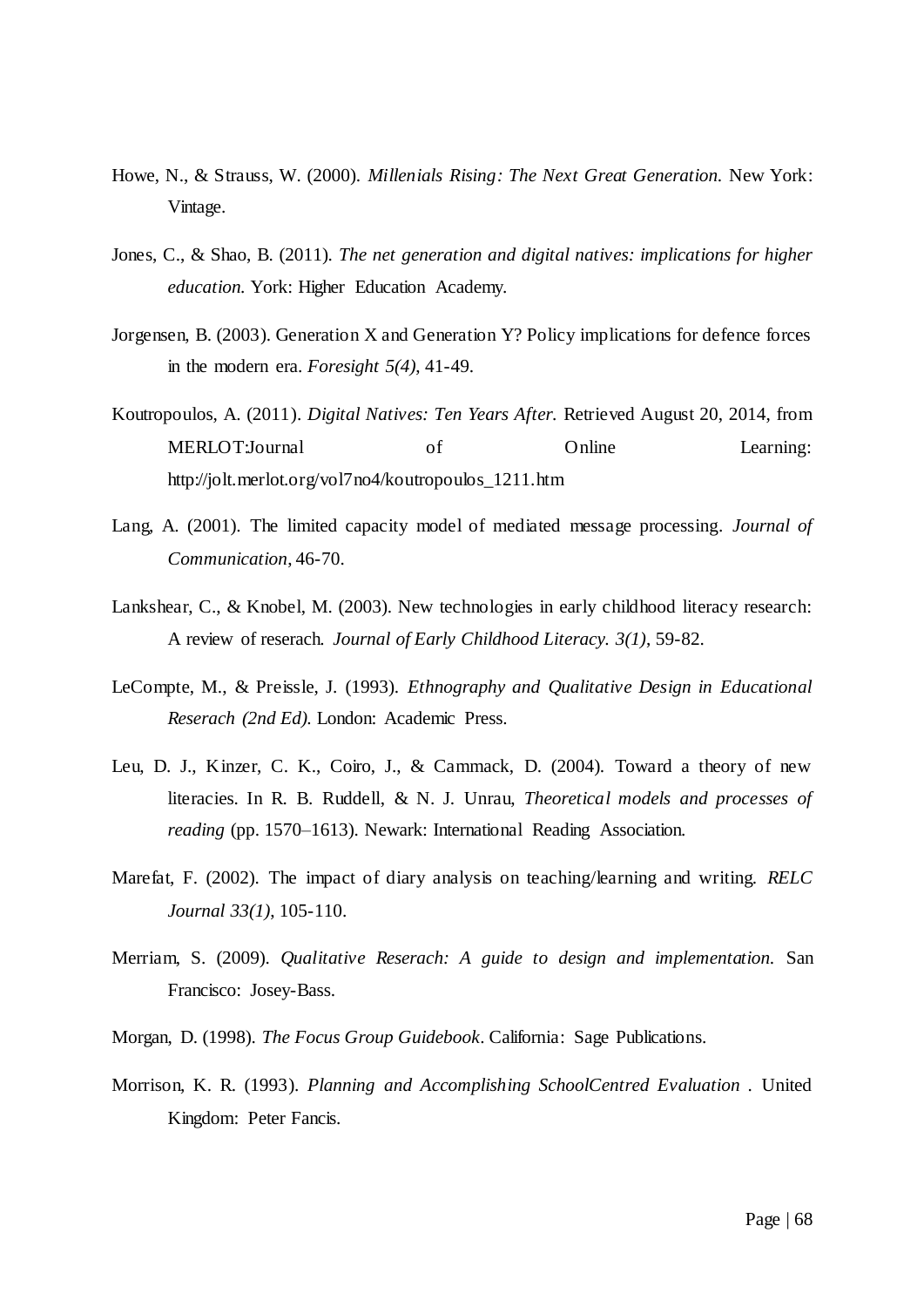Howe, N., & Strauss, W. (2000). *Millenials Rising: The Next Great Generation.* New York: Vintage.

Jones, C., & Shao, B. (2011). *The net generation and digital natives: implications for higher education.* York: Higher Education Academy.

Jorgensen, B. (2003). Generation X and Generation Y? Policy implications for defence forces in the modern era. *Foresight 5(4)*, 41-49.

Koutropoulos, A. (2011). *Digital Natives: Ten Years After.* Retrieved August 20, 2014, from MERLOT:Journal of Online Learning: http://jolt.merlot.org/vol7no4/koutropoulos_1211.htm

Lang, A. (2001). The limited capacity model of mediated message processing. *Journal of Communication*, 46-70.

Lankshear, C., & Knobel, M. (2003). New technologies in early childhood literacy research: A review of reserach. *Journal of Early Childhood Literacy. 3(1)*, 59-82.

LeCompte, M., & Preissle, J. (1993). *Ethnography and Qualitative Design in Educational Reserach (2nd Ed).* London: Academic Press.

Leu, D. J., Kinzer, C. K., Coiro, J., & Cammack, D. (2004). Toward a theory of new literacies. In R. B. Ruddell, & N. J. Unrau, *Theoretical models and processes of reading* (pp. 1570–1613). Newark: International Reading Association.

Marefat, F. (2002). The impact of diary analysis on teaching/learning and writing. *RELC Journal 33(1)*, 105-110.

Merriam, S. (2009). *Qualitative Reserach: A guide to design and implementation.* San Francisco: Josey-Bass.

Morgan, D. (1998). *The Focus Group Guidebook*. California: Sage Publications.

Morrison, K. R. (1993). *Planning and Accomplishing SchoolCentred Evaluation* . United Kingdom: Peter Fancis.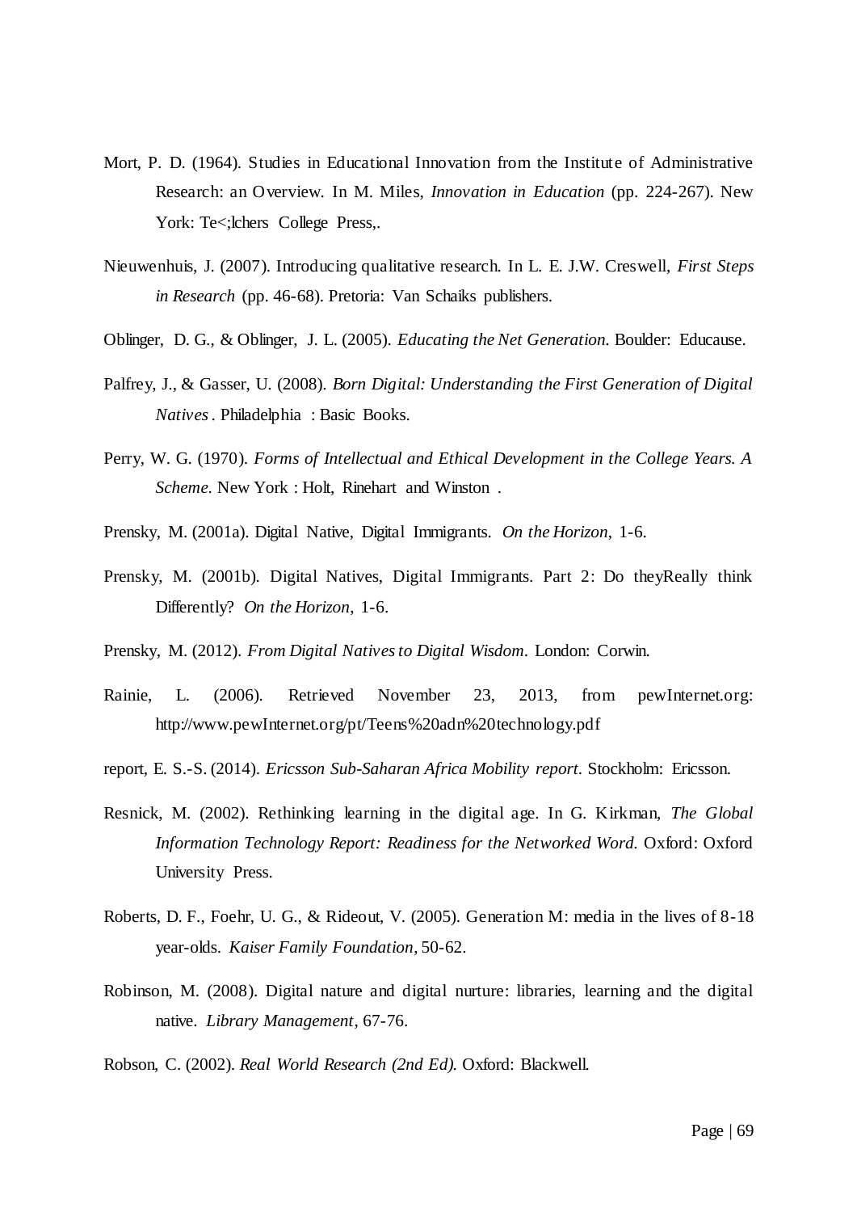Mort, P. D. (1964). Studies in Educational Innovation from the Institute of Administrative Research: an Overview. In M. Miles, *Innovation in Education* (pp. 224-267). New York: Te<;lchers College Press,.

Nieuwenhuis, J. (2007). Introducing qualitative research. In L. E. J.W. Creswell, *First Steps in Research* (pp. 46-68). Pretoria: Van Schaiks publishers.

Oblinger, D. G., & Oblinger, J. L. (2005). *Educating the Net Generation*. Boulder: Educause.

Palfrey, J., & Gasser, U. (2008). *Born Digital: Understanding the First Generation of Digital Natives*. Philadelphia : Basic Books.

Perry, W. G. (1970). *Forms of Intellectual and Ethical Development in the College Years. A Scheme*. New York : Holt, Rinehart and Winston .

Prensky, M. (2001a). Digital Native, Digital Immigrants. *On the Horizon*, 1-6.

Prensky, M. (2001b). Digital Natives, Digital Immigrants. Part 2: Do theyReally think Differently? *On the Horizon*, 1-6.

Prensky, M. (2012). *From Digital Natives to Digital Wisdom*. London: Corwin.

Rainie, L. (2006). Retrieved November 23, 2013, from pewInternet.org: http://www.pewInternet.org/pt/Teens%20adn%20technology.pdf

report, E. S.-S. (2014). *Ericsson Sub-Saharan Africa Mobility report*. Stockholm: Ericsson.

Resnick, M. (2002). Rethinking learning in the digital age. In G. Kirkman, *The Global Information Technology Report: Readiness for the Networked Word*. Oxford: Oxford University Press.

Roberts, D. F., Foehr, U. G., & Rideout, V. (2005). Generation M: media in the lives of 8-18 year-olds. *Kaiser Family Foundation*, 50-62.

Robinson, M. (2008). Digital nature and digital nurture: libraries, learning and the digital native. *Library Management*, 67-76.

Robson, C. (2002). *Real World Research (2nd Ed)*. Oxford: Blackwell.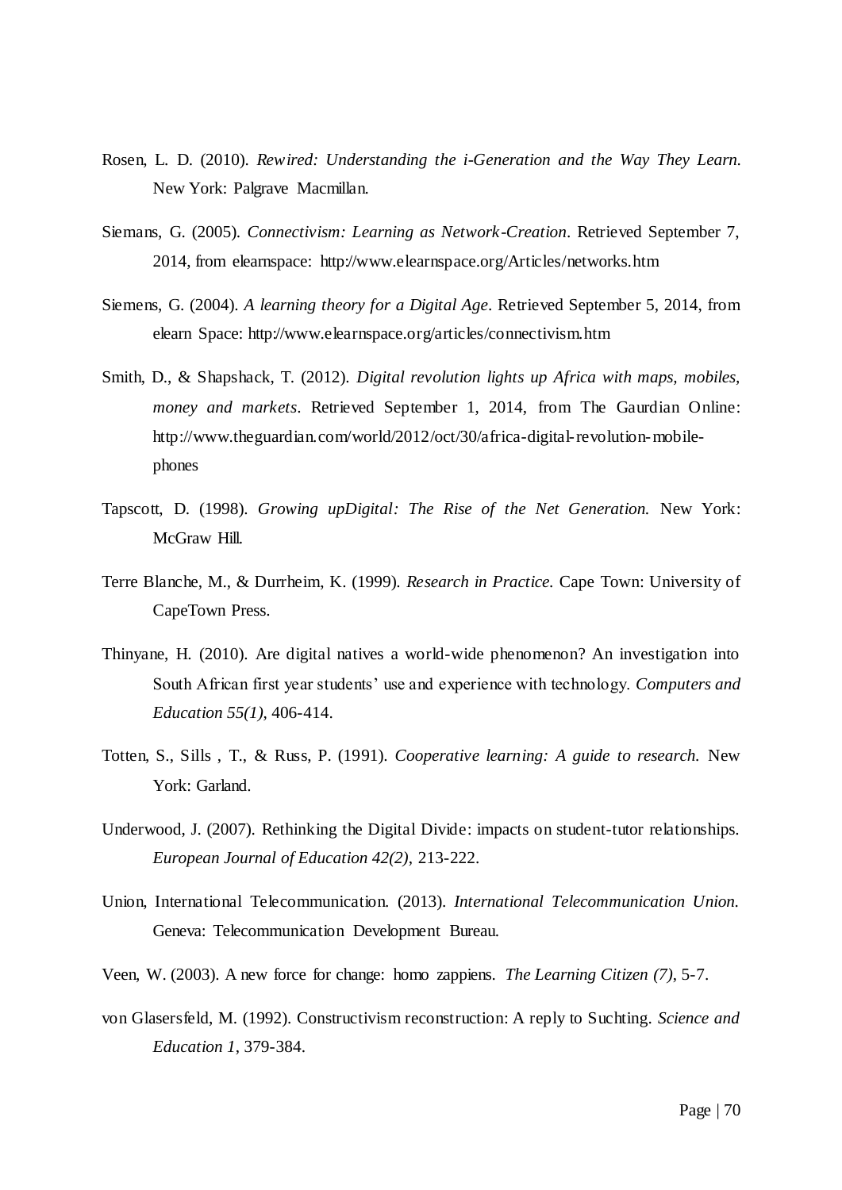Rosen, L. D. (2010). *Rewired: Understanding the i-Generation and the Way They Learn.* New York: Palgrave Macmillan.

Siemans, G. (2005). *Connectivism: Learning as Network-Creation*. Retrieved September 7, 2014, from elearnspace: http://www.elearnspace.org/Articles/networks.htm

Siemens, G. (2004). *A learning theory for a Digital Age*. Retrieved September 5, 2014, from elearn Space: http://www.elearnspace.org/articles/connectivism.htm

Smith, D., & Shapshack, T. (2012). *Digital revolution lights up Africa with maps, mobiles, money and markets*. Retrieved September 1, 2014, from The Gaurdian Online: http://www.theguardian.com/world/2012/oct/30/africa-digital-revolution-mobile-phones

Tapscott, D. (1998). *Growing upDigital: The Rise of the Net Generation.* New York: McGraw Hill.

Terre Blanche, M., & Durrheim, K. (1999). *Research in Practice.* Cape Town: University of CapeTown Press.

Thinyane, H. (2010). Are digital natives a world-wide phenomenon? An investigation into South African first year students' use and experience with technology. *Computers and Education 55(1)*, 406-414.

Totten, S., Sills , T., & Russ, P. (1991). *Cooperative learning: A guide to research.* New York: Garland.

Underwood, J. (2007). Rethinking the Digital Divide: impacts on student-tutor relationships. *European Journal of Education 42(2)*, 213-222.

Union, International Telecommunication. (2013). *International Telecommunication Union.* Geneva: Telecommunication Development Bureau.

Veen, W. (2003). A new force for change: homo zappiens. *The Learning Citizen (7)*, 5-7.

von Glasersfeld, M. (1992). Constructivism reconstruction: A reply to Suchting. *Science and Education 1*, 379-384.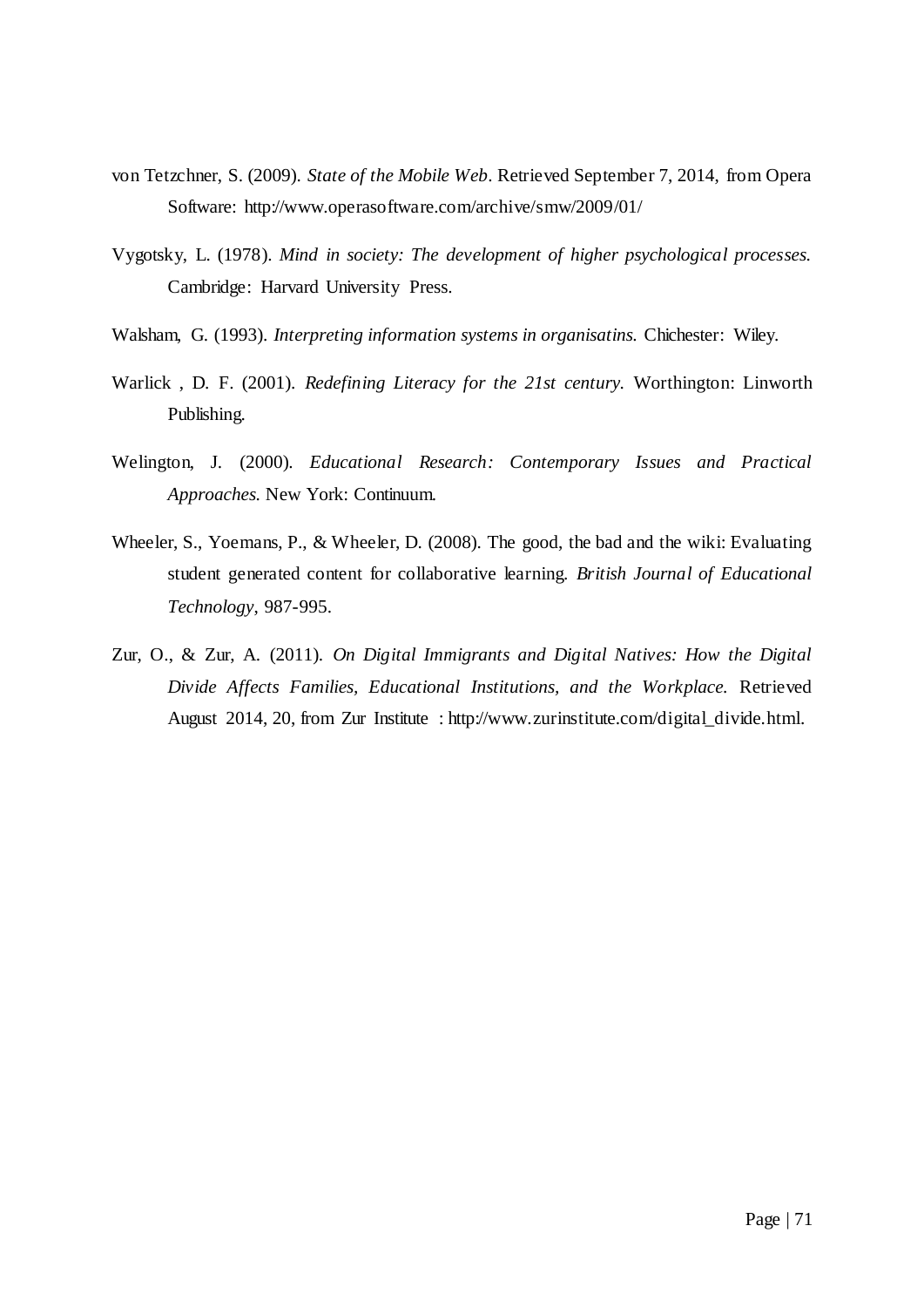von Tetzchner, S. (2009). *State of the Mobile Web*. Retrieved September 7, 2014, from Opera Software: http://www.operasoftware.com/archive/smw/2009/01/

Vygotsky, L. (1978). *Mind in society: The development of higher psychological processes.* Cambridge: Harvard University Press.

Walsham, G. (1993). *Interpreting information systems in organisatins.* Chichester: Wiley.

Warlick , D. F. (2001). *Redefining Literacy for the 21st century.* Worthington: Linworth Publishing.

Welington, J. (2000). *Educational Research: Contemporary Issues and Practical Approaches.* New York: Continuum.

Wheeler, S., Yoemans, P., & Wheeler, D. (2008). The good, the bad and the wiki: Evaluating student generated content for collaborative learning. *British Journal of Educational Technology*, 987-995.

Zur, O., & Zur, A. (2011). *On Digital Immigrants and Digital Natives: How the Digital Divide Affects Families, Educational Institutions, and the Workplace.* Retrieved August 2014, 20, from Zur Institute : http://www.zurinstitute.com/digital_divide.html.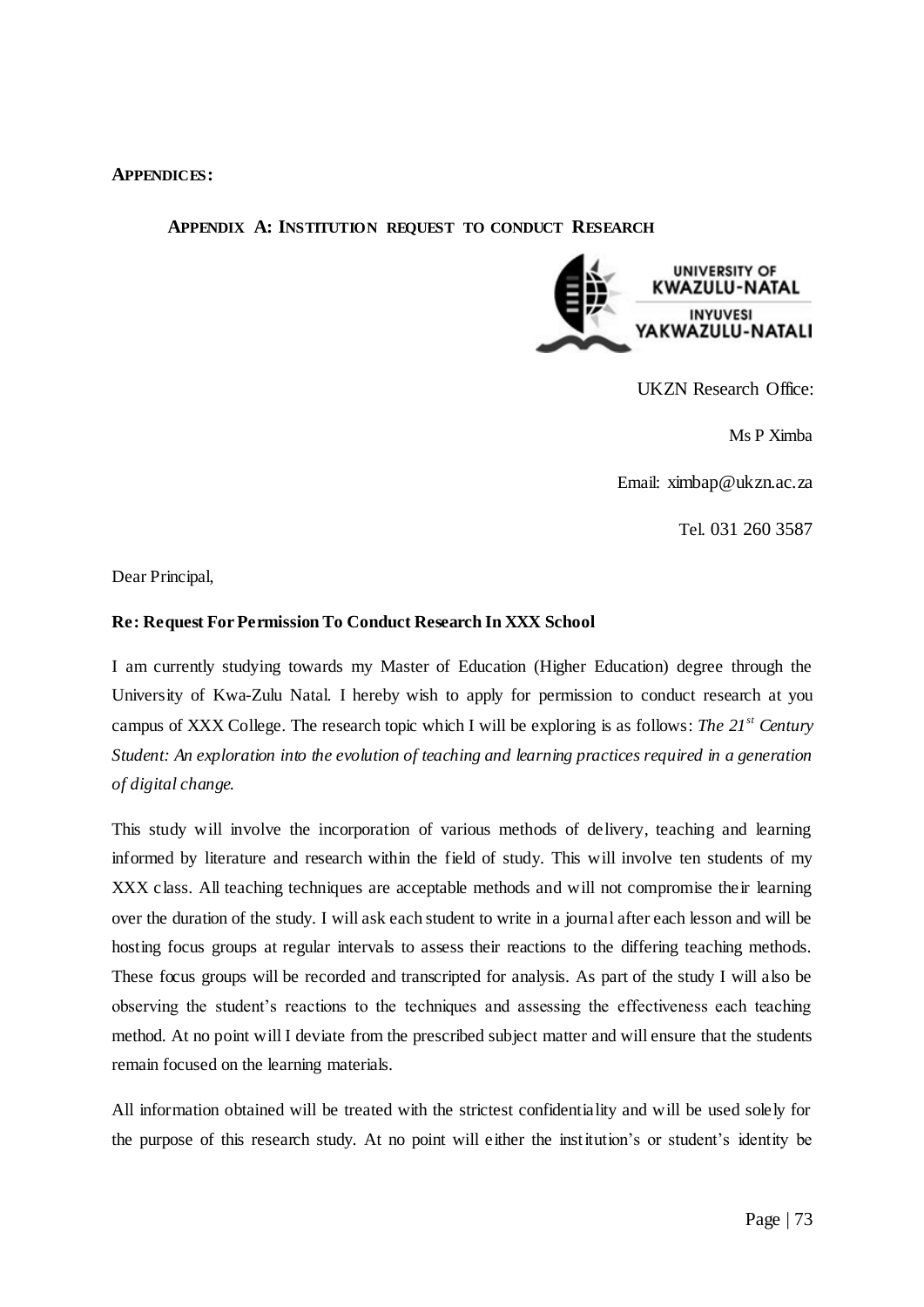**APPENDICES:**

**APPENDIX A: INSTITUTION REQUEST TO CONDUCT RESEARCH**

UNIVERSITY OF KWAZULU-NATAL
INYUVESI YAKWAZULU-NATALI

UKZN Research Office:

Ms P Ximba

Email: ximbap@ukzn.ac.za

Tel. 031 260 3587

Dear Principal,

**Re: Request For Permission To Conduct Research In XXX School**

I am currently studying towards my Master of Education (Higher Education) degree through the University of Kwa-Zulu Natal. I hereby wish to apply for permission to conduct research at you campus of XXX College. The research topic which I will be exploring is as follows: *The 21st Century Student: An exploration into the evolution of teaching and learning practices required in a generation of digital change.*

This study will involve the incorporation of various methods of delivery, teaching and learning informed by literature and research within the field of study. This will involve ten students of my XXX class. All teaching techniques are acceptable methods and will not compromise their learning over the duration of the study. I will ask each student to write in a journal after each lesson and will be hosting focus groups at regular intervals to assess their reactions to the differing teaching methods. These focus groups will be recorded and transcripted for analysis. As part of the study I will also be observing the student's reactions to the techniques and assessing the effectiveness each teaching method. At no point will I deviate from the prescribed subject matter and will ensure that the students remain focused on the learning materials.

All information obtained will be treated with the strictest confidentiality and will be used solely for the purpose of this research study. At no point will either the institution's or student's identity be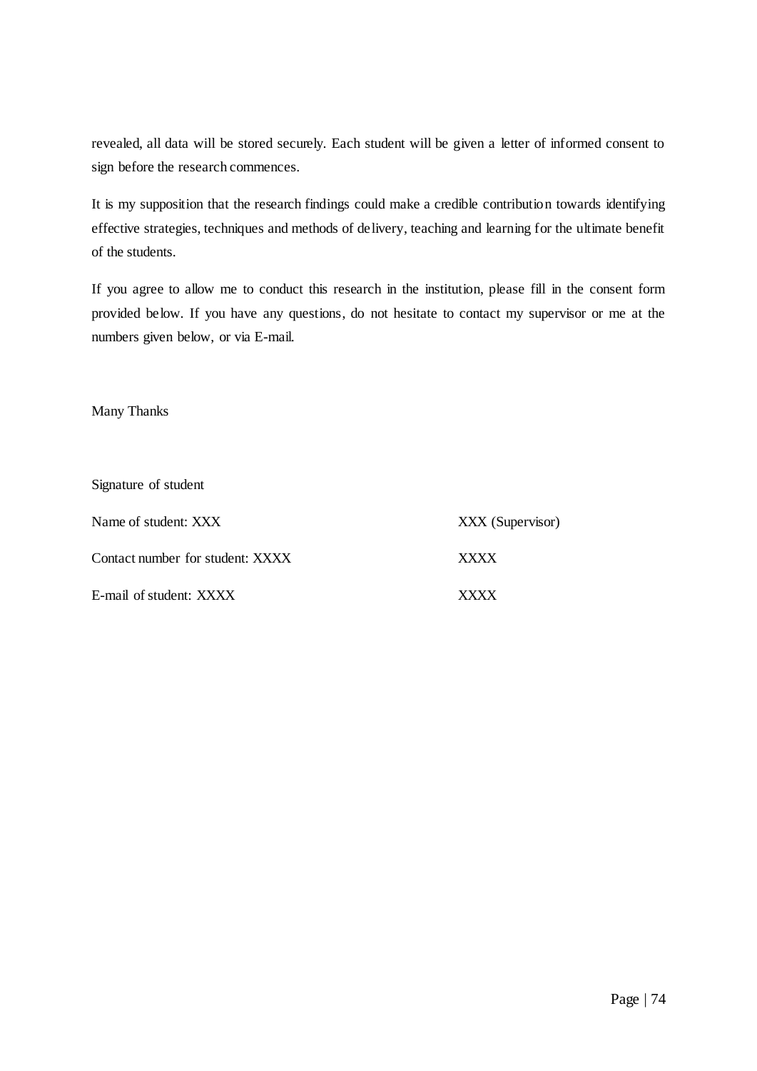revealed, all data will be stored securely. Each student will be given a letter of informed consent to sign before the research commences.

It is my supposition that the research findings could make a credible contribution towards identifying effective strategies, techniques and methods of delivery, teaching and learning for the ultimate benefit of the students.

If you agree to allow me to conduct this research in the institution, please fill in the consent form provided below. If you have any questions, do not hesitate to contact my supervisor or me at the numbers given below, or via E-mail.

Many Thanks

Signature of student

| | |
|---|---|
| Name of student: XXX | XXX (Supervisor) |
| Contact number for student: XXXX | XXXX |
| E-mail of student: XXXX | XXXX |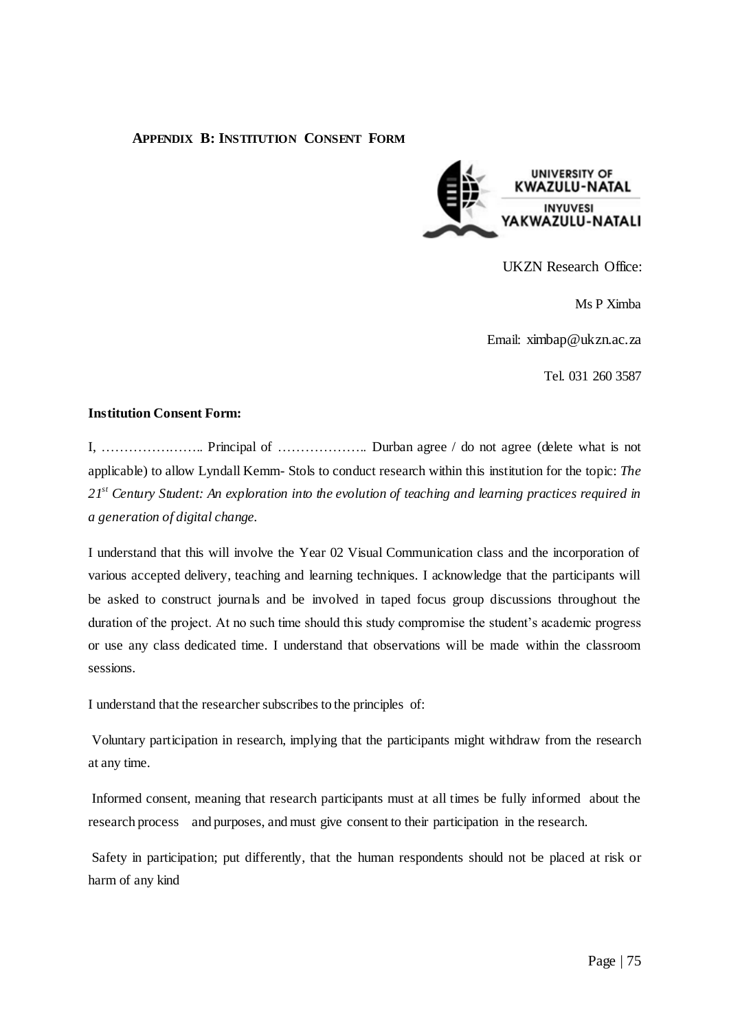**APPENDIX B: INSTITUTION CONSENT FORM**

UNIVERSITY OF KWAZULU-NATAL

INYUVESI YAKWAZULU-NATALI

UKZN Research Office:

Ms P Ximba

Email: ximbap@ukzn.ac.za

Tel. 031 260 3587

**Institution Consent Form:**

I, ………………….. Principal of ………………. Durban agree / do not agree (delete what is not applicable) to allow Lyndall Kemm- Stols to conduct research within this institution for the topic: *The 21st Century Student: An exploration into the evolution of teaching and learning practices required in a generation of digital change.*

I understand that this will involve the Year 02 Visual Communication class and the incorporation of various accepted delivery, teaching and learning techniques. I acknowledge that the participants will be asked to construct journals and be involved in taped focus group discussions throughout the duration of the project. At no such time should this study compromise the student's academic progress or use any class dedicated time. I understand that observations will be made within the classroom sessions.

I understand that the researcher subscribes to the principles of:

Voluntary participation in research, implying that the participants might withdraw from the research at any time.

Informed consent, meaning that research participants must at all times be fully informed about the research process and purposes, and must give consent to their participation in the research.

Safety in participation; put differently, that the human respondents should not be placed at risk or harm of any kind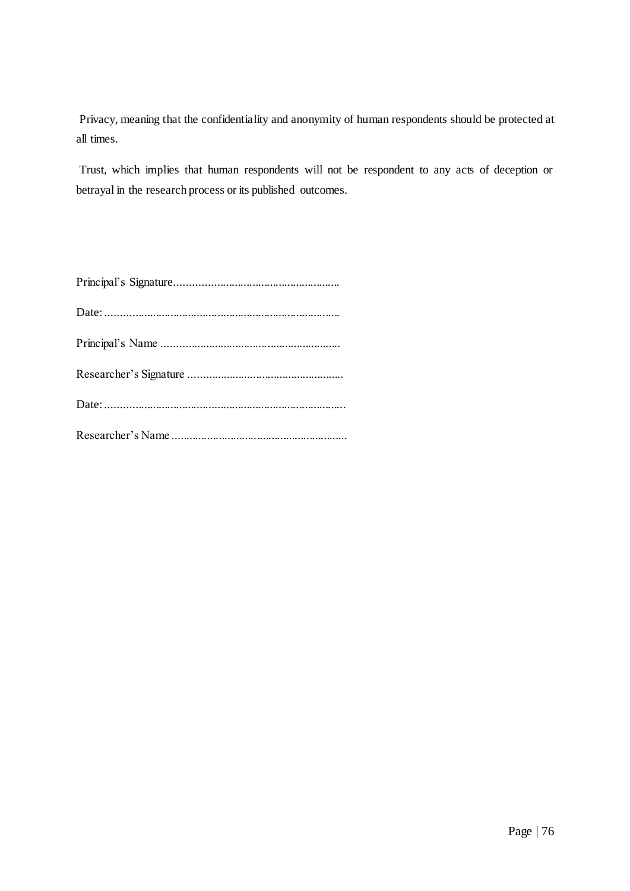Privacy, meaning that the confidentiality and anonymity of human respondents should be protected at all times.

Trust, which implies that human respondents will not be respondent to any acts of deception or betrayal in the research process or its published outcomes.

Principal's Signature.........................................................

Date:.................................................................................

Principal's Name .............................................................

Researcher's Signature .....................................................

Date:..................................................................................

Researcher's Name............................................................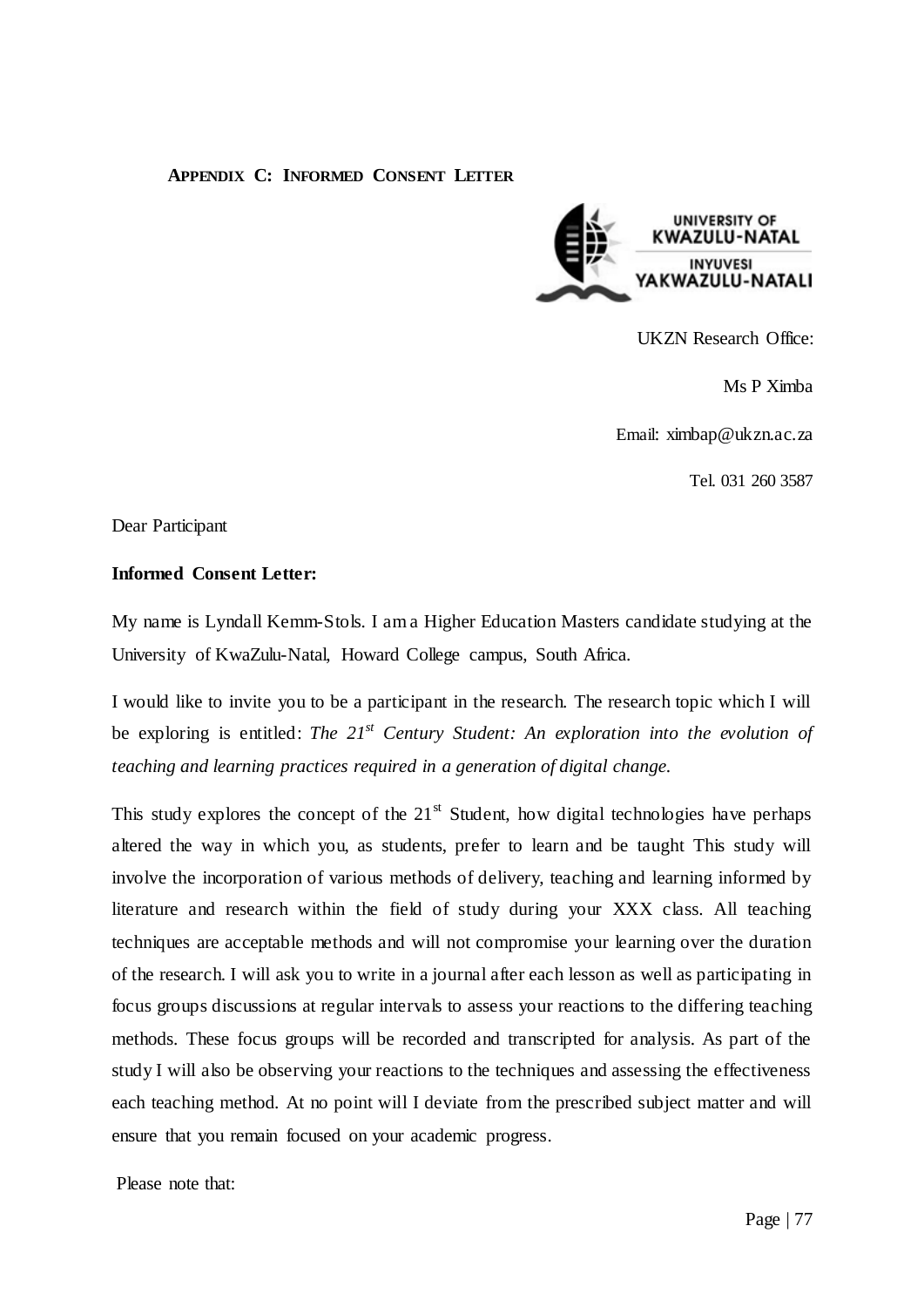## APPENDIX C: INFORMED CONSENT LETTER

UNIVERSITY OF KWAZULU-NATAL
INYUVESI YAKWAZULU-NATALI

UKZN Research Office:

Ms P Ximba

Email: ximbap@ukzn.ac.za

Tel. 031 260 3587

Dear Participant

**Informed Consent Letter:**

My name is Lyndall Kemm-Stols. I am a Higher Education Masters candidate studying at the University of KwaZulu-Natal, Howard College campus, South Africa.

I would like to invite you to be a participant in the research. The research topic which I will be exploring is entitled: *The 21st Century Student: An exploration into the evolution of teaching and learning practices required in a generation of digital change.*

This study explores the concept of the 21st Student, how digital technologies have perhaps altered the way in which you, as students, prefer to learn and be taught This study will involve the incorporation of various methods of delivery, teaching and learning informed by literature and research within the field of study during your XXX class. All teaching techniques are acceptable methods and will not compromise your learning over the duration of the research. I will ask you to write in a journal after each lesson as well as participating in focus groups discussions at regular intervals to assess your reactions to the differing teaching methods. These focus groups will be recorded and transcripted for analysis. As part of the study I will also be observing your reactions to the techniques and assessing the effectiveness each teaching method. At no point will I deviate from the prescribed subject matter and will ensure that you remain focused on your academic progress.

Please note that: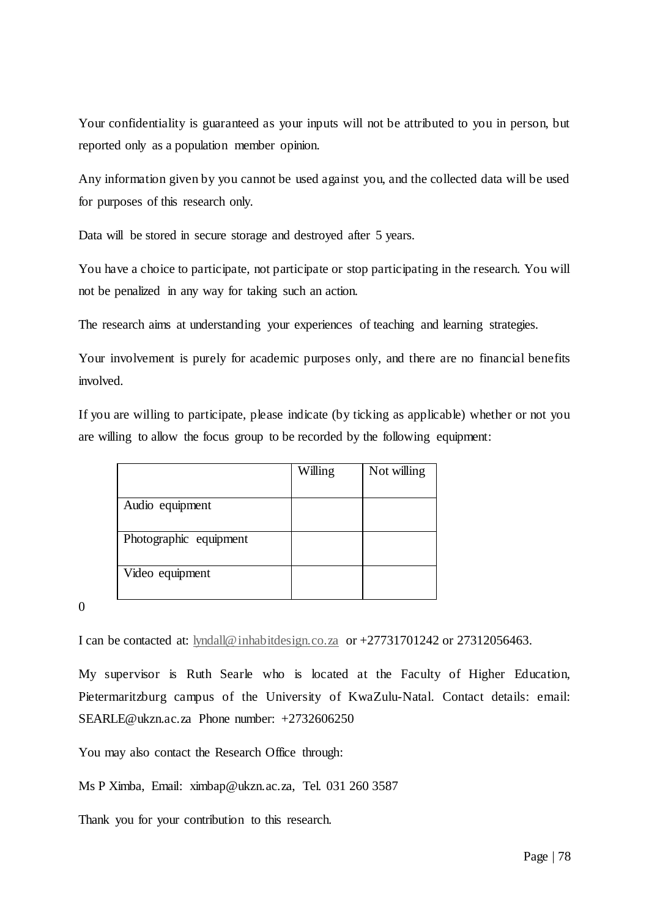Your confidentiality is guaranteed as your inputs will not be attributed to you in person, but reported only as a population member opinion.

Any information given by you cannot be used against you, and the collected data will be used for purposes of this research only.

Data will be stored in secure storage and destroyed after 5 years.

You have a choice to participate, not participate or stop participating in the research. You will not be penalized in any way for taking such an action.

The research aims at understanding your experiences of teaching and learning strategies.

Your involvement is purely for academic purposes only, and there are no financial benefits involved.

If you are willing to participate, please indicate (by ticking as applicable) whether or not you are willing to allow the focus group to be recorded by the following equipment:

| | Willing | Not willing |
|---|---|---|
| Audio equipment | | |
| Photographic equipment | | |
| Video equipment | | |

0

I can be contacted at: lyndall@inhabitdesign.co.za or +27731701242 or 27312056463.

My supervisor is Ruth Searle who is located at the Faculty of Higher Education, Pietermaritzburg campus of the University of KwaZulu-Natal. Contact details: email: SEARLE@ukzn.ac.za Phone number: +2732606250

You may also contact the Research Office through:

Ms P Ximba, Email: ximbap@ukzn.ac.za, Tel. 031 260 3587

Thank you for your contribution to this research.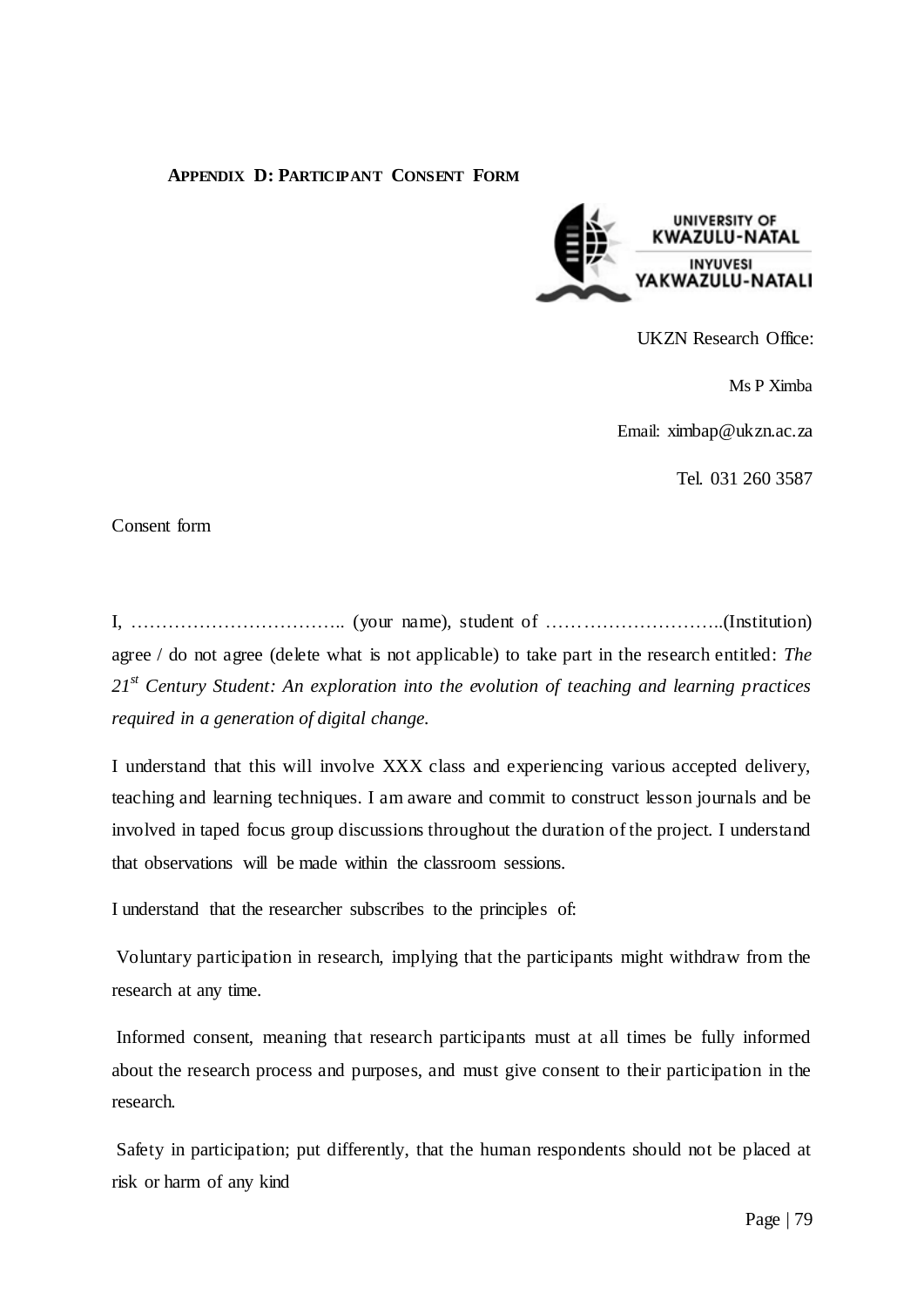**APPENDIX D: PARTICIPANT CONSENT FORM**

UNIVERSITY OF KWAZULU-NATAL
INYUVESI YAKWAZULU-NATALI

UKZN Research Office:

Ms P Ximba

Email: ximbap@ukzn.ac.za

Tel. 031 260 3587

Consent form

I, …………………………….. (your name), student of ………………………..(Institution) agree / do not agree (delete what is not applicable) to take part in the research entitled: *The 21st Century Student: An exploration into the evolution of teaching and learning practices required in a generation of digital change.*

I understand that this will involve XXX class and experiencing various accepted delivery, teaching and learning techniques. I am aware and commit to construct lesson journals and be involved in taped focus group discussions throughout the duration of the project. I understand that observations will be made within the classroom sessions.

I understand that the researcher subscribes to the principles of:

Voluntary participation in research, implying that the participants might withdraw from the research at any time.

Informed consent, meaning that research participants must at all times be fully informed about the research process and purposes, and must give consent to their participation in the research.

Safety in participation; put differently, that the human respondents should not be placed at risk or harm of any kind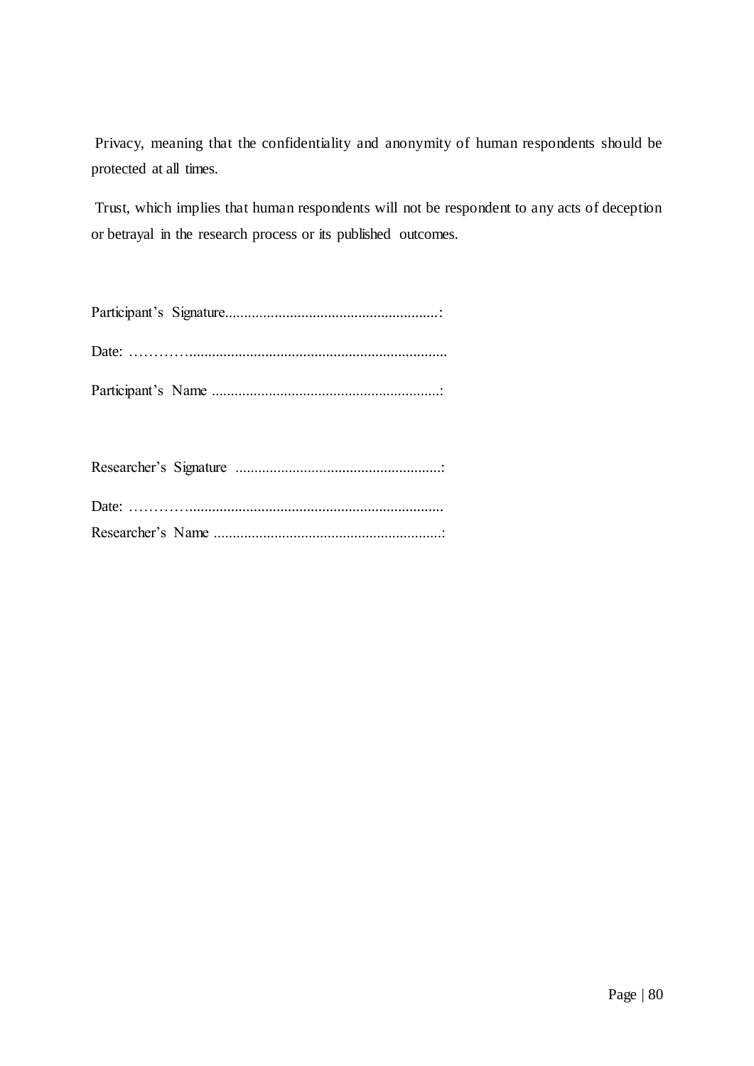Privacy, meaning that the confidentiality and anonymity of human respondents should be protected at all times.

Trust, which implies that human respondents will not be respondent to any acts of deception or betrayal in the research process or its published outcomes.

Participant's Signature........................................................:

Date: …………....................................................................

Participant's Name ............................................................:

Researcher's Signature ......................................................:

Date: …………...................................................................

Researcher's Name ............................................................: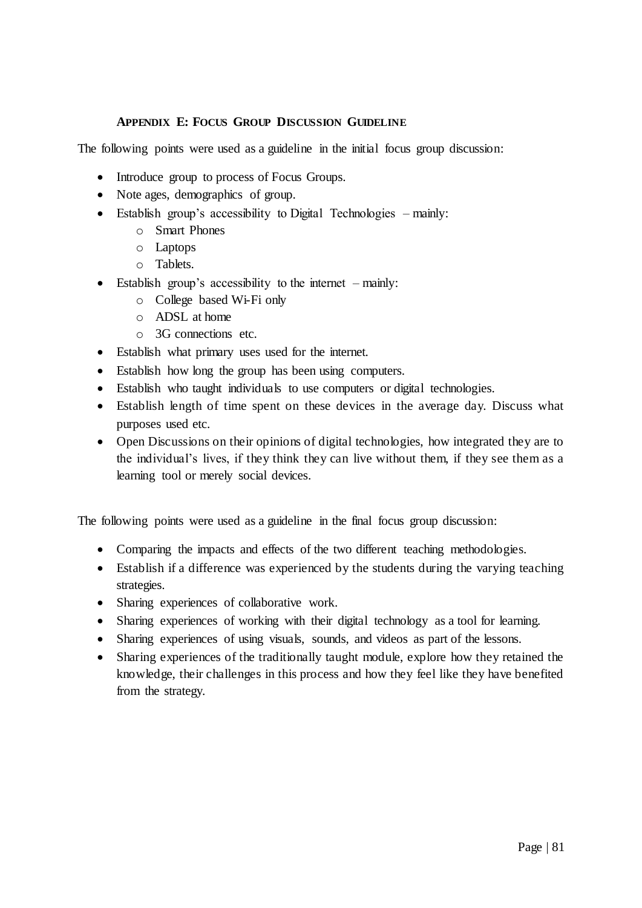### **APPENDIX E: FOCUS GROUP DISCUSSION GUIDELINE**

The following points were used as a guideline in the initial focus group discussion:

- Introduce group to process of Focus Groups.
- Note ages, demographics of group.
- Establish group's accessibility to Digital Technologies – mainly:
  - Smart Phones
  - Laptops
  - Tablets.
- Establish group's accessibility to the internet – mainly:
  - College based Wi-Fi only
  - ADSL at home
  - 3G connections etc.
- Establish what primary uses used for the internet.
- Establish how long the group has been using computers.
- Establish who taught individuals to use computers or digital technologies.
- Establish length of time spent on these devices in the average day. Discuss what purposes used etc.
- Open Discussions on their opinions of digital technologies, how integrated they are to the individual's lives, if they think they can live without them, if they see them as a learning tool or merely social devices.

The following points were used as a guideline in the final focus group discussion:

- Comparing the impacts and effects of the two different teaching methodologies.
- Establish if a difference was experienced by the students during the varying teaching strategies.
- Sharing experiences of collaborative work.
- Sharing experiences of working with their digital technology as a tool for learning.
- Sharing experiences of using visuals, sounds, and videos as part of the lessons.
- Sharing experiences of the traditionally taught module, explore how they retained the knowledge, their challenges in this process and how they feel like they have benefited from the strategy.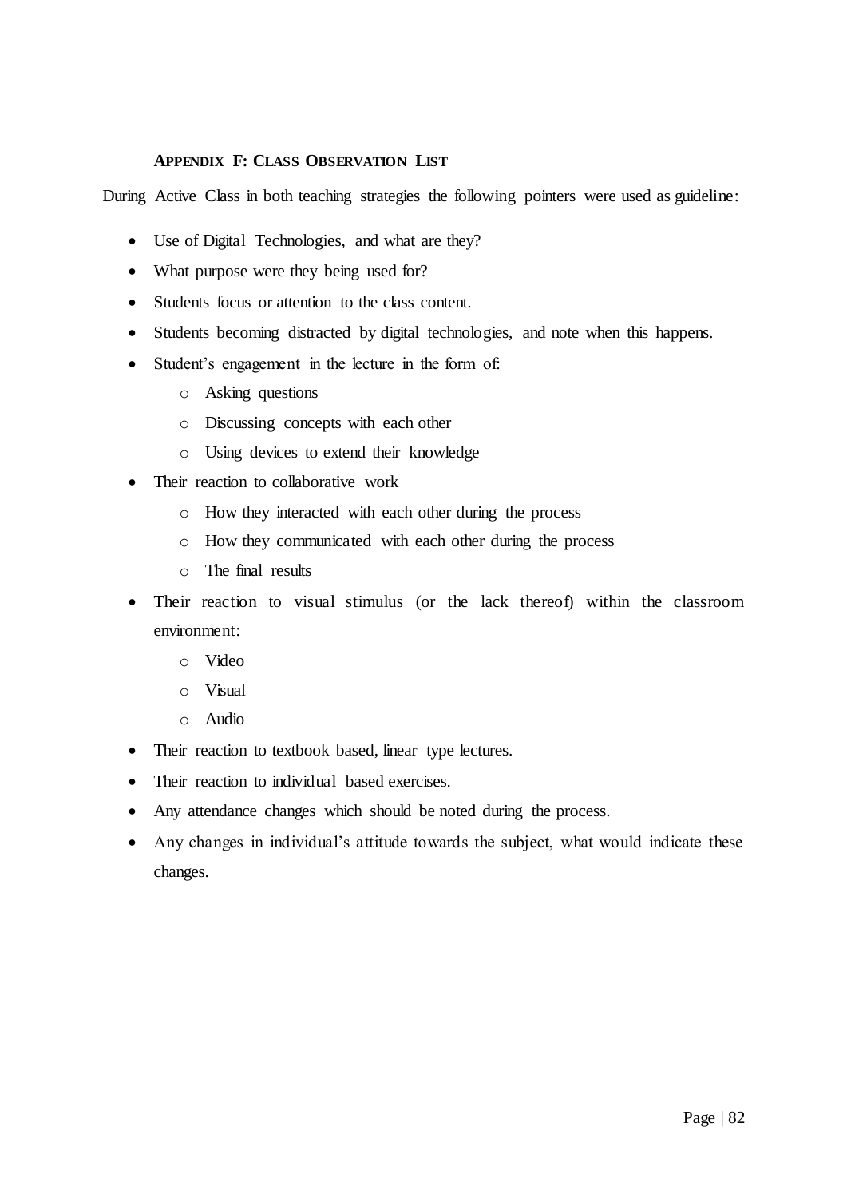## APPENDIX F: CLASS OBSERVATION LIST

During Active Class in both teaching strategies the following pointers were used as guideline:

- Use of Digital Technologies, and what are they?
- What purpose were they being used for?
- Students focus or attention to the class content.
- Students becoming distracted by digital technologies, and note when this happens.
- Student's engagement in the lecture in the form of:
  - Asking questions
  - Discussing concepts with each other
  - Using devices to extend their knowledge
- Their reaction to collaborative work
  - How they interacted with each other during the process
  - How they communicated with each other during the process
  - The final results
- Their reaction to visual stimulus (or the lack thereof) within the classroom environment:
  - Video
  - Visual
  - Audio
- Their reaction to textbook based, linear type lectures.
- Their reaction to individual based exercises.
- Any attendance changes which should be noted during the process.
- Any changes in individual's attitude towards the subject, what would indicate these changes.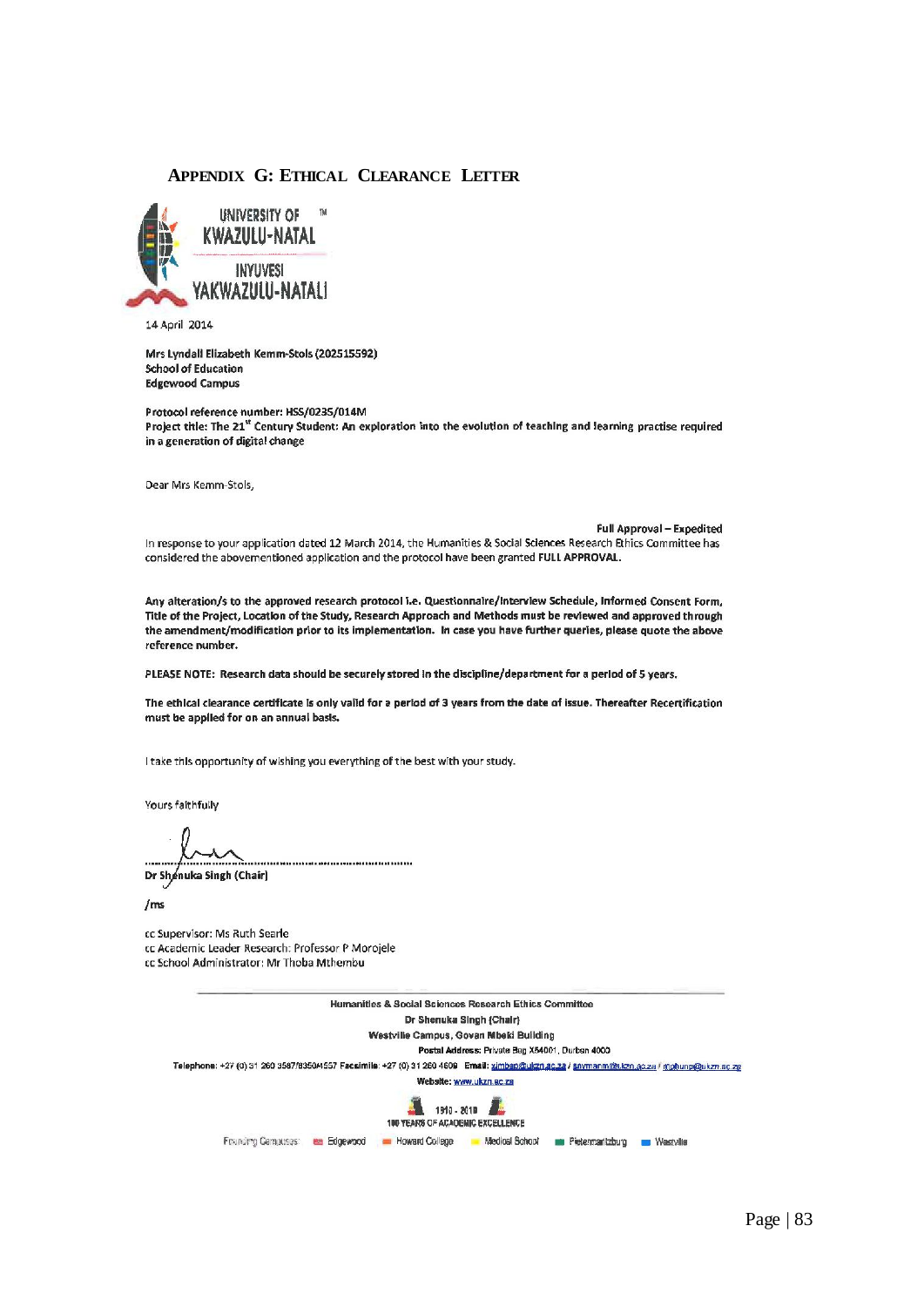## APPENDIX G: ETHICAL CLEARANCE LETTER

UNIVERSITY OF KWAZULU-NATAL
INYUVESI YAKWAZULU-NATALI

14 April 2014

**Mrs Lyndall Elizabeth Kemm-Stols (202515592)**
**School of Education**
**Edgewood Campus**

**Protocol reference number: HSS/0235/014M**
**Project title: The 21st Century Student: An exploration into the evolution of teaching and learning practise required in a generation of digital change**

Dear Mrs Kemm-Stols,

**Full Approval – Expedited**

In response to your application dated 12 March 2014, the Humanities & Social Sciences Research Ethics Committee has considered the abovementioned application and the protocol have been granted **FULL APPROVAL**.

**Any alteration/s to the approved research protocol i.e. Questionnaire/Interview Schedule, Informed Consent Form, Title of the Project, Location of the Study, Research Approach and Methods must be reviewed and approved through the amendment/modification prior to its implementation. In case you have further queries, please quote the above reference number.**

**PLEASE NOTE: Research data should be securely stored in the discipline/department for a period of 5 years.**

**The ethical clearance certificate is only valid for a period of 3 years from the date of issue. Thereafter Recertification must be applied for on an annual basis.**

I take this opportunity of wishing you everything of the best with your study.

Yours faithfully

**Dr Shenuka Singh (Chair)**

/ms

cc Supervisor: Ms Ruth Searle
cc Academic Leader Research: Professor P Morojele
cc School Administrator: Mr Thoba Mthembu

**Humanities & Social Sciences Research Ethics Committee**
**Dr Shenuka Singh (Chair)**
**Westville Campus, Govan Mbeki Building**
**Postal Address:** Private Bag X54001, Durban 4000
**Telephone:** +27 (0) 31 260 3587/8350/4557 **Facsimile:** +27 (0) 31 260 4609 **Email:** ximbap@ukzn.ac.za / snymanm@ukzn.ac.za / mohunp@ukzn.ac.za
**Website:** www.ukzn.ac.za

1910 - 2010
100 YEARS OF ACADEMIC EXCELLENCE

Founding Campuses: Edgewood | Howard College | Medical School | Pietermaritzburg | Westville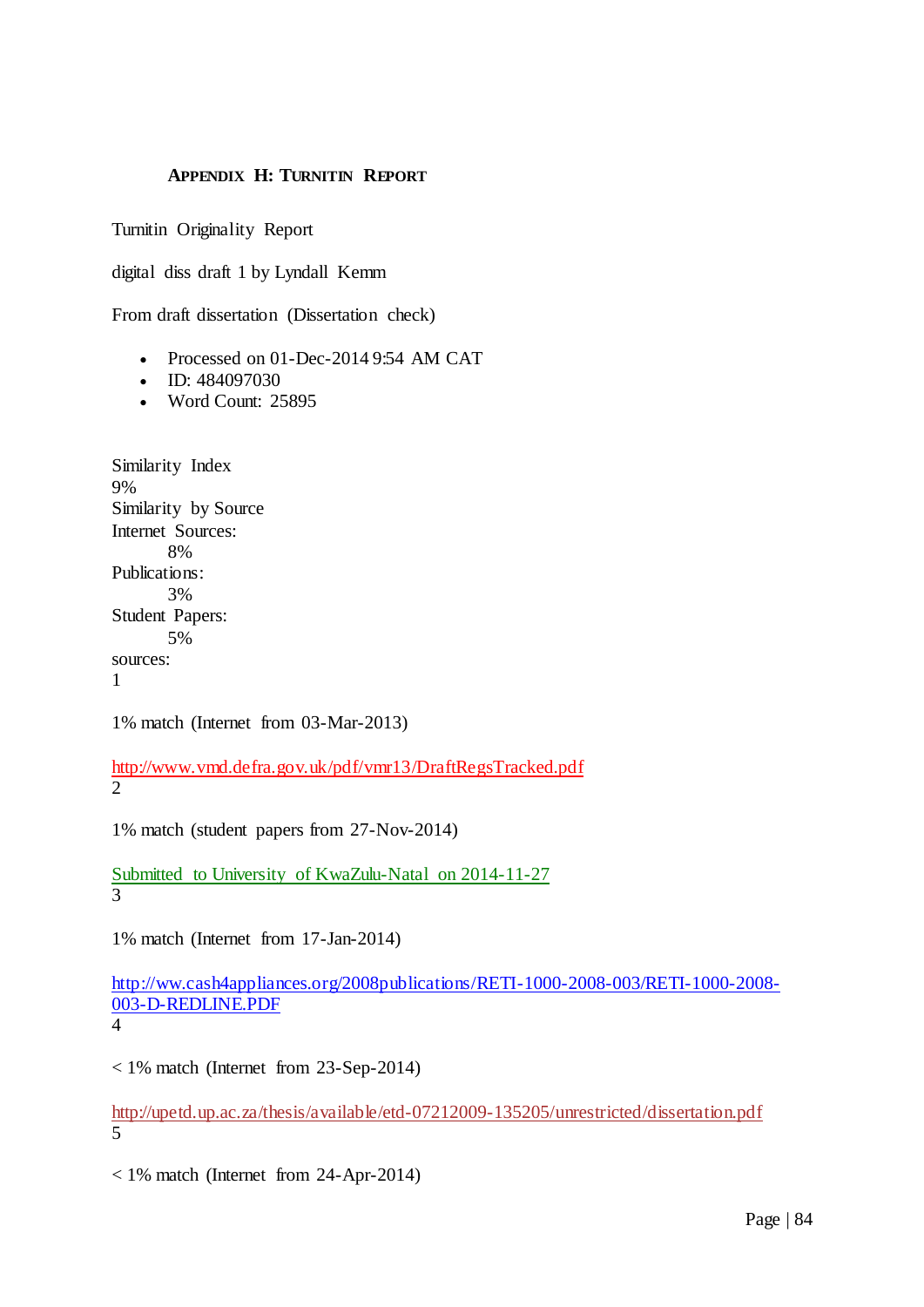## APPENDIX H: TURNITIN REPORT

Turnitin Originality Report

digital diss draft 1 by Lyndall Kemm

From draft dissertation (Dissertation check)

- Processed on 01-Dec-2014 9:54 AM CAT
- ID: 484097030
- Word Count: 25895

Similarity Index
9%
Similarity by Source
Internet Sources:
8%
Publications:
3%
Student Papers:
5%
sources:
1

1% match (Internet from 03-Mar-2013)

http://www.vmd.defra.gov.uk/pdf/vmr13/DraftRegsTracked.pdf
2

1% match (student papers from 27-Nov-2014)

Submitted to University of KwaZulu-Natal on 2014-11-27
3

1% match (Internet from 17-Jan-2014)

http://ww.cash4appliances.org/2008publications/RETI-1000-2008-003/RETI-1000-2008-003-D-REDLINE.PDF
4

< 1% match (Internet from 23-Sep-2014)

http://upetd.up.ac.za/thesis/available/etd-07212009-135205/unrestricted/dissertation.pdf
5

< 1% match (Internet from 24-Apr-2014)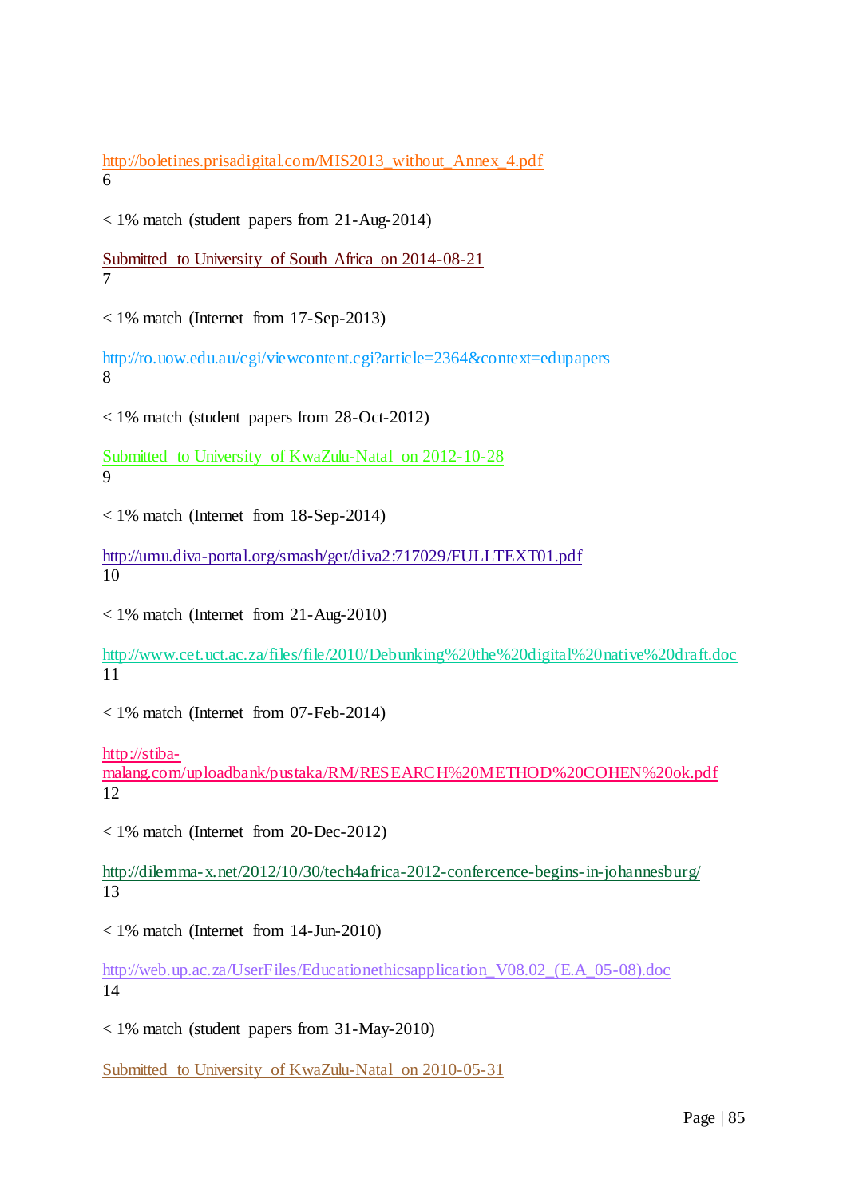http://boletines.prisadigital.com/MIS2013_without_Annex_4.pdf

6

< 1% match (student papers from 21-Aug-2014)

Submitted to University of South Africa on 2014-08-21

7

< 1% match (Internet from 17-Sep-2013)

http://ro.uow.edu.au/cgi/viewcontent.cgi?article=2364&context=edupapers

8

< 1% match (student papers from 28-Oct-2012)

Submitted to University of KwaZulu-Natal on 2012-10-28

9

< 1% match (Internet from 18-Sep-2014)

http://umu.diva-portal.org/smash/get/diva2:717029/FULLTEXT01.pdf

10

< 1% match (Internet from 21-Aug-2010)

http://www.cet.uct.ac.za/files/file/2010/Debunking%20the%20digital%20native%20draft.doc

11

< 1% match (Internet from 07-Feb-2014)

http://stiba-malang.com/uploadbank/pustaka/RM/RESEARCH%20METHOD%20COHEN%20ok.pdf

12

< 1% match (Internet from 20-Dec-2012)

http://dilemma-x.net/2012/10/30/tech4africa-2012-confercence-begins-in-johannesburg/

13

< 1% match (Internet from 14-Jun-2010)

http://web.up.ac.za/UserFiles/Educationethicsapplication_V08.02_(E.A_05-08).doc

14

< 1% match (student papers from 31-May-2010)

Submitted to University of KwaZulu-Natal on 2010-05-31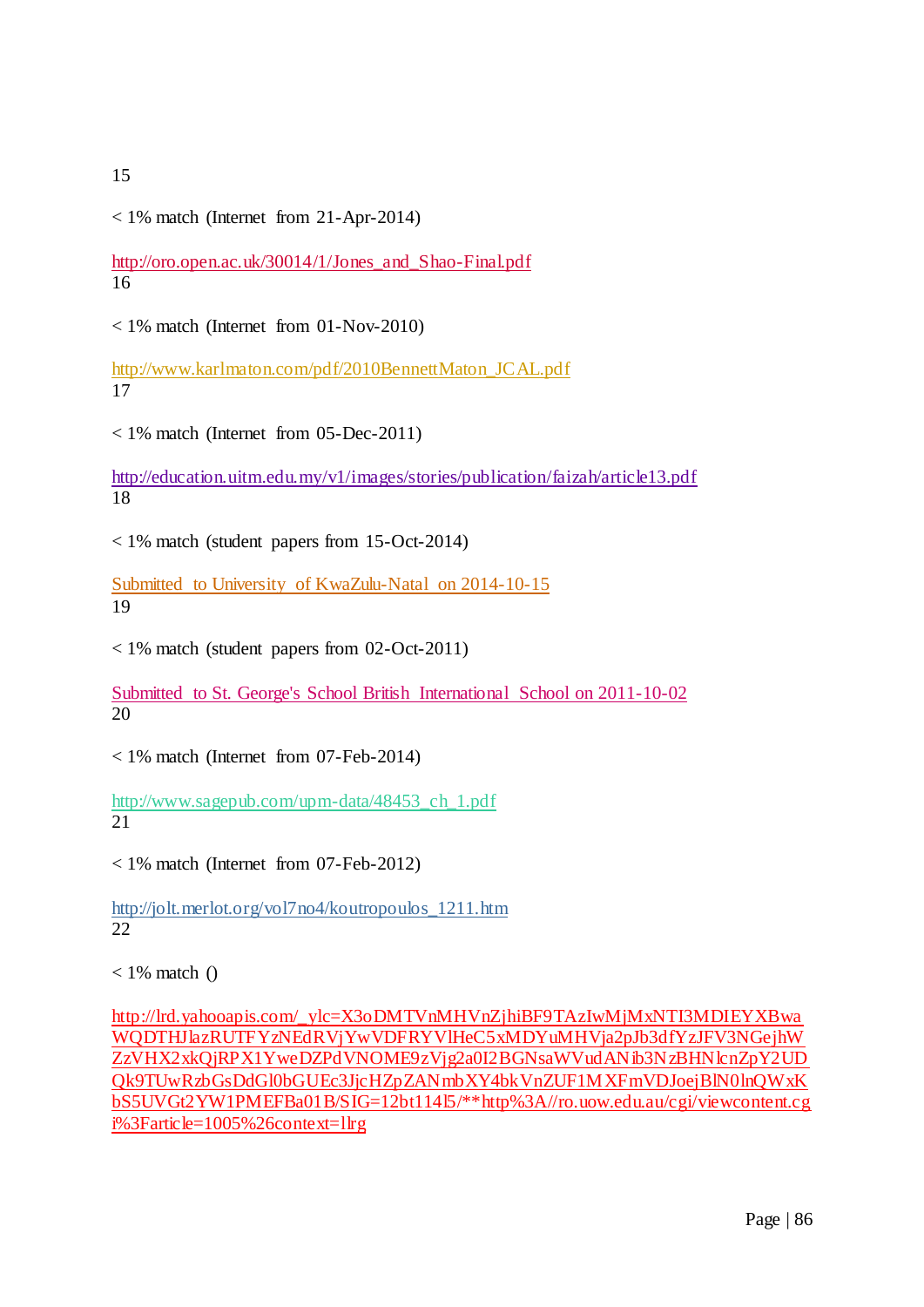15

< 1% match (Internet from 21-Apr-2014)

http://oro.open.ac.uk/30014/1/Jones_and_Shao-Final.pdf

16

< 1% match (Internet from 01-Nov-2010)

http://www.karlmaton.com/pdf/2010BennettMaton_JCAL.pdf

17

< 1% match (Internet from 05-Dec-2011)

http://education.uitm.edu.my/v1/images/stories/publication/faizah/article13.pdf

18

< 1% match (student papers from 15-Oct-2014)

Submitted to University of KwaZulu-Natal on 2014-10-15

19

< 1% match (student papers from 02-Oct-2011)

Submitted to St. George's School British International School on 2011-10-02

20

< 1% match (Internet from 07-Feb-2014)

http://www.sagepub.com/upm-data/48453_ch_1.pdf

21

< 1% match (Internet from 07-Feb-2012)

http://jolt.merlot.org/vol7no4/koutropoulos_1211.htm

22

< 1% match ()

http://lrd.yahooapis.com/_ylc=X3oDMTVnMHVnZjhiBF9TAzIwMjMxNTI3MDIEYXBwaWQDTHJlazRUTFYzNEdRVjYwVDFRYVlHeC5xMDYuMHVja2pJb3dfYzJFV3NGejhWZzVHX2xkQjRPX1YweDZPdVNOME9zVjg2a0I2BGNsaWVudANib3NzBHNlcnZpY2UDQk9TUwRzbGsDdGl0bGUEc3JjcHZpZANmbXY4bkVnZUF1MXFmVDJoejBlN0lnQWxKbS5UVGt2YW1PMEFBa01B/SIG=12bt114l5/**http%3A//ro.uow.edu.au/cgi/viewcontent.cgi%3Farticle=1005%26context=llrg